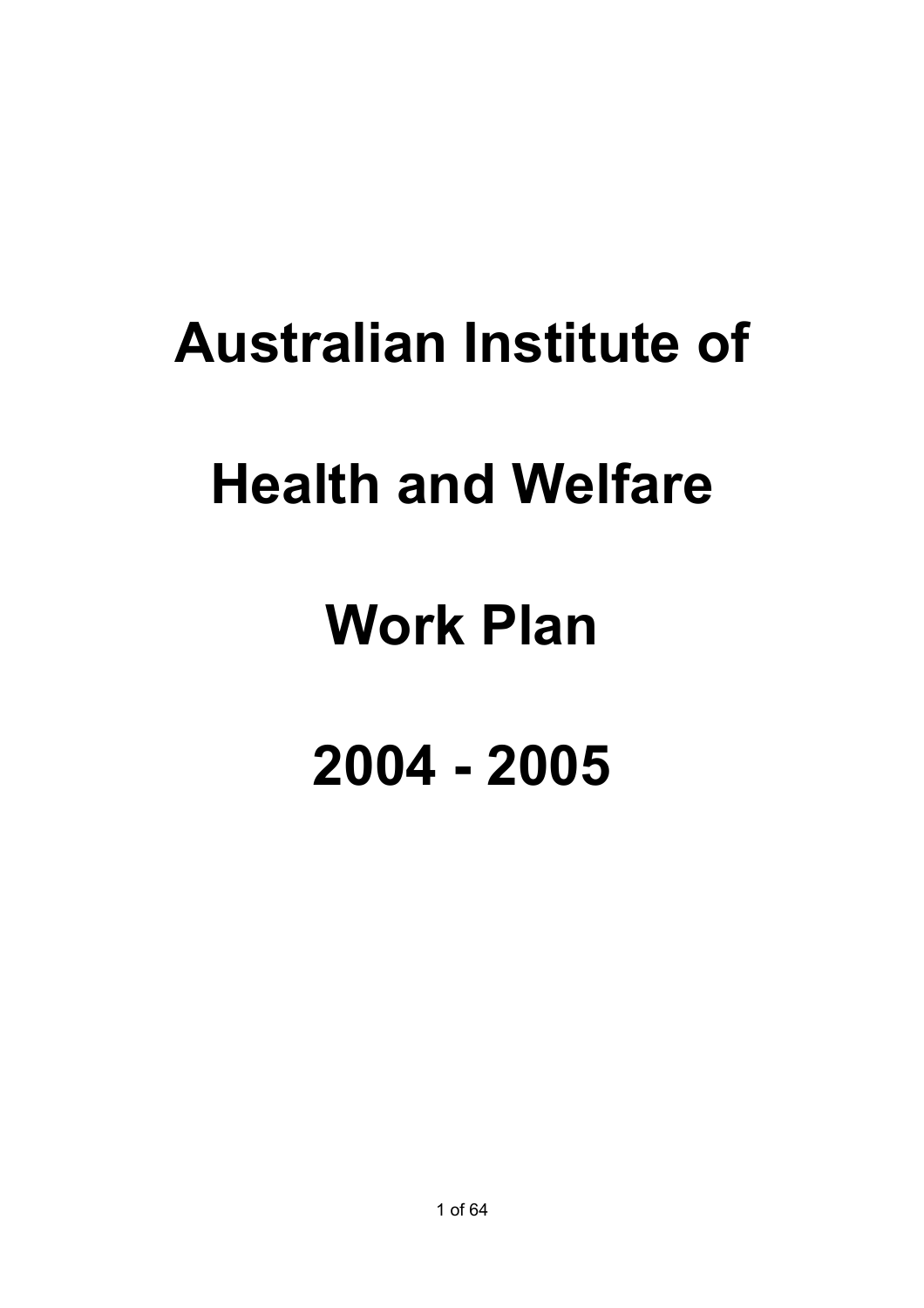# Australian Institute of

# Health and Welfare

# Work Plan

# 2004 - 2005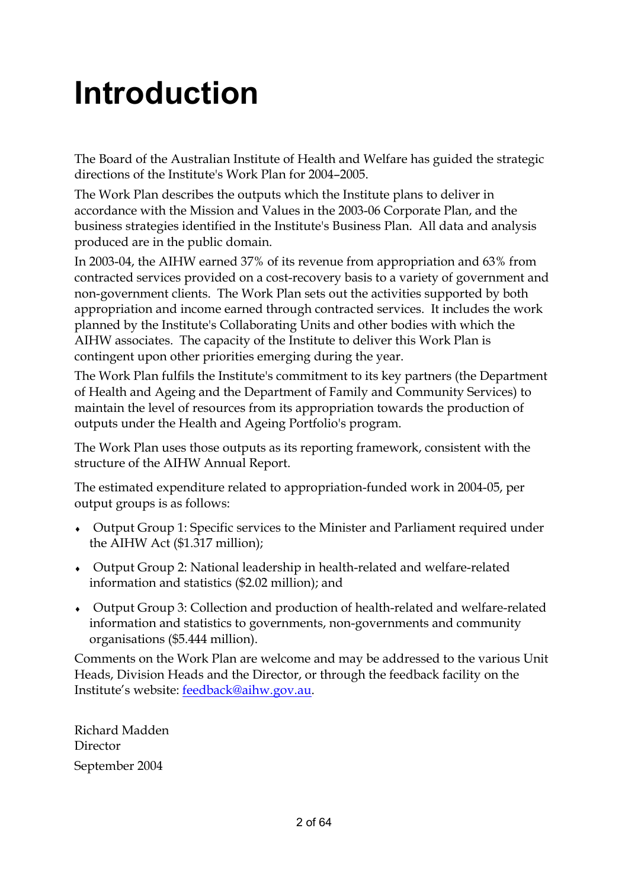# Introduction

The Board of the Australian Institute of Health and Welfare has guided the strategic directions of the Institute's Work Plan for 2004–2005.

The Work Plan describes the outputs which the Institute plans to deliver in accordance with the Mission and Values in the 2003-06 Corporate Plan, and the business strategies identified in the Institute's Business Plan. All data and analysis produced are in the public domain.

In 2003-04, the AIHW earned 37% of its revenue from appropriation and 63% from contracted services provided on a cost-recovery basis to a variety of government and non-government clients. The Work Plan sets out the activities supported by both appropriation and income earned through contracted services. It includes the work planned by the Institute's Collaborating Units and other bodies with which the AIHW associates. The capacity of the Institute to deliver this Work Plan is contingent upon other priorities emerging during the year.

The Work Plan fulfils the Institute's commitment to its key partners (the Department of Health and Ageing and the Department of Family and Community Services) to maintain the level of resources from its appropriation towards the production of outputs under the Health and Ageing Portfolio's program.

The Work Plan uses those outputs as its reporting framework, consistent with the structure of the AIHW Annual Report.

The estimated expenditure related to appropriation-funded work in 2004-05, per output groups is as follows:

- Output Group 1: Specific services to the Minister and Parliament required under the AIHW Act ($1.317 million);
- Output Group 2: National leadership in health-related and welfare-related information and statistics ($2.02 million); and
- Output Group 3: Collection and production of health-related and welfare-related information and statistics to governments, non-governments and community organisations ($5.444 million).

Comments on the Work Plan are welcome and may be addressed to the various Unit Heads, Division Heads and the Director, or through the feedback facility on the Institute's website: feedback@aihw.gov.au.

Richard Madden
Director

September 2004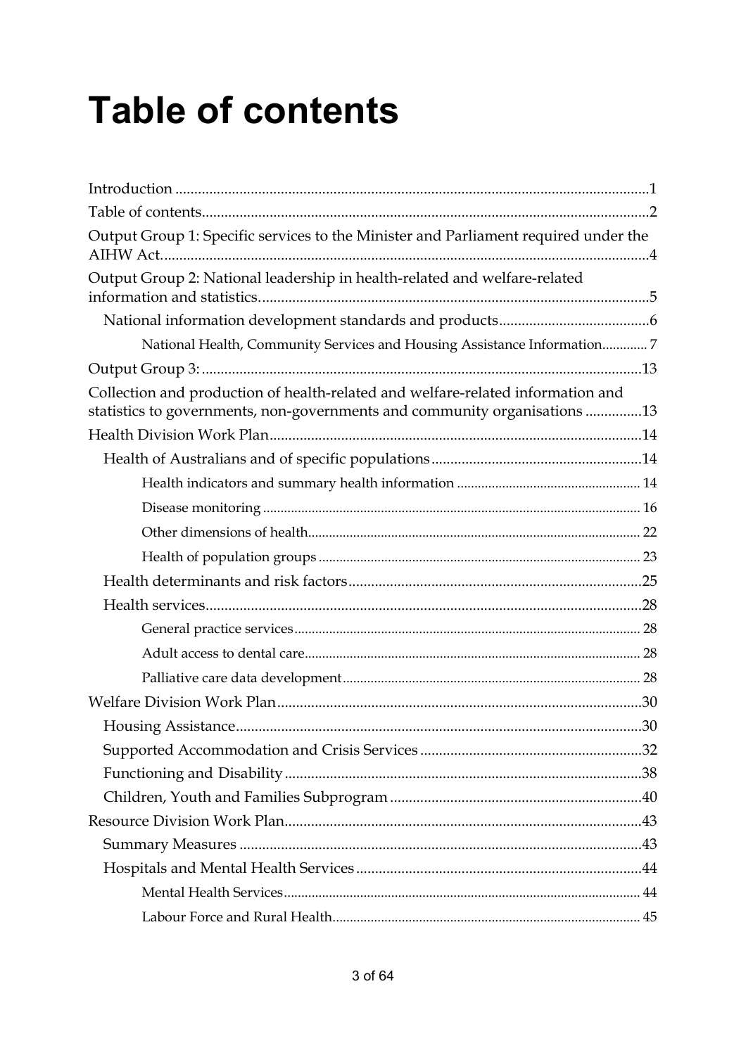# Table of contents

- Introduction ....1
- Table of contents ....2
- Output Group 1: Specific services to the Minister and Parliament required under the AIHW Act. ....4
- Output Group 2: National leadership in health-related and welfare-related information and statistics. ....5
  - National information development standards and products ....6
    - National Health, Community Services and Housing Assistance Information ....7
- Output Group 3: ....13
- Collection and production of health-related and welfare-related information and statistics to governments, non-governments and community organisations ....13
- Health Division Work Plan ....14
  - Health of Australians and of specific populations ....14
    - Health indicators and summary health information ....14
    - Disease monitoring ....16
    - Other dimensions of health ....22
    - Health of population groups ....23
  - Health determinants and risk factors ....25
  - Health services ....28
    - General practice services ....28
    - Adult access to dental care ....28
    - Palliative care data development ....28
- Welfare Division Work Plan ....30
  - Housing Assistance ....30
  - Supported Accommodation and Crisis Services ....32
  - Functioning and Disability ....38
  - Children, Youth and Families Subprogram ....40
- Resource Division Work Plan ....43
  - Summary Measures ....43
  - Hospitals and Mental Health Services ....44
    - Mental Health Services ....44
    - Labour Force and Rural Health ....45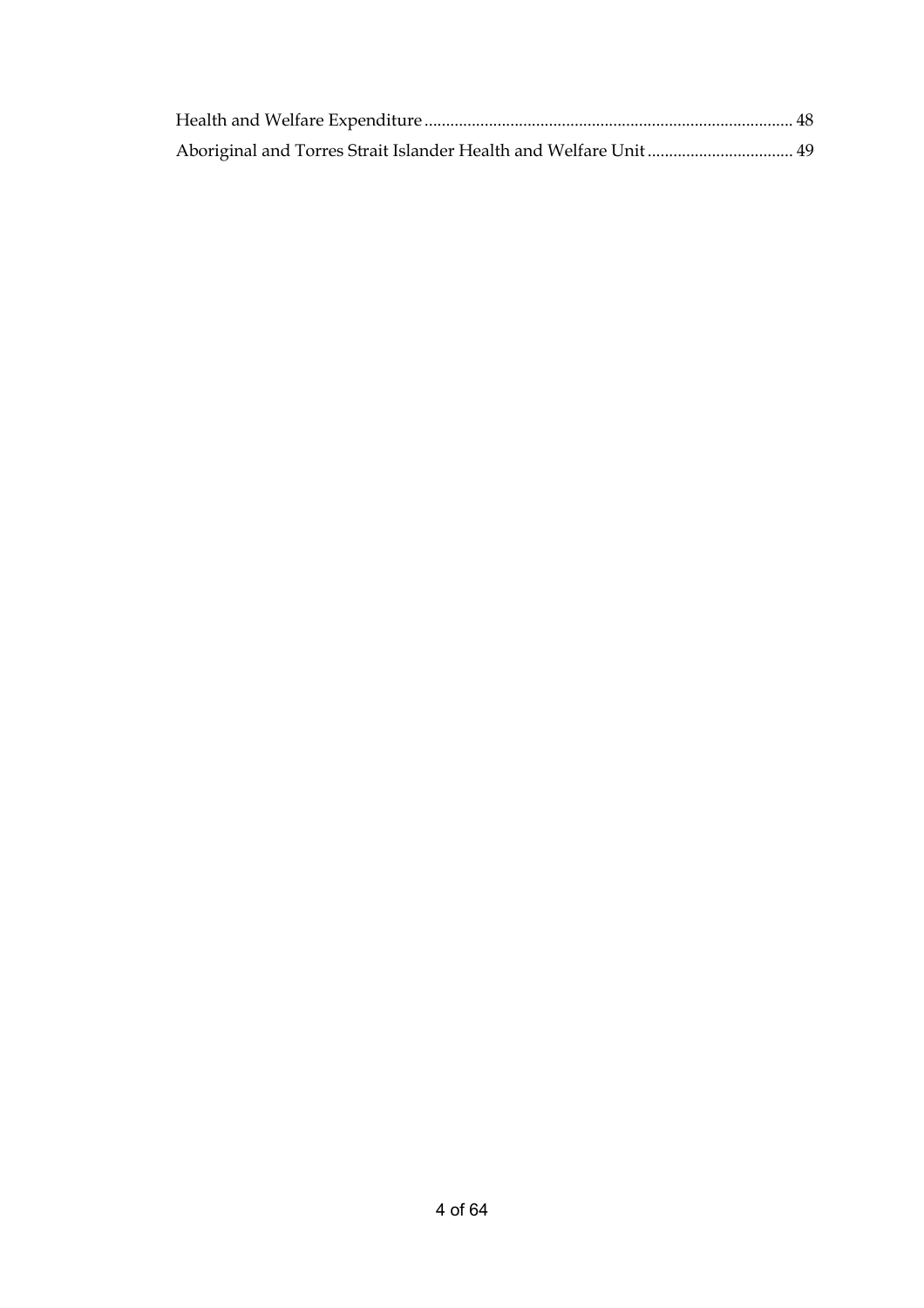Health and Welfare Expenditure ..................................................................................... 48

Aboriginal and Torres Strait Islander Health and Welfare Unit .................................. 49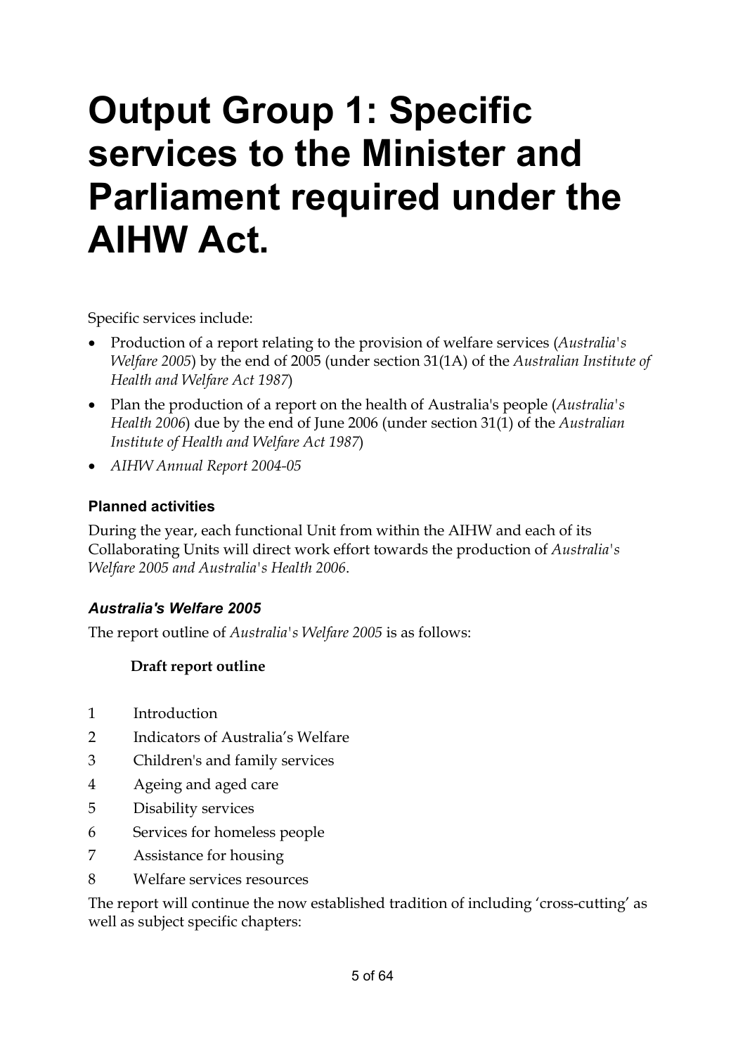# Output Group 1: Specific services to the Minister and Parliament required under the AIHW Act.

Specific services include:

- Production of a report relating to the provision of welfare services (*Australia's Welfare 2005*) by the end of 2005 (under section 31(1A) of the *Australian Institute of Health and Welfare Act 1987*)
- Plan the production of a report on the health of Australia's people (*Australia's Health 2006*) due by the end of June 2006 (under section 31(1) of the *Australian Institute of Health and Welfare Act 1987*)
- *AIHW Annual Report 2004-05*

### Planned activities

During the year, each functional Unit from within the AIHW and each of its Collaborating Units will direct work effort towards the production of *Australia's Welfare 2005 and Australia's Health 2006*.

### *Australia's Welfare 2005*

The report outline of *Australia's Welfare 2005* is as follows:

**Draft report outline**

1 Introduction
2 Indicators of Australia's Welfare
3 Children's and family services
4 Ageing and aged care
5 Disability services
6 Services for homeless people
7 Assistance for housing
8 Welfare services resources

The report will continue the now established tradition of including 'cross-cutting' as well as subject specific chapters: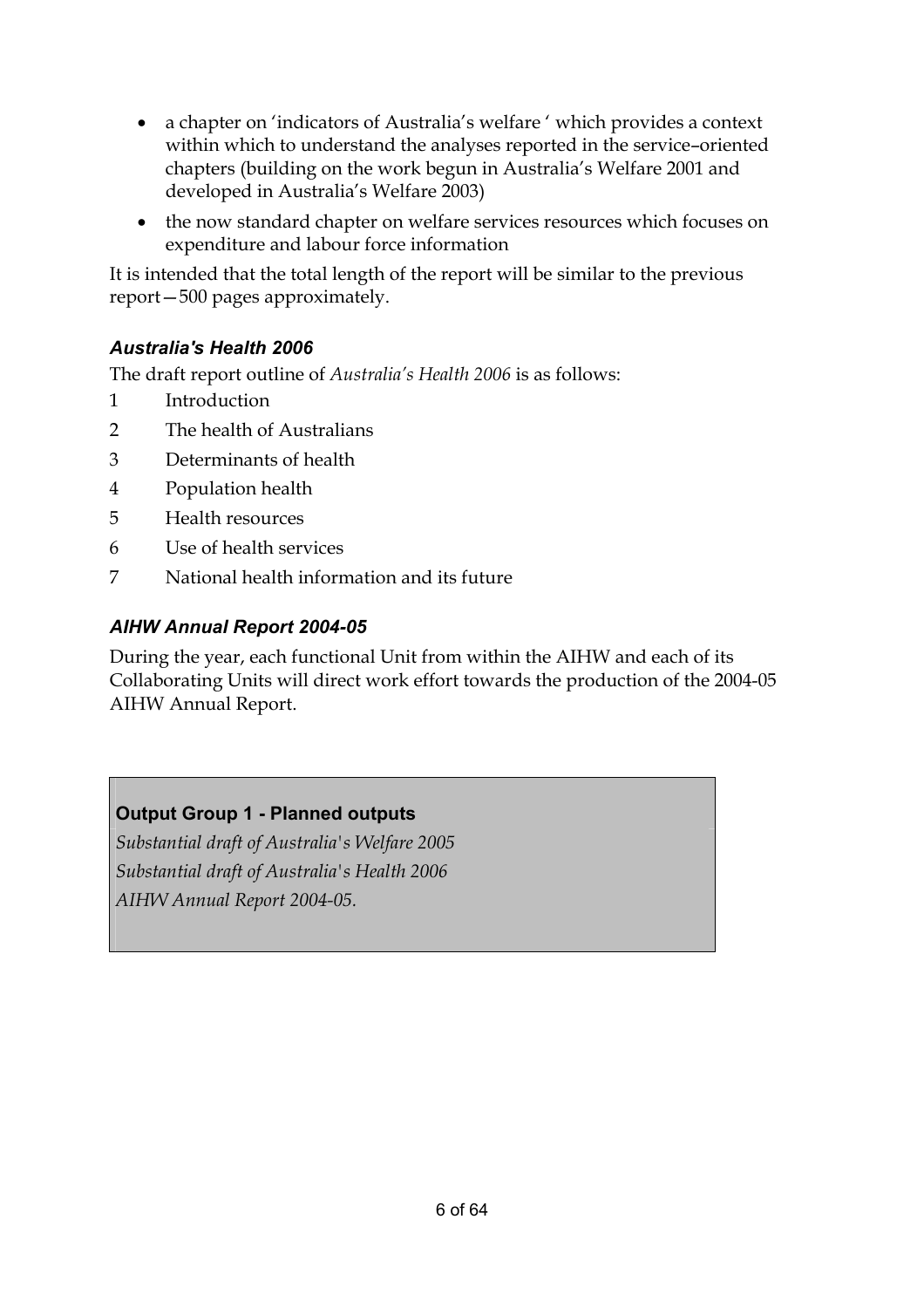- a chapter on 'indicators of Australia's welfare ' which provides a context within which to understand the analyses reported in the service–oriented chapters (building on the work begun in Australia's Welfare 2001 and developed in Australia's Welfare 2003)
- the now standard chapter on welfare services resources which focuses on expenditure and labour force information

It is intended that the total length of the report will be similar to the previous report—500 pages approximately.

### *Australia's Health 2006*

The draft report outline of *Australia's Health 2006* is as follows:

1 Introduction

2 The health of Australians

3 Determinants of health

4 Population health

5 Health resources

6 Use of health services

7 National health information and its future

### *AIHW Annual Report 2004-05*

During the year, each functional Unit from within the AIHW and each of its Collaborating Units will direct work effort towards the production of the 2004-05 AIHW Annual Report.

**Output Group 1 - Planned outputs**

*Substantial draft of Australia's Welfare 2005*

*Substantial draft of Australia's Health 2006*

*AIHW Annual Report 2004-05.*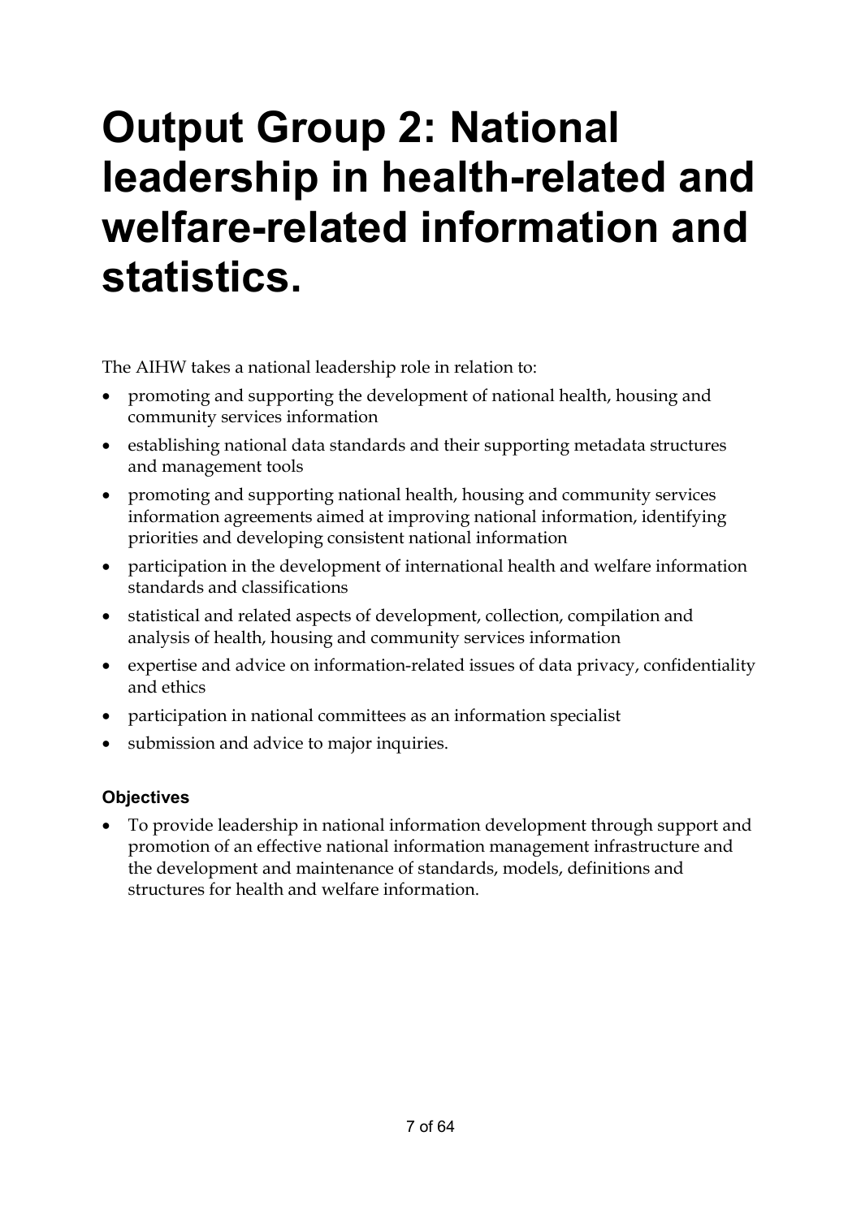# Output Group 2: National leadership in health-related and welfare-related information and statistics.

The AIHW takes a national leadership role in relation to:

- promoting and supporting the development of national health, housing and community services information
- establishing national data standards and their supporting metadata structures and management tools
- promoting and supporting national health, housing and community services information agreements aimed at improving national information, identifying priorities and developing consistent national information
- participation in the development of international health and welfare information standards and classifications
- statistical and related aspects of development, collection, compilation and analysis of health, housing and community services information
- expertise and advice on information-related issues of data privacy, confidentiality and ethics
- participation in national committees as an information specialist
- submission and advice to major inquiries.

### Objectives

- To provide leadership in national information development through support and promotion of an effective national information management infrastructure and the development and maintenance of standards, models, definitions and structures for health and welfare information.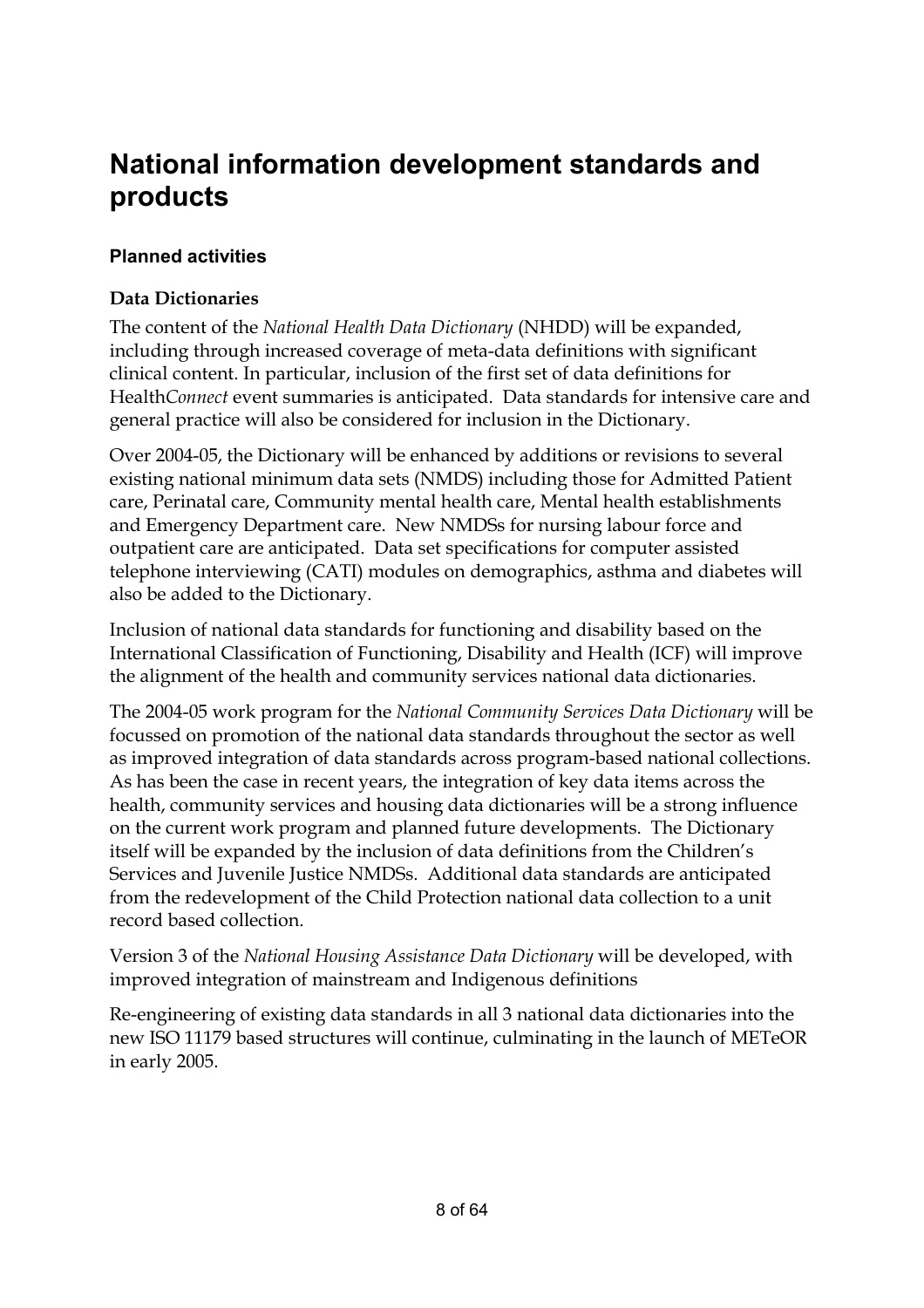# National information development standards and products

### Planned activities

#### Data Dictionaries

The content of the *National Health Data Dictionary* (NHDD) will be expanded, including through increased coverage of meta-data definitions with significant clinical content. In particular, inclusion of the first set of data definitions for Health*Connect* event summaries is anticipated. Data standards for intensive care and general practice will also be considered for inclusion in the Dictionary.

Over 2004-05, the Dictionary will be enhanced by additions or revisions to several existing national minimum data sets (NMDS) including those for Admitted Patient care, Perinatal care, Community mental health care, Mental health establishments and Emergency Department care. New NMDSs for nursing labour force and outpatient care are anticipated. Data set specifications for computer assisted telephone interviewing (CATI) modules on demographics, asthma and diabetes will also be added to the Dictionary.

Inclusion of national data standards for functioning and disability based on the International Classification of Functioning, Disability and Health (ICF) will improve the alignment of the health and community services national data dictionaries.

The 2004-05 work program for the *National Community Services Data Dictionary* will be focussed on promotion of the national data standards throughout the sector as well as improved integration of data standards across program-based national collections. As has been the case in recent years, the integration of key data items across the health, community services and housing data dictionaries will be a strong influence on the current work program and planned future developments. The Dictionary itself will be expanded by the inclusion of data definitions from the Children's Services and Juvenile Justice NMDSs. Additional data standards are anticipated from the redevelopment of the Child Protection national data collection to a unit record based collection.

Version 3 of the *National Housing Assistance Data Dictionary* will be developed, with improved integration of mainstream and Indigenous definitions

Re-engineering of existing data standards in all 3 national data dictionaries into the new ISO 11179 based structures will continue, culminating in the launch of METeOR in early 2005.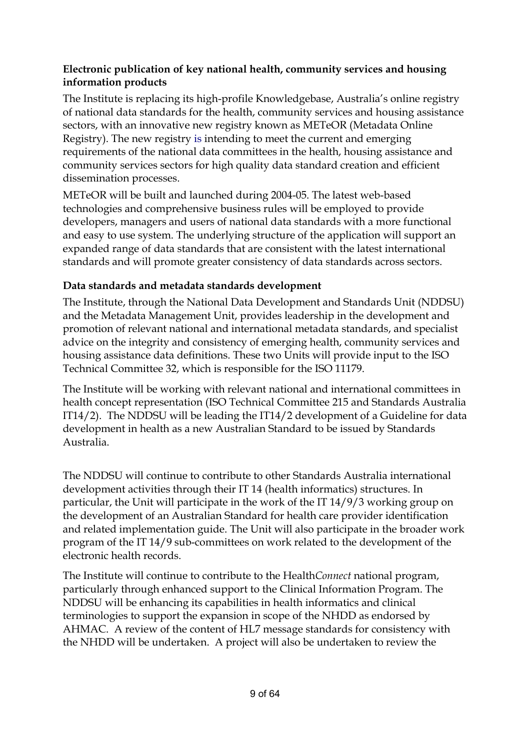**Electronic publication of key national health, community services and housing information products**

The Institute is replacing its high-profile Knowledgebase, Australia's online registry of national data standards for the health, community services and housing assistance sectors, with an innovative new registry known as METeOR (Metadata Online Registry). The new registry is intending to meet the current and emerging requirements of the national data committees in the health, housing assistance and community services sectors for high quality data standard creation and efficient dissemination processes.

METeOR will be built and launched during 2004-05. The latest web-based technologies and comprehensive business rules will be employed to provide developers, managers and users of national data standards with a more functional and easy to use system. The underlying structure of the application will support an expanded range of data standards that are consistent with the latest international standards and will promote greater consistency of data standards across sectors.

**Data standards and metadata standards development**

The Institute, through the National Data Development and Standards Unit (NDDSU) and the Metadata Management Unit, provides leadership in the development and promotion of relevant national and international metadata standards, and specialist advice on the integrity and consistency of emerging health, community services and housing assistance data definitions. These two Units will provide input to the ISO Technical Committee 32, which is responsible for the ISO 11179.

The Institute will be working with relevant national and international committees in health concept representation (ISO Technical Committee 215 and Standards Australia IT14/2). The NDDSU will be leading the IT14/2 development of a Guideline for data development in health as a new Australian Standard to be issued by Standards Australia.

The NDDSU will continue to contribute to other Standards Australia international development activities through their IT 14 (health informatics) structures. In particular, the Unit will participate in the work of the IT 14/9/3 working group on the development of an Australian Standard for health care provider identification and related implementation guide. The Unit will also participate in the broader work program of the IT 14/9 sub-committees on work related to the development of the electronic health records.

The Institute will continue to contribute to the Health*Connect* national program, particularly through enhanced support to the Clinical Information Program. The NDDSU will be enhancing its capabilities in health informatics and clinical terminologies to support the expansion in scope of the NHDD as endorsed by AHMAC. A review of the content of HL7 message standards for consistency with the NHDD will be undertaken. A project will also be undertaken to review the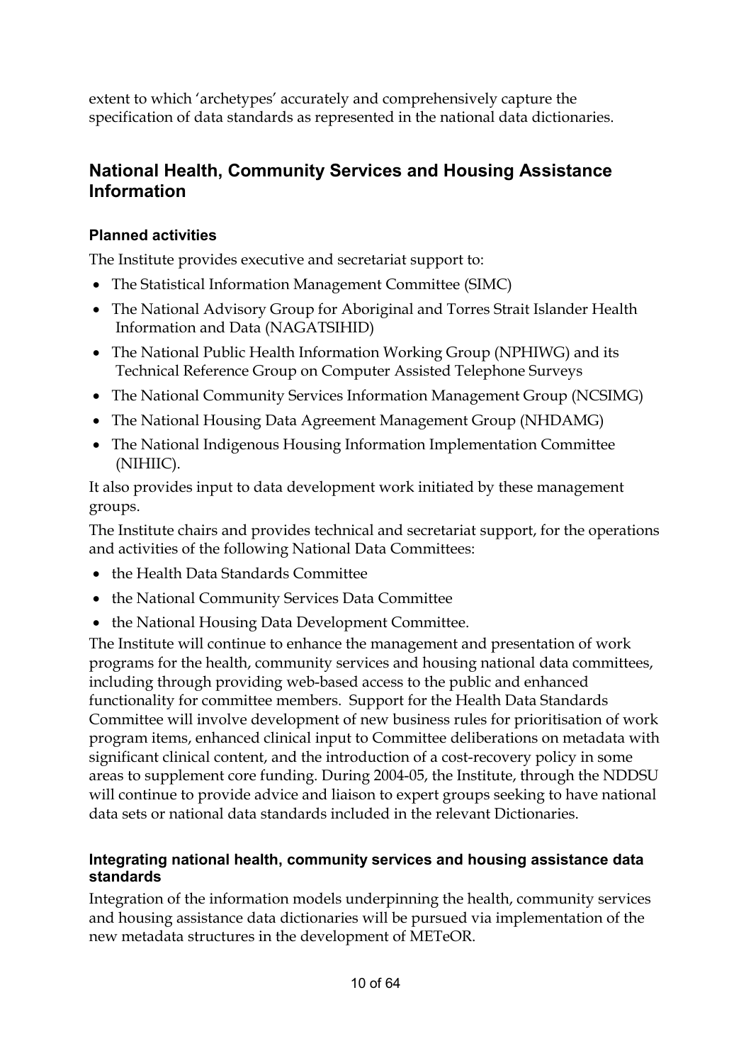extent to which 'archetypes' accurately and comprehensively capture the specification of data standards as represented in the national data dictionaries.

## National Health, Community Services and Housing Assistance Information

### Planned activities

The Institute provides executive and secretariat support to:

- The Statistical Information Management Committee (SIMC)
- The National Advisory Group for Aboriginal and Torres Strait Islander Health Information and Data (NAGATSIHID)
- The National Public Health Information Working Group (NPHIWG) and its Technical Reference Group on Computer Assisted Telephone Surveys
- The National Community Services Information Management Group (NCSIMG)
- The National Housing Data Agreement Management Group (NHDAMG)
- The National Indigenous Housing Information Implementation Committee (NIHIIC).

It also provides input to data development work initiated by these management groups.

The Institute chairs and provides technical and secretariat support, for the operations and activities of the following National Data Committees:

- the Health Data Standards Committee
- the National Community Services Data Committee
- the National Housing Data Development Committee.

The Institute will continue to enhance the management and presentation of work programs for the health, community services and housing national data committees, including through providing web-based access to the public and enhanced functionality for committee members. Support for the Health Data Standards Committee will involve development of new business rules for prioritisation of work program items, enhanced clinical input to Committee deliberations on metadata with significant clinical content, and the introduction of a cost-recovery policy in some areas to supplement core funding. During 2004-05, the Institute, through the NDDSU will continue to provide advice and liaison to expert groups seeking to have national data sets or national data standards included in the relevant Dictionaries.

### Integrating national health, community services and housing assistance data standards

Integration of the information models underpinning the health, community services and housing assistance data dictionaries will be pursued via implementation of the new metadata structures in the development of METeOR.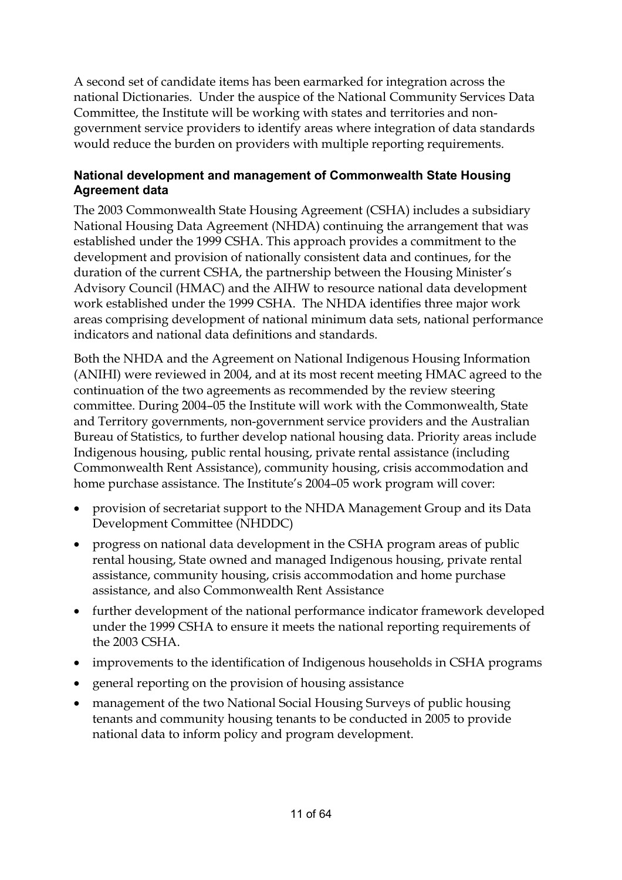A second set of candidate items has been earmarked for integration across the national Dictionaries. Under the auspice of the National Community Services Data Committee, the Institute will be working with states and territories and non-government service providers to identify areas where integration of data standards would reduce the burden on providers with multiple reporting requirements.

### National development and management of Commonwealth State Housing Agreement data

The 2003 Commonwealth State Housing Agreement (CSHA) includes a subsidiary National Housing Data Agreement (NHDA) continuing the arrangement that was established under the 1999 CSHA. This approach provides a commitment to the development and provision of nationally consistent data and continues, for the duration of the current CSHA, the partnership between the Housing Minister's Advisory Council (HMAC) and the AIHW to resource national data development work established under the 1999 CSHA. The NHDA identifies three major work areas comprising development of national minimum data sets, national performance indicators and national data definitions and standards.

Both the NHDA and the Agreement on National Indigenous Housing Information (ANIHI) were reviewed in 2004, and at its most recent meeting HMAC agreed to the continuation of the two agreements as recommended by the review steering committee. During 2004–05 the Institute will work with the Commonwealth, State and Territory governments, non-government service providers and the Australian Bureau of Statistics, to further develop national housing data. Priority areas include Indigenous housing, public rental housing, private rental assistance (including Commonwealth Rent Assistance), community housing, crisis accommodation and home purchase assistance. The Institute's 2004–05 work program will cover:

- provision of secretariat support to the NHDA Management Group and its Data Development Committee (NHDDC)
- progress on national data development in the CSHA program areas of public rental housing, State owned and managed Indigenous housing, private rental assistance, community housing, crisis accommodation and home purchase assistance, and also Commonwealth Rent Assistance
- further development of the national performance indicator framework developed under the 1999 CSHA to ensure it meets the national reporting requirements of the 2003 CSHA.
- improvements to the identification of Indigenous households in CSHA programs
- general reporting on the provision of housing assistance
- management of the two National Social Housing Surveys of public housing tenants and community housing tenants to be conducted in 2005 to provide national data to inform policy and program development.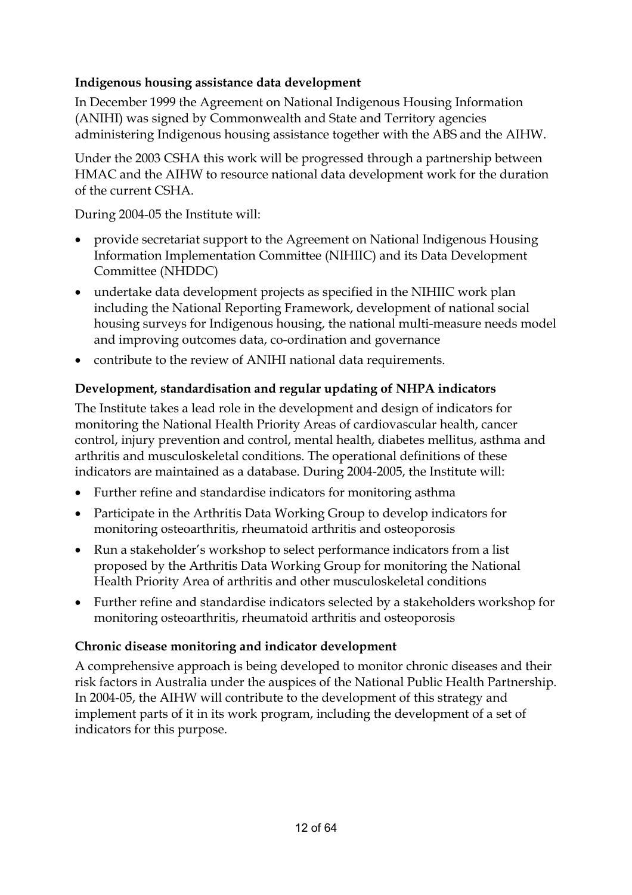**Indigenous housing assistance data development**

In December 1999 the Agreement on National Indigenous Housing Information (ANIHI) was signed by Commonwealth and State and Territory agencies administering Indigenous housing assistance together with the ABS and the AIHW.

Under the 2003 CSHA this work will be progressed through a partnership between HMAC and the AIHW to resource national data development work for the duration of the current CSHA.

During 2004-05 the Institute will:

- provide secretariat support to the Agreement on National Indigenous Housing Information Implementation Committee (NIHIIC) and its Data Development Committee (NHDDC)
- undertake data development projects as specified in the NIHIIC work plan including the National Reporting Framework, development of national social housing surveys for Indigenous housing, the national multi-measure needs model and improving outcomes data, co-ordination and governance
- contribute to the review of ANIHI national data requirements.

**Development, standardisation and regular updating of NHPA indicators**

The Institute takes a lead role in the development and design of indicators for monitoring the National Health Priority Areas of cardiovascular health, cancer control, injury prevention and control, mental health, diabetes mellitus, asthma and arthritis and musculoskeletal conditions. The operational definitions of these indicators are maintained as a database. During 2004-2005, the Institute will:

- Further refine and standardise indicators for monitoring asthma
- Participate in the Arthritis Data Working Group to develop indicators for monitoring osteoarthritis, rheumatoid arthritis and osteoporosis
- Run a stakeholder's workshop to select performance indicators from a list proposed by the Arthritis Data Working Group for monitoring the National Health Priority Area of arthritis and other musculoskeletal conditions
- Further refine and standardise indicators selected by a stakeholders workshop for monitoring osteoarthritis, rheumatoid arthritis and osteoporosis

**Chronic disease monitoring and indicator development**

A comprehensive approach is being developed to monitor chronic diseases and their risk factors in Australia under the auspices of the National Public Health Partnership. In 2004-05, the AIHW will contribute to the development of this strategy and implement parts of it in its work program, including the development of a set of indicators for this purpose.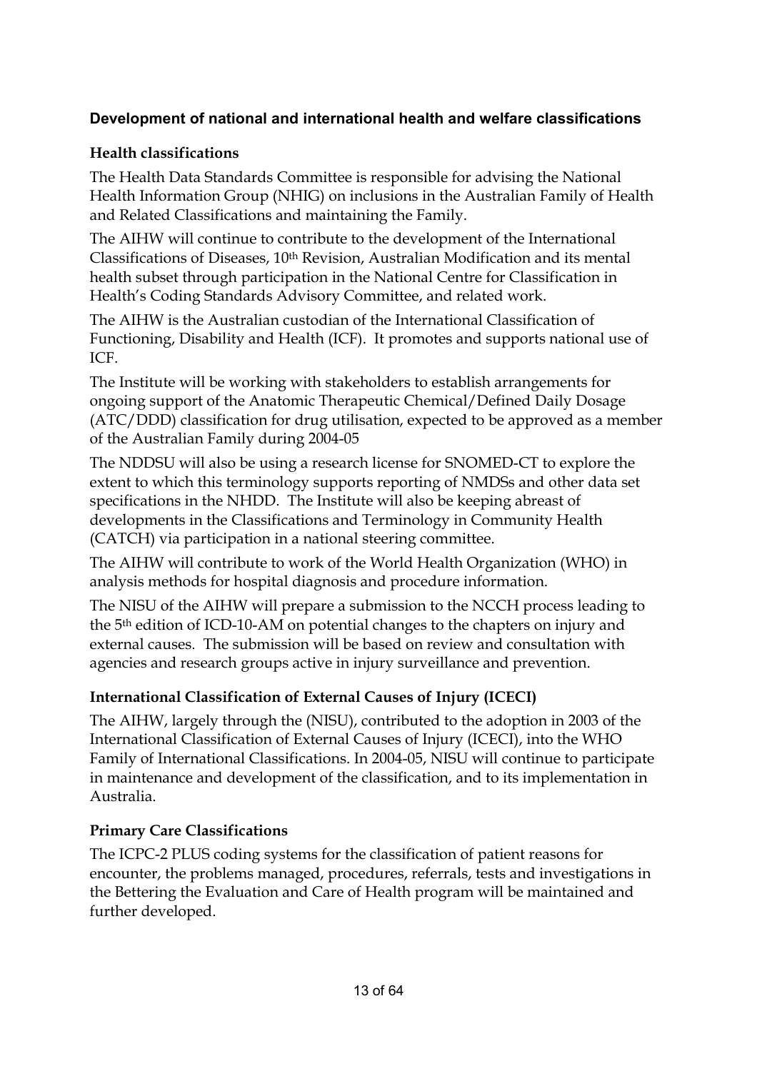## Development of national and international health and welfare classifications

### Health classifications

The Health Data Standards Committee is responsible for advising the National Health Information Group (NHIG) on inclusions in the Australian Family of Health and Related Classifications and maintaining the Family.

The AIHW will continue to contribute to the development of the International Classifications of Diseases, 10th Revision, Australian Modification and its mental health subset through participation in the National Centre for Classification in Health's Coding Standards Advisory Committee, and related work.

The AIHW is the Australian custodian of the International Classification of Functioning, Disability and Health (ICF). It promotes and supports national use of ICF.

The Institute will be working with stakeholders to establish arrangements for ongoing support of the Anatomic Therapeutic Chemical/Defined Daily Dosage (ATC/DDD) classification for drug utilisation, expected to be approved as a member of the Australian Family during 2004-05

The NDDSU will also be using a research license for SNOMED-CT to explore the extent to which this terminology supports reporting of NMDSs and other data set specifications in the NHDD. The Institute will also be keeping abreast of developments in the Classifications and Terminology in Community Health (CATCH) via participation in a national steering committee.

The AIHW will contribute to work of the World Health Organization (WHO) in analysis methods for hospital diagnosis and procedure information.

The NISU of the AIHW will prepare a submission to the NCCH process leading to the 5th edition of ICD-10-AM on potential changes to the chapters on injury and external causes. The submission will be based on review and consultation with agencies and research groups active in injury surveillance and prevention.

### International Classification of External Causes of Injury (ICECI)

The AIHW, largely through the (NISU), contributed to the adoption in 2003 of the International Classification of External Causes of Injury (ICECI), into the WHO Family of International Classifications. In 2004-05, NISU will continue to participate in maintenance and development of the classification, and to its implementation in Australia.

### Primary Care Classifications

The ICPC-2 PLUS coding systems for the classification of patient reasons for encounter, the problems managed, procedures, referrals, tests and investigations in the Bettering the Evaluation and Care of Health program will be maintained and further developed.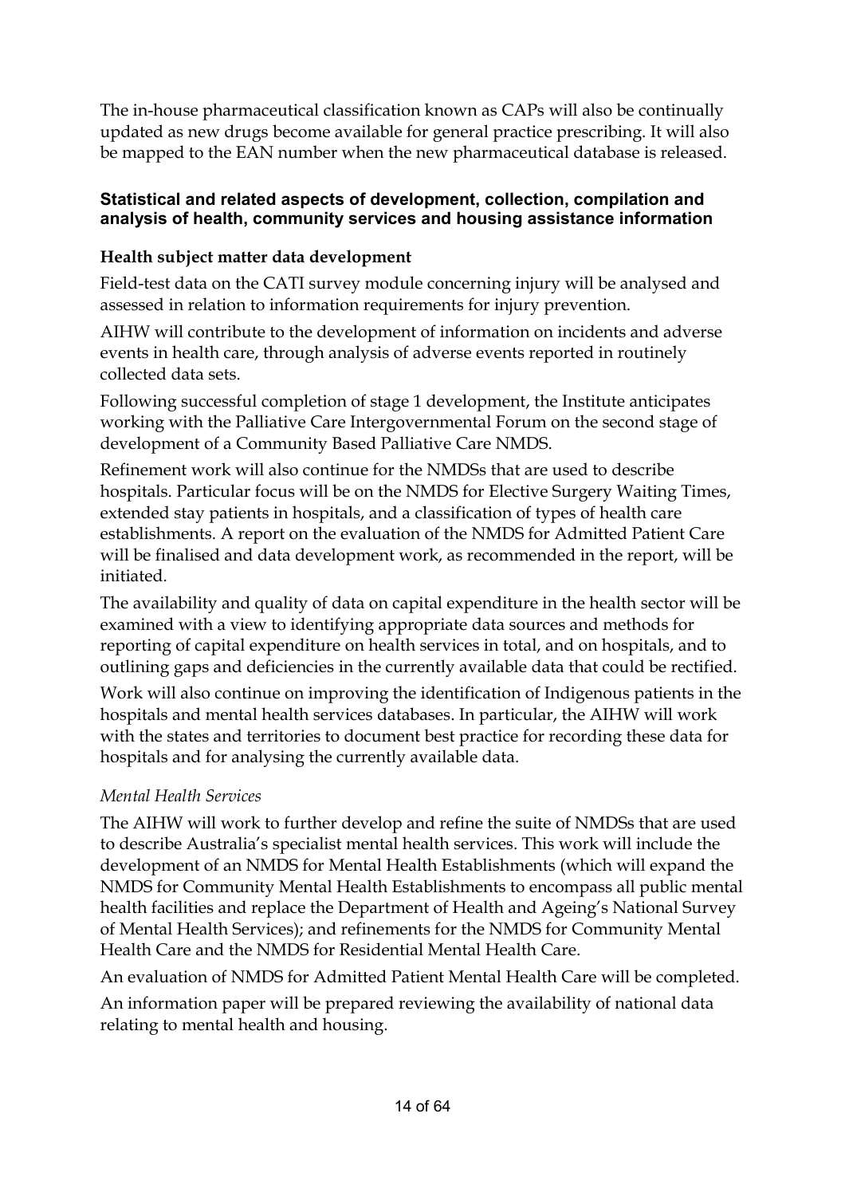The in-house pharmaceutical classification known as CAPs will also be continually updated as new drugs become available for general practice prescribing. It will also be mapped to the EAN number when the new pharmaceutical database is released.

### Statistical and related aspects of development, collection, compilation and analysis of health, community services and housing assistance information

#### Health subject matter data development

Field-test data on the CATI survey module concerning injury will be analysed and assessed in relation to information requirements for injury prevention.

AIHW will contribute to the development of information on incidents and adverse events in health care, through analysis of adverse events reported in routinely collected data sets.

Following successful completion of stage 1 development, the Institute anticipates working with the Palliative Care Intergovernmental Forum on the second stage of development of a Community Based Palliative Care NMDS.

Refinement work will also continue for the NMDSs that are used to describe hospitals. Particular focus will be on the NMDS for Elective Surgery Waiting Times, extended stay patients in hospitals, and a classification of types of health care establishments. A report on the evaluation of the NMDS for Admitted Patient Care will be finalised and data development work, as recommended in the report, will be initiated.

The availability and quality of data on capital expenditure in the health sector will be examined with a view to identifying appropriate data sources and methods for reporting of capital expenditure on health services in total, and on hospitals, and to outlining gaps and deficiencies in the currently available data that could be rectified.

Work will also continue on improving the identification of Indigenous patients in the hospitals and mental health services databases. In particular, the AIHW will work with the states and territories to document best practice for recording these data for hospitals and for analysing the currently available data.

*Mental Health Services*

The AIHW will work to further develop and refine the suite of NMDSs that are used to describe Australia's specialist mental health services. This work will include the development of an NMDS for Mental Health Establishments (which will expand the NMDS for Community Mental Health Establishments to encompass all public mental health facilities and replace the Department of Health and Ageing's National Survey of Mental Health Services); and refinements for the NMDS for Community Mental Health Care and the NMDS for Residential Mental Health Care.

An evaluation of NMDS for Admitted Patient Mental Health Care will be completed.

An information paper will be prepared reviewing the availability of national data relating to mental health and housing.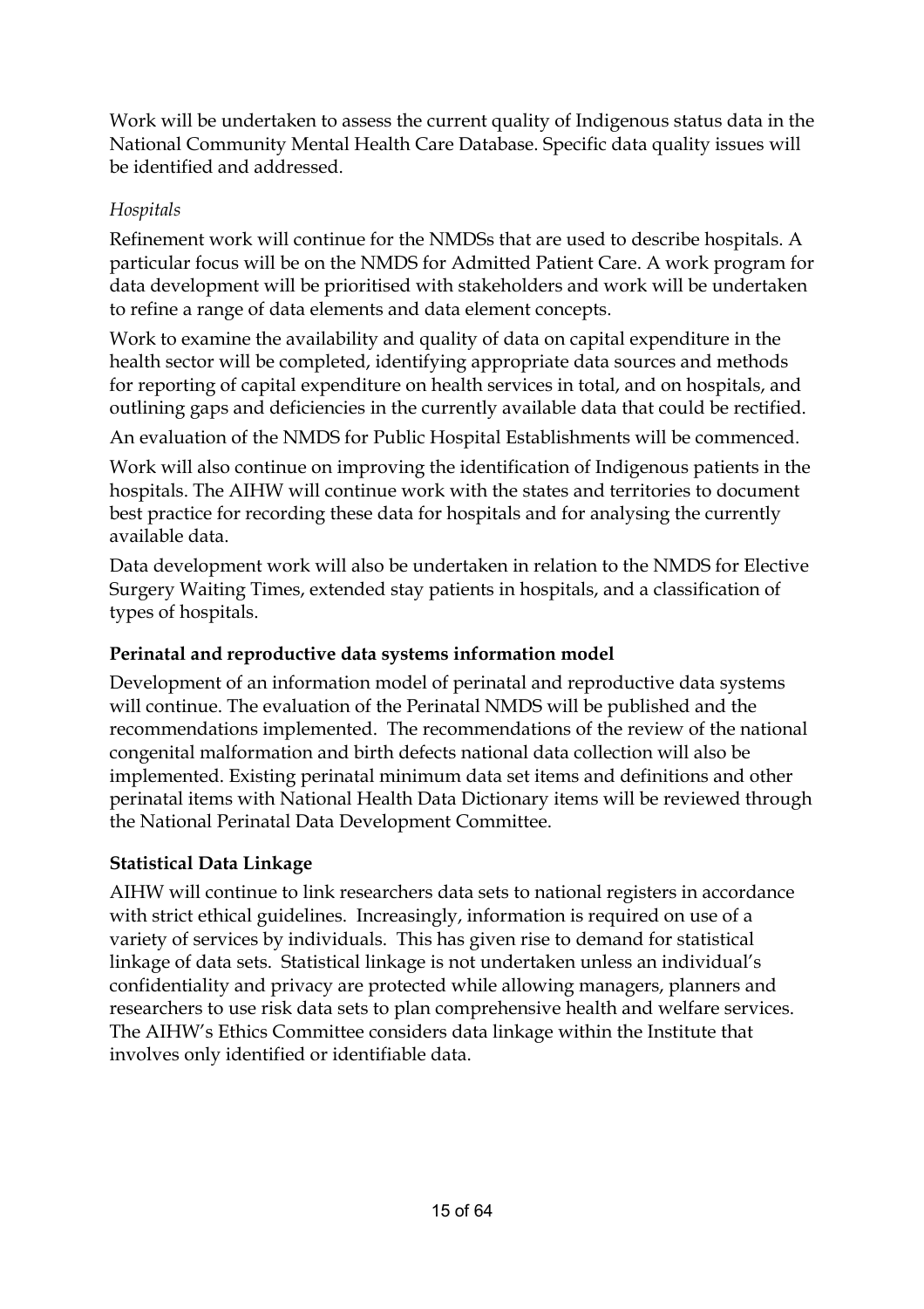Work will be undertaken to assess the current quality of Indigenous status data in the National Community Mental Health Care Database. Specific data quality issues will be identified and addressed.

*Hospitals*

Refinement work will continue for the NMDSs that are used to describe hospitals. A particular focus will be on the NMDS for Admitted Patient Care. A work program for data development will be prioritised with stakeholders and work will be undertaken to refine a range of data elements and data element concepts.

Work to examine the availability and quality of data on capital expenditure in the health sector will be completed, identifying appropriate data sources and methods for reporting of capital expenditure on health services in total, and on hospitals, and outlining gaps and deficiencies in the currently available data that could be rectified.

An evaluation of the NMDS for Public Hospital Establishments will be commenced.

Work will also continue on improving the identification of Indigenous patients in the hospitals. The AIHW will continue work with the states and territories to document best practice for recording these data for hospitals and for analysing the currently available data.

Data development work will also be undertaken in relation to the NMDS for Elective Surgery Waiting Times, extended stay patients in hospitals, and a classification of types of hospitals.

**Perinatal and reproductive data systems information model**

Development of an information model of perinatal and reproductive data systems will continue. The evaluation of the Perinatal NMDS will be published and the recommendations implemented. The recommendations of the review of the national congenital malformation and birth defects national data collection will also be implemented. Existing perinatal minimum data set items and definitions and other perinatal items with National Health Data Dictionary items will be reviewed through the National Perinatal Data Development Committee.

**Statistical Data Linkage**

AIHW will continue to link researchers data sets to national registers in accordance with strict ethical guidelines. Increasingly, information is required on use of a variety of services by individuals. This has given rise to demand for statistical linkage of data sets. Statistical linkage is not undertaken unless an individual's confidentiality and privacy are protected while allowing managers, planners and researchers to use risk data sets to plan comprehensive health and welfare services. The AIHW's Ethics Committee considers data linkage within the Institute that involves only identified or identifiable data.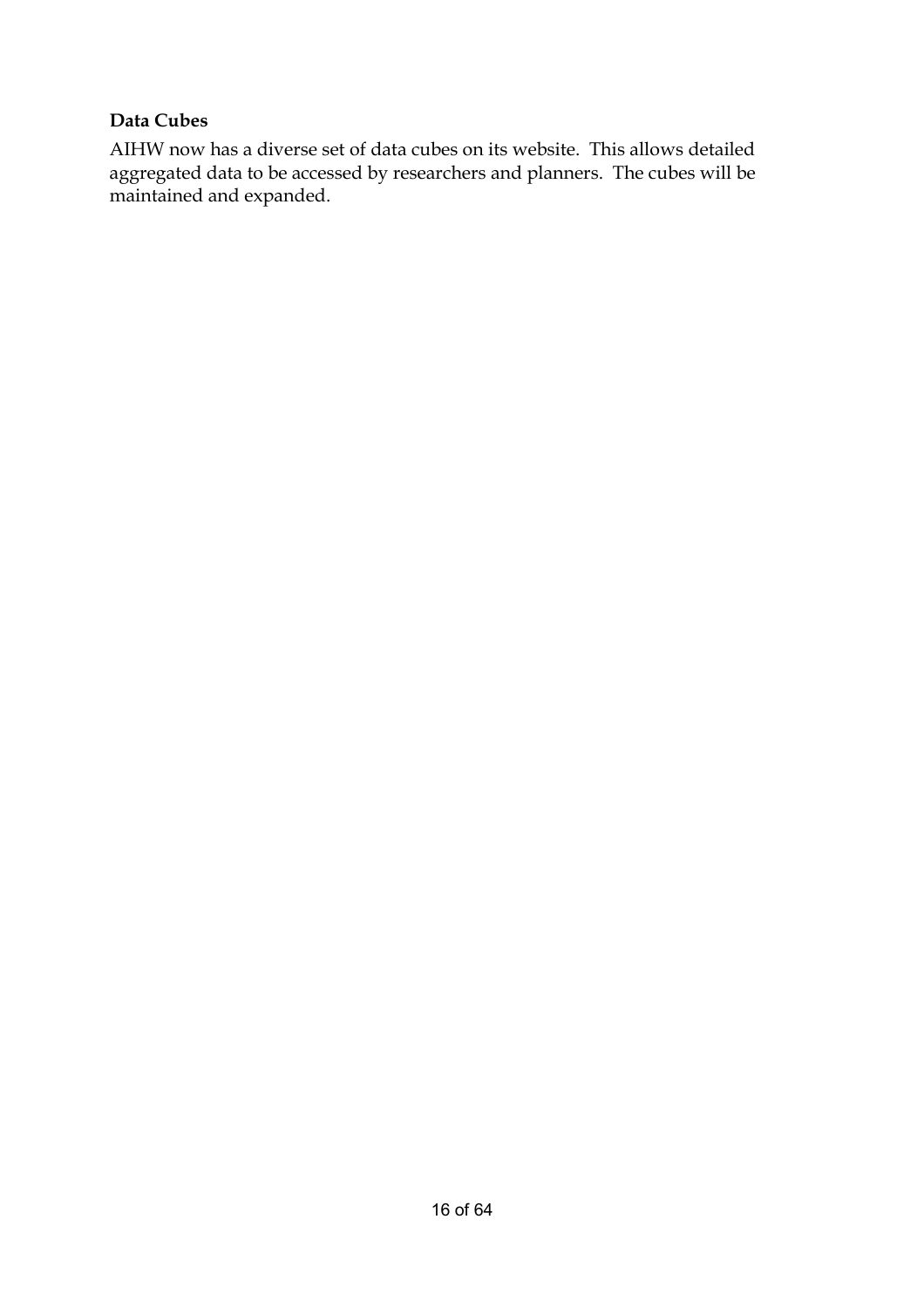**Data Cubes**

AIHW now has a diverse set of data cubes on its website. This allows detailed aggregated data to be accessed by researchers and planners. The cubes will be maintained and expanded.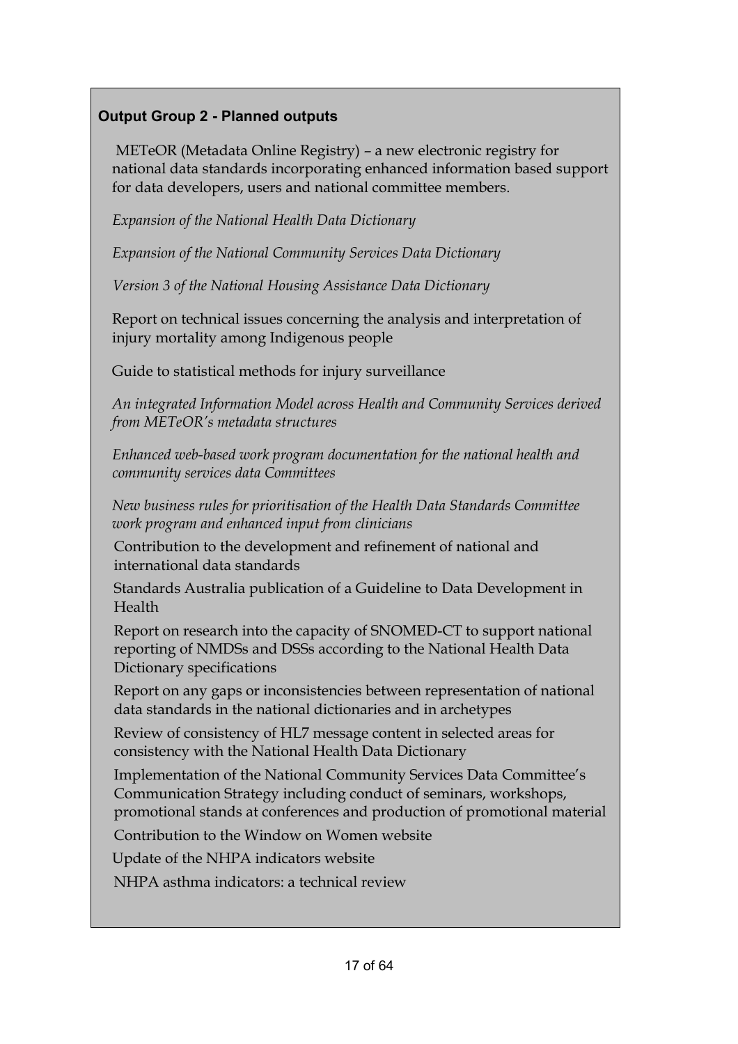**Output Group 2 - Planned outputs**

METeOR (Metadata Online Registry) – a new electronic registry for national data standards incorporating enhanced information based support for data developers, users and national committee members.

*Expansion of the National Health Data Dictionary*

*Expansion of the National Community Services Data Dictionary*

*Version 3 of the National Housing Assistance Data Dictionary*

Report on technical issues concerning the analysis and interpretation of injury mortality among Indigenous people

Guide to statistical methods for injury surveillance

*An integrated Information Model across Health and Community Services derived from METeOR's metadata structures*

*Enhanced web-based work program documentation for the national health and community services data Committees*

*New business rules for prioritisation of the Health Data Standards Committee work program and enhanced input from clinicians*

Contribution to the development and refinement of national and international data standards

Standards Australia publication of a Guideline to Data Development in Health

Report on research into the capacity of SNOMED-CT to support national reporting of NMDSs and DSSs according to the National Health Data Dictionary specifications

Report on any gaps or inconsistencies between representation of national data standards in the national dictionaries and in archetypes

Review of consistency of HL7 message content in selected areas for consistency with the National Health Data Dictionary

Implementation of the National Community Services Data Committee's Communication Strategy including conduct of seminars, workshops, promotional stands at conferences and production of promotional material

Contribution to the Window on Women website

Update of the NHPA indicators website

NHPA asthma indicators: a technical review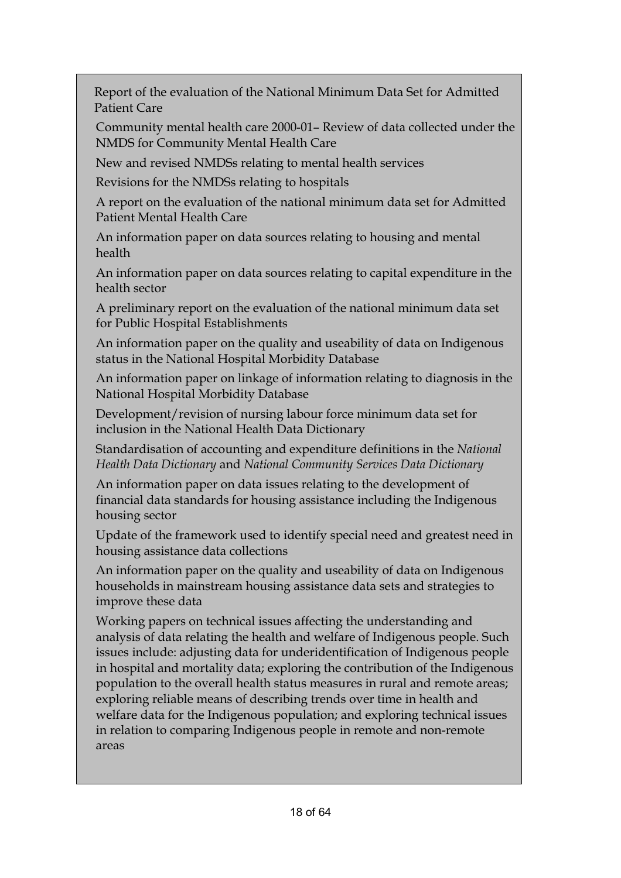Report of the evaluation of the National Minimum Data Set for Admitted Patient Care

Community mental health care 2000-01– Review of data collected under the NMDS for Community Mental Health Care

New and revised NMDSs relating to mental health services

Revisions for the NMDSs relating to hospitals

A report on the evaluation of the national minimum data set for Admitted Patient Mental Health Care

An information paper on data sources relating to housing and mental health

An information paper on data sources relating to capital expenditure in the health sector

A preliminary report on the evaluation of the national minimum data set for Public Hospital Establishments

An information paper on the quality and useability of data on Indigenous status in the National Hospital Morbidity Database

An information paper on linkage of information relating to diagnosis in the National Hospital Morbidity Database

Development/revision of nursing labour force minimum data set for inclusion in the National Health Data Dictionary

Standardisation of accounting and expenditure definitions in the *National Health Data Dictionary* and *National Community Services Data Dictionary*

An information paper on data issues relating to the development of financial data standards for housing assistance including the Indigenous housing sector

Update of the framework used to identify special need and greatest need in housing assistance data collections

An information paper on the quality and useability of data on Indigenous households in mainstream housing assistance data sets and strategies to improve these data

Working papers on technical issues affecting the understanding and analysis of data relating the health and welfare of Indigenous people. Such issues include: adjusting data for underidentification of Indigenous people in hospital and mortality data; exploring the contribution of the Indigenous population to the overall health status measures in rural and remote areas; exploring reliable means of describing trends over time in health and welfare data for the Indigenous population; and exploring technical issues in relation to comparing Indigenous people in remote and non-remote areas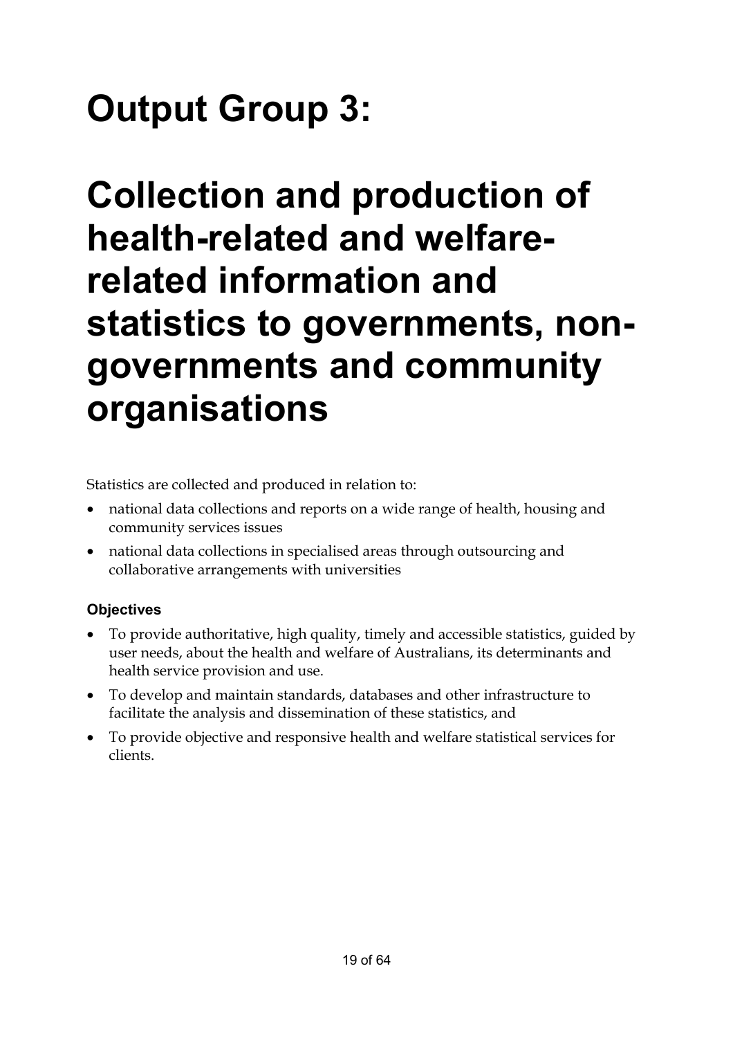# Output Group 3:

# Collection and production of health-related and welfare-related information and statistics to governments, non-governments and community organisations

Statistics are collected and produced in relation to:

- national data collections and reports on a wide range of health, housing and community services issues
- national data collections in specialised areas through outsourcing and collaborative arrangements with universities

### Objectives

- To provide authoritative, high quality, timely and accessible statistics, guided by user needs, about the health and welfare of Australians, its determinants and health service provision and use.
- To develop and maintain standards, databases and other infrastructure to facilitate the analysis and dissemination of these statistics, and
- To provide objective and responsive health and welfare statistical services for clients.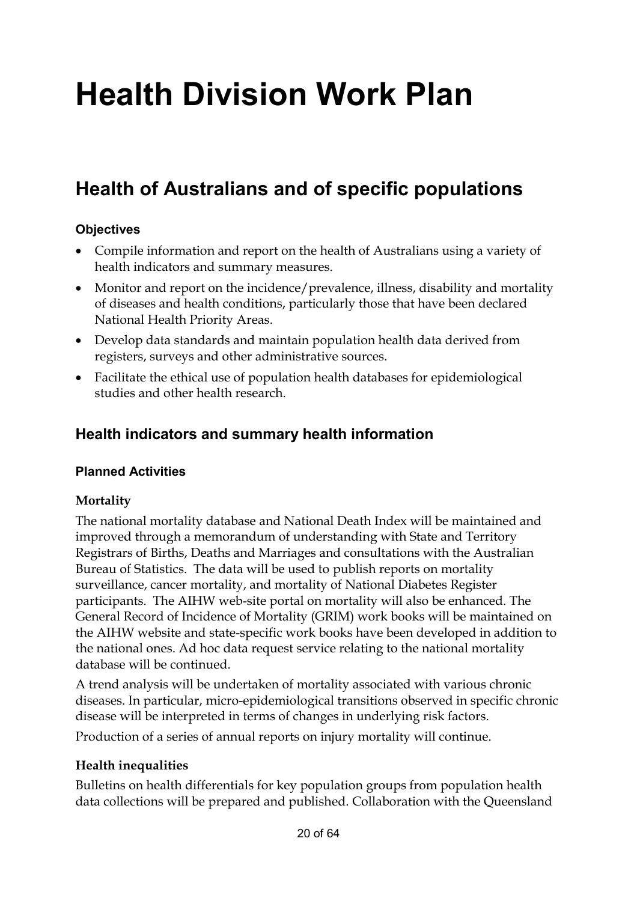# Health Division Work Plan

## Health of Australians and of specific populations

#### Objectives

- Compile information and report on the health of Australians using a variety of health indicators and summary measures.
- Monitor and report on the incidence/prevalence, illness, disability and mortality of diseases and health conditions, particularly those that have been declared National Health Priority Areas.
- Develop data standards and maintain population health data derived from registers, surveys and other administrative sources.
- Facilitate the ethical use of population health databases for epidemiological studies and other health research.

### Health indicators and summary health information

#### Planned Activities

**Mortality**

The national mortality database and National Death Index will be maintained and improved through a memorandum of understanding with State and Territory Registrars of Births, Deaths and Marriages and consultations with the Australian Bureau of Statistics. The data will be used to publish reports on mortality surveillance, cancer mortality, and mortality of National Diabetes Register participants. The AIHW web-site portal on mortality will also be enhanced. The General Record of Incidence of Mortality (GRIM) work books will be maintained on the AIHW website and state-specific work books have been developed in addition to the national ones. Ad hoc data request service relating to the national mortality database will be continued.

A trend analysis will be undertaken of mortality associated with various chronic diseases. In particular, micro-epidemiological transitions observed in specific chronic disease will be interpreted in terms of changes in underlying risk factors.

Production of a series of annual reports on injury mortality will continue.

**Health inequalities**

Bulletins on health differentials for key population groups from population health data collections will be prepared and published. Collaboration with the Queensland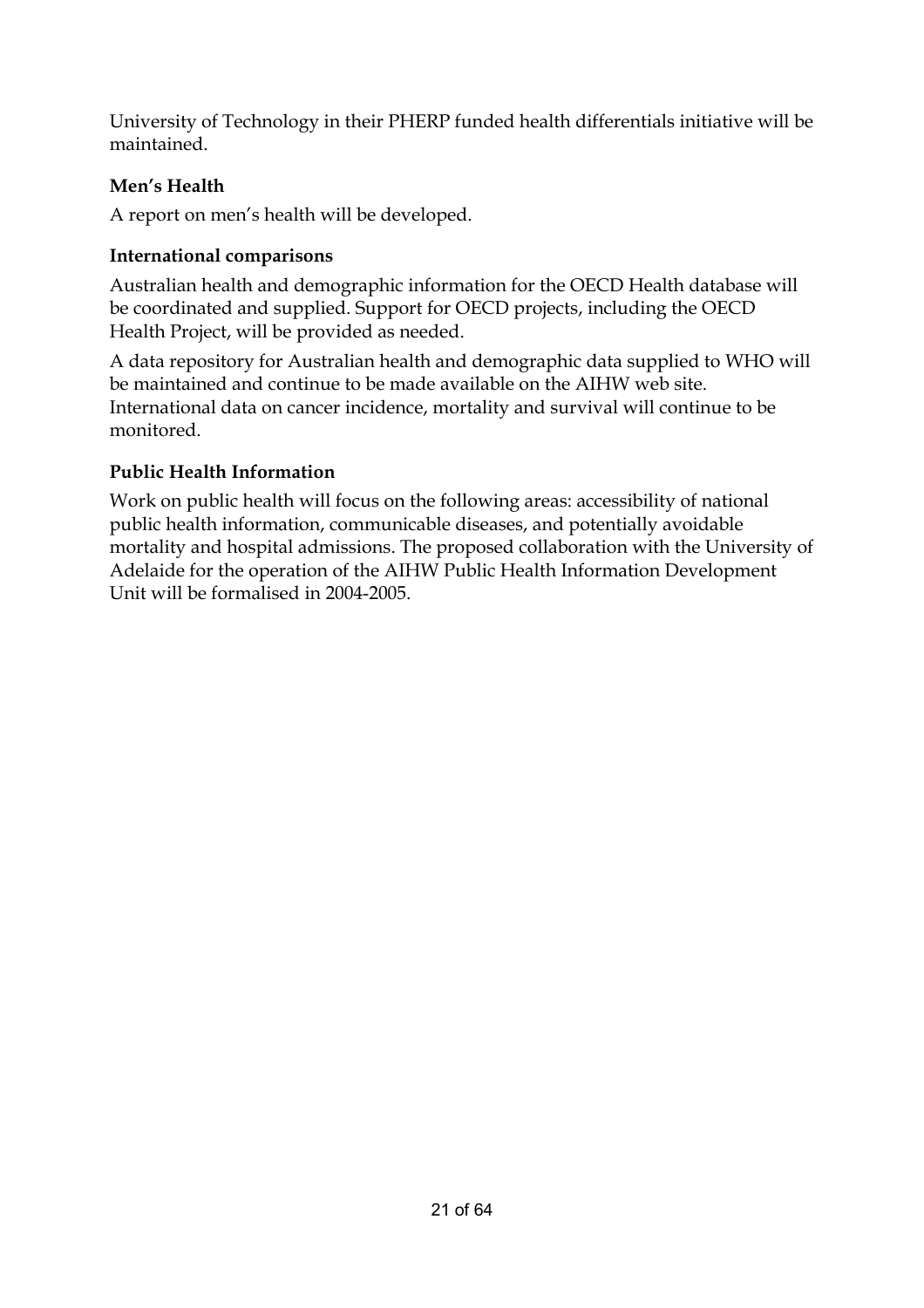University of Technology in their PHERP funded health differentials initiative will be maintained.

**Men's Health**

A report on men's health will be developed.

**International comparisons**

Australian health and demographic information for the OECD Health database will be coordinated and supplied. Support for OECD projects, including the OECD Health Project, will be provided as needed.

A data repository for Australian health and demographic data supplied to WHO will be maintained and continue to be made available on the AIHW web site. International data on cancer incidence, mortality and survival will continue to be monitored.

**Public Health Information**

Work on public health will focus on the following areas: accessibility of national public health information, communicable diseases, and potentially avoidable mortality and hospital admissions. The proposed collaboration with the University of Adelaide for the operation of the AIHW Public Health Information Development Unit will be formalised in 2004-2005.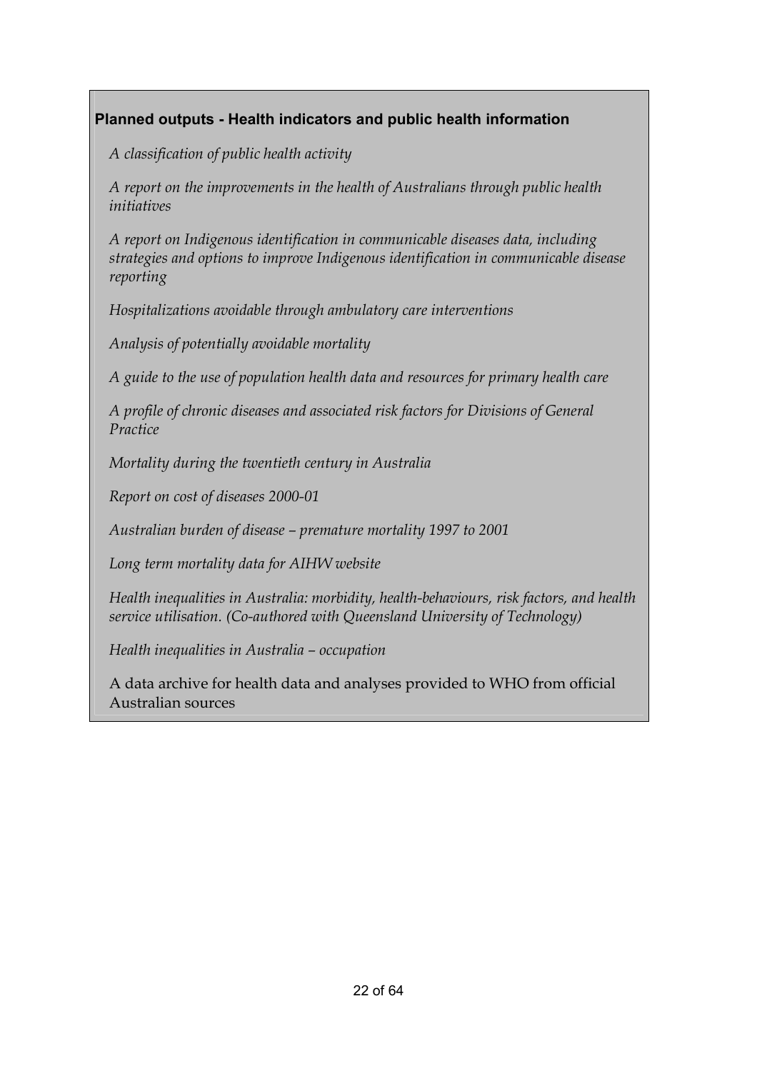**Planned outputs - Health indicators and public health information**

*A classification of public health activity*

*A report on the improvements in the health of Australians through public health initiatives*

*A report on Indigenous identification in communicable diseases data, including strategies and options to improve Indigenous identification in communicable disease reporting*

*Hospitalizations avoidable through ambulatory care interventions*

*Analysis of potentially avoidable mortality*

*A guide to the use of population health data and resources for primary health care*

*A profile of chronic diseases and associated risk factors for Divisions of General Practice*

*Mortality during the twentieth century in Australia*

*Report on cost of diseases 2000-01*

*Australian burden of disease – premature mortality 1997 to 2001*

*Long term mortality data for AIHW website*

*Health inequalities in Australia: morbidity, health-behaviours, risk factors, and health service utilisation. (Co-authored with Queensland University of Technology)*

*Health inequalities in Australia – occupation*

A data archive for health data and analyses provided to WHO from official Australian sources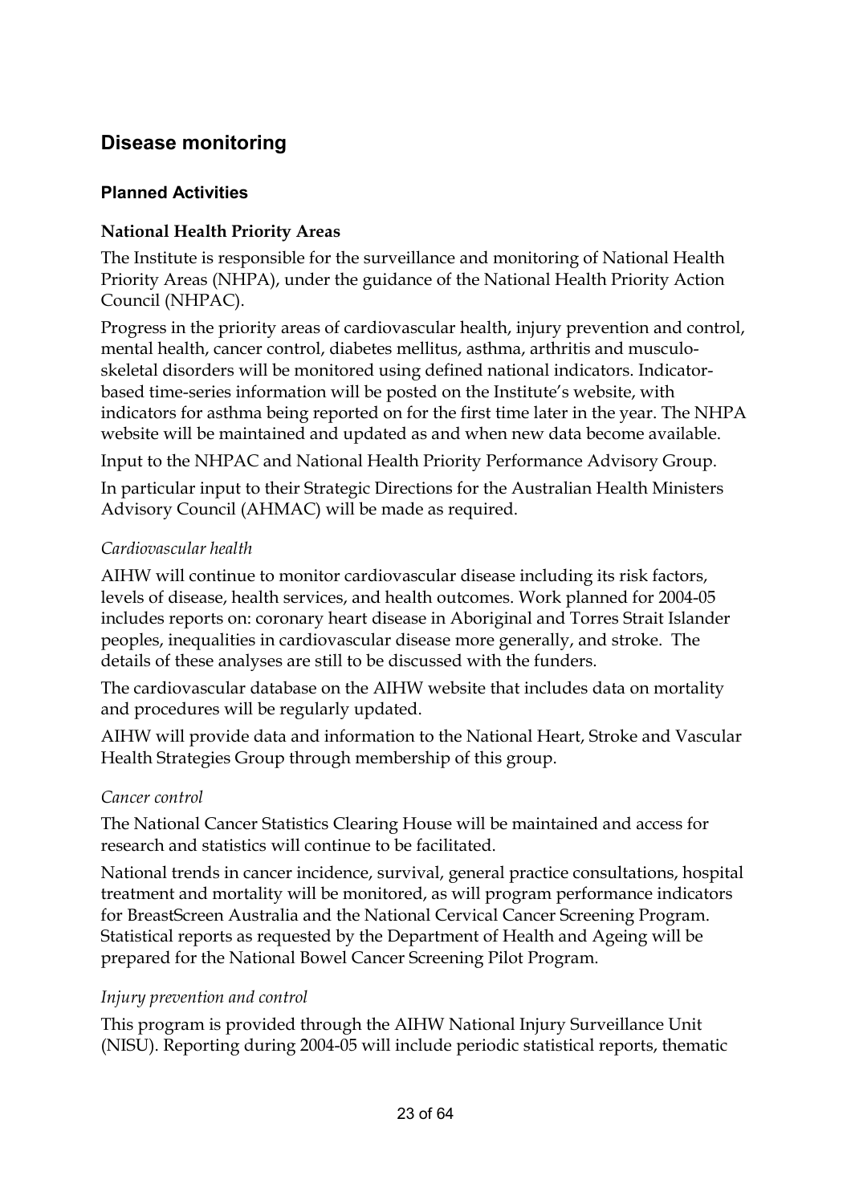## Disease monitoring

### Planned Activities

**National Health Priority Areas**

The Institute is responsible for the surveillance and monitoring of National Health Priority Areas (NHPA), under the guidance of the National Health Priority Action Council (NHPAC).

Progress in the priority areas of cardiovascular health, injury prevention and control, mental health, cancer control, diabetes mellitus, asthma, arthritis and musculo-skeletal disorders will be monitored using defined national indicators. Indicator-based time-series information will be posted on the Institute's website, with indicators for asthma being reported on for the first time later in the year. The NHPA website will be maintained and updated as and when new data become available.

Input to the NHPAC and National Health Priority Performance Advisory Group.

In particular input to their Strategic Directions for the Australian Health Ministers Advisory Council (AHMAC) will be made as required.

*Cardiovascular health*

AIHW will continue to monitor cardiovascular disease including its risk factors, levels of disease, health services, and health outcomes. Work planned for 2004-05 includes reports on: coronary heart disease in Aboriginal and Torres Strait Islander peoples, inequalities in cardiovascular disease more generally, and stroke. The details of these analyses are still to be discussed with the funders.

The cardiovascular database on the AIHW website that includes data on mortality and procedures will be regularly updated.

AIHW will provide data and information to the National Heart, Stroke and Vascular Health Strategies Group through membership of this group.

*Cancer control*

The National Cancer Statistics Clearing House will be maintained and access for research and statistics will continue to be facilitated.

National trends in cancer incidence, survival, general practice consultations, hospital treatment and mortality will be monitored, as will program performance indicators for BreastScreen Australia and the National Cervical Cancer Screening Program. Statistical reports as requested by the Department of Health and Ageing will be prepared for the National Bowel Cancer Screening Pilot Program.

*Injury prevention and control*

This program is provided through the AIHW National Injury Surveillance Unit (NISU). Reporting during 2004-05 will include periodic statistical reports, thematic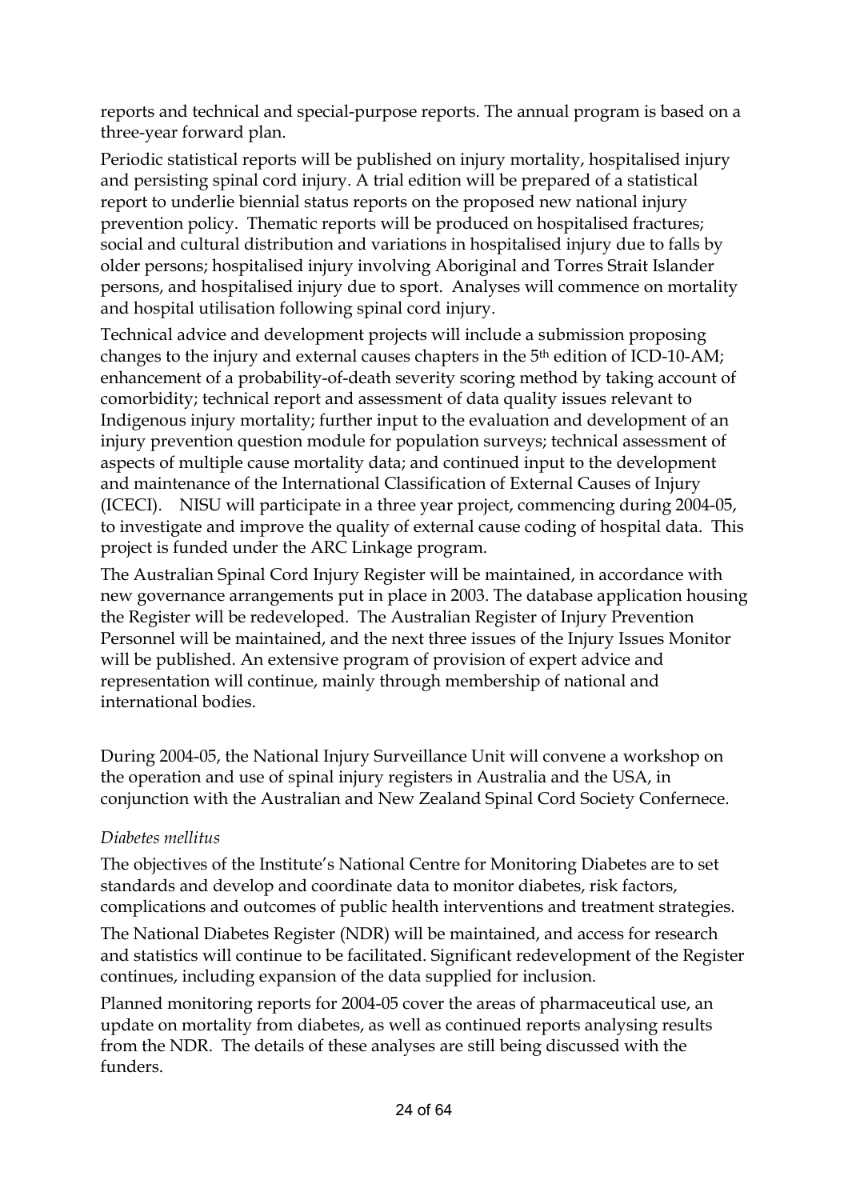reports and technical and special-purpose reports. The annual program is based on a three-year forward plan.

Periodic statistical reports will be published on injury mortality, hospitalised injury and persisting spinal cord injury. A trial edition will be prepared of a statistical report to underlie biennial status reports on the proposed new national injury prevention policy. Thematic reports will be produced on hospitalised fractures; social and cultural distribution and variations in hospitalised injury due to falls by older persons; hospitalised injury involving Aboriginal and Torres Strait Islander persons, and hospitalised injury due to sport. Analyses will commence on mortality and hospital utilisation following spinal cord injury.

Technical advice and development projects will include a submission proposing changes to the injury and external causes chapters in the 5th edition of ICD-10-AM; enhancement of a probability-of-death severity scoring method by taking account of comorbidity; technical report and assessment of data quality issues relevant to Indigenous injury mortality; further input to the evaluation and development of an injury prevention question module for population surveys; technical assessment of aspects of multiple cause mortality data; and continued input to the development and maintenance of the International Classification of External Causes of Injury (ICECI). NISU will participate in a three year project, commencing during 2004-05, to investigate and improve the quality of external cause coding of hospital data. This project is funded under the ARC Linkage program.

The Australian Spinal Cord Injury Register will be maintained, in accordance with new governance arrangements put in place in 2003. The database application housing the Register will be redeveloped. The Australian Register of Injury Prevention Personnel will be maintained, and the next three issues of the Injury Issues Monitor will be published. An extensive program of provision of expert advice and representation will continue, mainly through membership of national and international bodies.

During 2004-05, the National Injury Surveillance Unit will convene a workshop on the operation and use of spinal injury registers in Australia and the USA, in conjunction with the Australian and New Zealand Spinal Cord Society Confernece.

*Diabetes mellitus*

The objectives of the Institute's National Centre for Monitoring Diabetes are to set standards and develop and coordinate data to monitor diabetes, risk factors, complications and outcomes of public health interventions and treatment strategies.

The National Diabetes Register (NDR) will be maintained, and access for research and statistics will continue to be facilitated. Significant redevelopment of the Register continues, including expansion of the data supplied for inclusion.

Planned monitoring reports for 2004-05 cover the areas of pharmaceutical use, an update on mortality from diabetes, as well as continued reports analysing results from the NDR. The details of these analyses are still being discussed with the funders.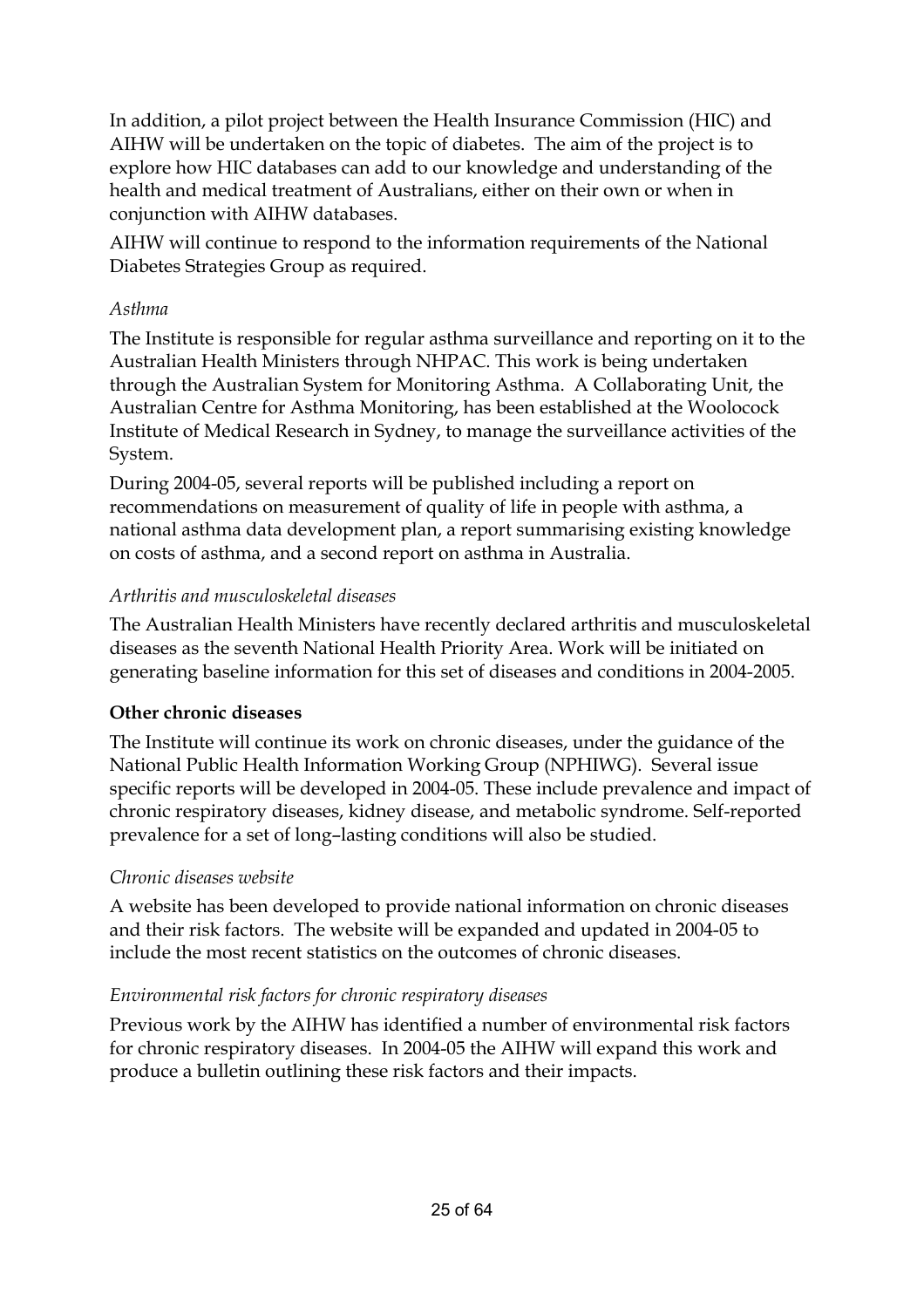In addition, a pilot project between the Health Insurance Commission (HIC) and AIHW will be undertaken on the topic of diabetes. The aim of the project is to explore how HIC databases can add to our knowledge and understanding of the health and medical treatment of Australians, either on their own or when in conjunction with AIHW databases.

AIHW will continue to respond to the information requirements of the National Diabetes Strategies Group as required.

*Asthma*

The Institute is responsible for regular asthma surveillance and reporting on it to the Australian Health Ministers through NHPAC. This work is being undertaken through the Australian System for Monitoring Asthma. A Collaborating Unit, the Australian Centre for Asthma Monitoring, has been established at the Woolocock Institute of Medical Research in Sydney, to manage the surveillance activities of the System.

During 2004-05, several reports will be published including a report on recommendations on measurement of quality of life in people with asthma, a national asthma data development plan, a report summarising existing knowledge on costs of asthma, and a second report on asthma in Australia.

*Arthritis and musculoskeletal diseases*

The Australian Health Ministers have recently declared arthritis and musculoskeletal diseases as the seventh National Health Priority Area. Work will be initiated on generating baseline information for this set of diseases and conditions in 2004-2005.

**Other chronic diseases**

The Institute will continue its work on chronic diseases, under the guidance of the National Public Health Information Working Group (NPHIWG). Several issue specific reports will be developed in 2004-05. These include prevalence and impact of chronic respiratory diseases, kidney disease, and metabolic syndrome. Self-reported prevalence for a set of long–lasting conditions will also be studied.

*Chronic diseases website*

A website has been developed to provide national information on chronic diseases and their risk factors. The website will be expanded and updated in 2004-05 to include the most recent statistics on the outcomes of chronic diseases.

*Environmental risk factors for chronic respiratory diseases*

Previous work by the AIHW has identified a number of environmental risk factors for chronic respiratory diseases. In 2004-05 the AIHW will expand this work and produce a bulletin outlining these risk factors and their impacts.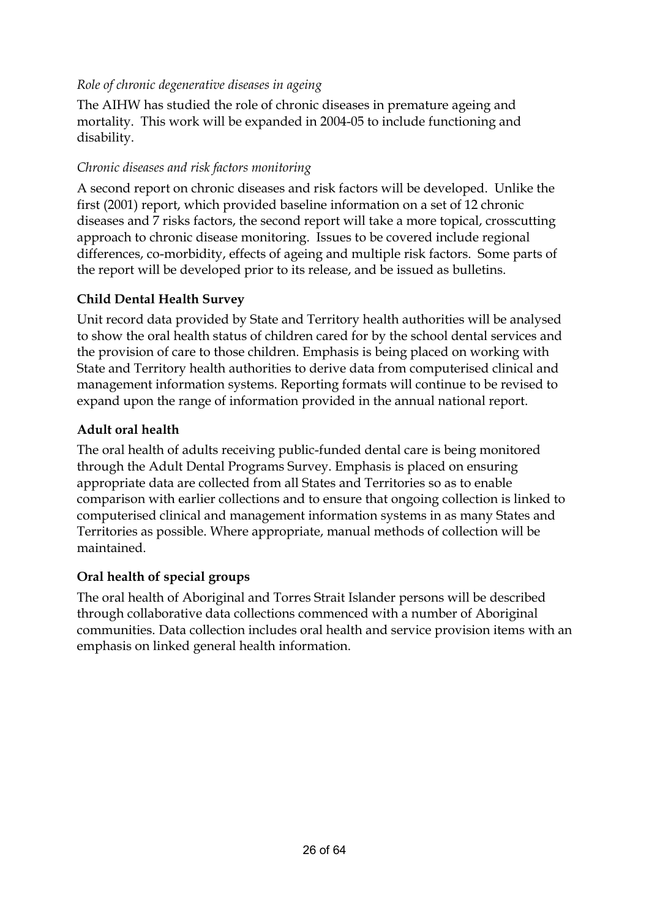*Role of chronic degenerative diseases in ageing*

The AIHW has studied the role of chronic diseases in premature ageing and mortality. This work will be expanded in 2004-05 to include functioning and disability.

*Chronic diseases and risk factors monitoring*

A second report on chronic diseases and risk factors will be developed. Unlike the first (2001) report, which provided baseline information on a set of 12 chronic diseases and 7 risks factors, the second report will take a more topical, crosscutting approach to chronic disease monitoring. Issues to be covered include regional differences, co-morbidity, effects of ageing and multiple risk factors. Some parts of the report will be developed prior to its release, and be issued as bulletins.

**Child Dental Health Survey**

Unit record data provided by State and Territory health authorities will be analysed to show the oral health status of children cared for by the school dental services and the provision of care to those children. Emphasis is being placed on working with State and Territory health authorities to derive data from computerised clinical and management information systems. Reporting formats will continue to be revised to expand upon the range of information provided in the annual national report.

**Adult oral health**

The oral health of adults receiving public-funded dental care is being monitored through the Adult Dental Programs Survey. Emphasis is placed on ensuring appropriate data are collected from all States and Territories so as to enable comparison with earlier collections and to ensure that ongoing collection is linked to computerised clinical and management information systems in as many States and Territories as possible. Where appropriate, manual methods of collection will be maintained.

**Oral health of special groups**

The oral health of Aboriginal and Torres Strait Islander persons will be described through collaborative data collections commenced with a number of Aboriginal communities. Data collection includes oral health and service provision items with an emphasis on linked general health information.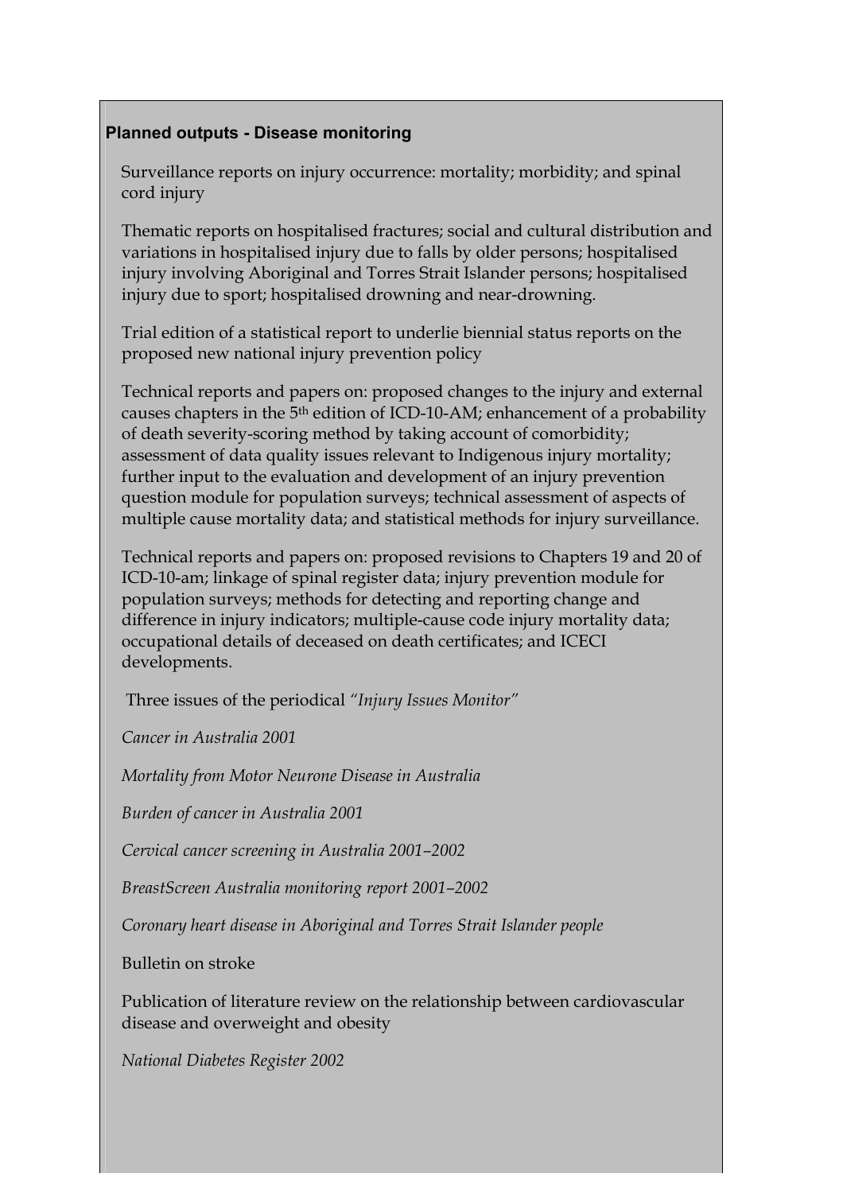**Planned outputs - Disease monitoring**

Surveillance reports on injury occurrence: mortality; morbidity; and spinal cord injury

Thematic reports on hospitalised fractures; social and cultural distribution and variations in hospitalised injury due to falls by older persons; hospitalised injury involving Aboriginal and Torres Strait Islander persons; hospitalised injury due to sport; hospitalised drowning and near-drowning.

Trial edition of a statistical report to underlie biennial status reports on the proposed new national injury prevention policy

Technical reports and papers on: proposed changes to the injury and external causes chapters in the 5th edition of ICD-10-AM; enhancement of a probability of death severity-scoring method by taking account of comorbidity; assessment of data quality issues relevant to Indigenous injury mortality; further input to the evaluation and development of an injury prevention question module for population surveys; technical assessment of aspects of multiple cause mortality data; and statistical methods for injury surveillance.

Technical reports and papers on: proposed revisions to Chapters 19 and 20 of ICD-10-am; linkage of spinal register data; injury prevention module for population surveys; methods for detecting and reporting change and difference in injury indicators; multiple-cause code injury mortality data; occupational details of deceased on death certificates; and ICECI developments.

Three issues of the periodical *"Injury Issues Monitor"*

*Cancer in Australia 2001*

*Mortality from Motor Neurone Disease in Australia*

*Burden of cancer in Australia 2001*

*Cervical cancer screening in Australia 2001–2002*

*BreastScreen Australia monitoring report 2001–2002*

*Coronary heart disease in Aboriginal and Torres Strait Islander people*

Bulletin on stroke

Publication of literature review on the relationship between cardiovascular disease and overweight and obesity

*National Diabetes Register 2002*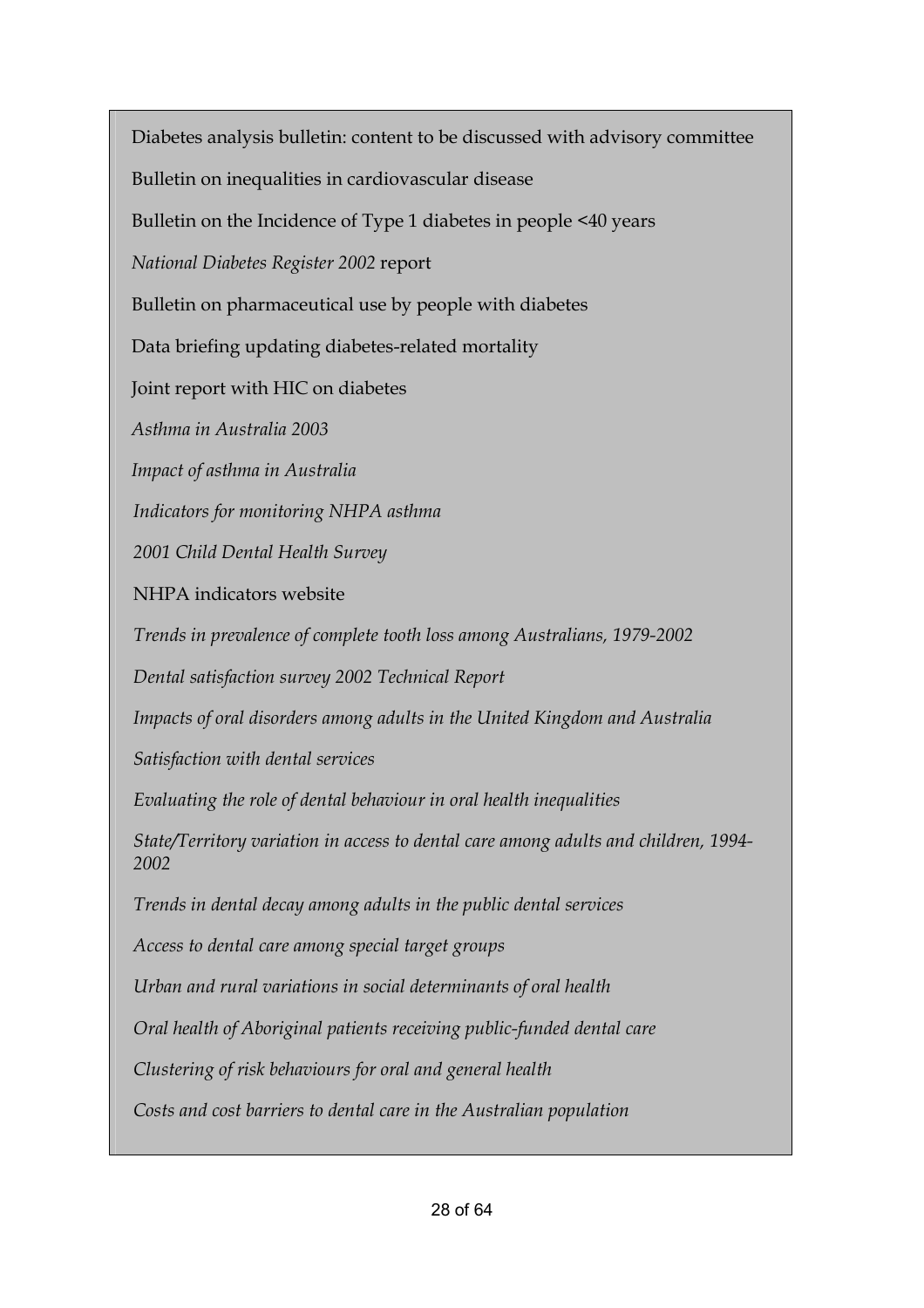Diabetes analysis bulletin: content to be discussed with advisory committee

Bulletin on inequalities in cardiovascular disease

Bulletin on the Incidence of Type 1 diabetes in people <40 years

*National Diabetes Register 2002* report

Bulletin on pharmaceutical use by people with diabetes

Data briefing updating diabetes-related mortality

Joint report with HIC on diabetes

*Asthma in Australia 2003*

*Impact of asthma in Australia*

*Indicators for monitoring NHPA asthma*

*2001 Child Dental Health Survey*

NHPA indicators website

*Trends in prevalence of complete tooth loss among Australians, 1979-2002*

*Dental satisfaction survey 2002 Technical Report*

*Impacts of oral disorders among adults in the United Kingdom and Australia*

*Satisfaction with dental services*

*Evaluating the role of dental behaviour in oral health inequalities*

*State/Territory variation in access to dental care among adults and children, 1994-2002*

*Trends in dental decay among adults in the public dental services*

*Access to dental care among special target groups*

*Urban and rural variations in social determinants of oral health*

*Oral health of Aboriginal patients receiving public-funded dental care*

*Clustering of risk behaviours for oral and general health*

*Costs and cost barriers to dental care in the Australian population*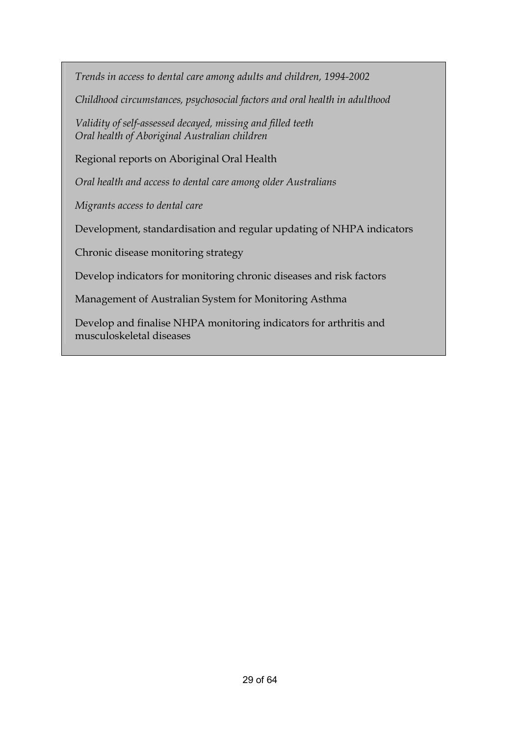*Trends in access to dental care among adults and children, 1994-2002*

*Childhood circumstances, psychosocial factors and oral health in adulthood*

*Validity of self-assessed decayed, missing and filled teeth*
*Oral health of Aboriginal Australian children*

Regional reports on Aboriginal Oral Health

*Oral health and access to dental care among older Australians*

*Migrants access to dental care*

Development, standardisation and regular updating of NHPA indicators

Chronic disease monitoring strategy

Develop indicators for monitoring chronic diseases and risk factors

Management of Australian System for Monitoring Asthma

Develop and finalise NHPA monitoring indicators for arthritis and musculoskeletal diseases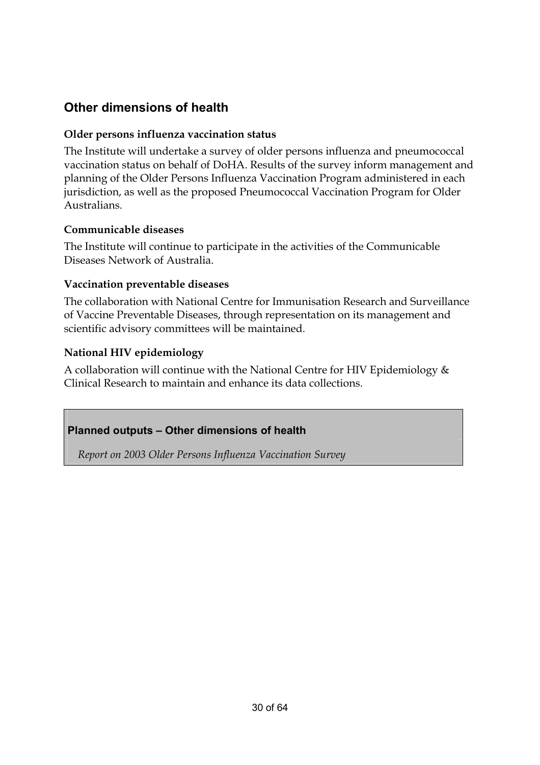## Other dimensions of health

**Older persons influenza vaccination status**

The Institute will undertake a survey of older persons influenza and pneumococcal vaccination status on behalf of DoHA. Results of the survey inform management and planning of the Older Persons Influenza Vaccination Program administered in each jurisdiction, as well as the proposed Pneumococcal Vaccination Program for Older Australians.

**Communicable diseases**

The Institute will continue to participate in the activities of the Communicable Diseases Network of Australia.

**Vaccination preventable diseases**

The collaboration with National Centre for Immunisation Research and Surveillance of Vaccine Preventable Diseases, through representation on its management and scientific advisory committees will be maintained.

**National HIV epidemiology**

A collaboration will continue with the National Centre for HIV Epidemiology & Clinical Research to maintain and enhance its data collections.

**Planned outputs – Other dimensions of health**

*Report on 2003 Older Persons Influenza Vaccination Survey*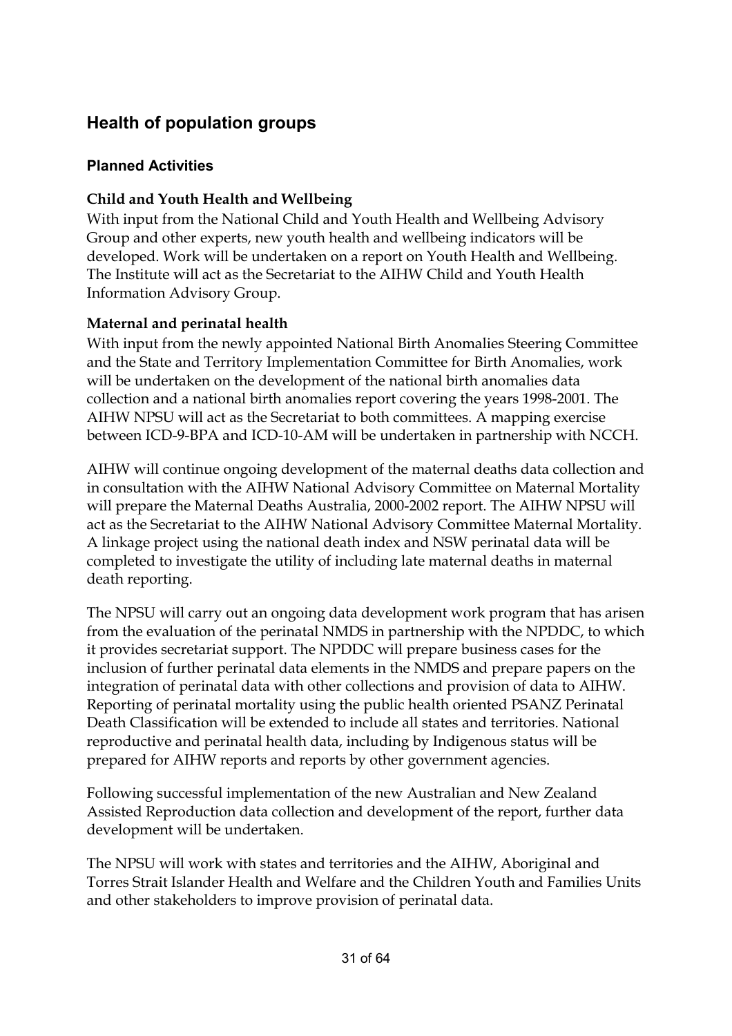## Health of population groups

### Planned Activities

**Child and Youth Health and Wellbeing**

With input from the National Child and Youth Health and Wellbeing Advisory Group and other experts, new youth health and wellbeing indicators will be developed. Work will be undertaken on a report on Youth Health and Wellbeing. The Institute will act as the Secretariat to the AIHW Child and Youth Health Information Advisory Group.

**Maternal and perinatal health**

With input from the newly appointed National Birth Anomalies Steering Committee and the State and Territory Implementation Committee for Birth Anomalies, work will be undertaken on the development of the national birth anomalies data collection and a national birth anomalies report covering the years 1998-2001. The AIHW NPSU will act as the Secretariat to both committees. A mapping exercise between ICD-9-BPA and ICD-10-AM will be undertaken in partnership with NCCH.

AIHW will continue ongoing development of the maternal deaths data collection and in consultation with the AIHW National Advisory Committee on Maternal Mortality will prepare the Maternal Deaths Australia, 2000-2002 report. The AIHW NPSU will act as the Secretariat to the AIHW National Advisory Committee Maternal Mortality. A linkage project using the national death index and NSW perinatal data will be completed to investigate the utility of including late maternal deaths in maternal death reporting.

The NPSU will carry out an ongoing data development work program that has arisen from the evaluation of the perinatal NMDS in partnership with the NPDDC, to which it provides secretariat support. The NPDDC will prepare business cases for the inclusion of further perinatal data elements in the NMDS and prepare papers on the integration of perinatal data with other collections and provision of data to AIHW. Reporting of perinatal mortality using the public health oriented PSANZ Perinatal Death Classification will be extended to include all states and territories. National reproductive and perinatal health data, including by Indigenous status will be prepared for AIHW reports and reports by other government agencies.

Following successful implementation of the new Australian and New Zealand Assisted Reproduction data collection and development of the report, further data development will be undertaken.

The NPSU will work with states and territories and the AIHW, Aboriginal and Torres Strait Islander Health and Welfare and the Children Youth and Families Units and other stakeholders to improve provision of perinatal data.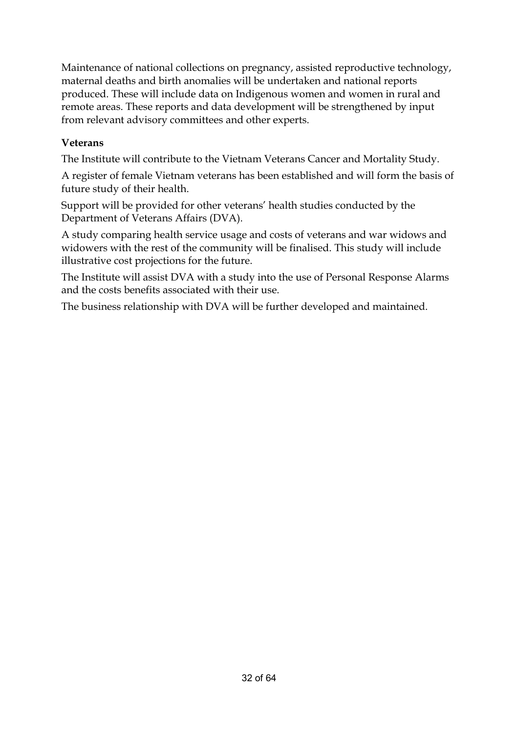Maintenance of national collections on pregnancy, assisted reproductive technology, maternal deaths and birth anomalies will be undertaken and national reports produced. These will include data on Indigenous women and women in rural and remote areas. These reports and data development will be strengthened by input from relevant advisory committees and other experts.

**Veterans**

The Institute will contribute to the Vietnam Veterans Cancer and Mortality Study.

A register of female Vietnam veterans has been established and will form the basis of future study of their health.

Support will be provided for other veterans' health studies conducted by the Department of Veterans Affairs (DVA).

A study comparing health service usage and costs of veterans and war widows and widowers with the rest of the community will be finalised. This study will include illustrative cost projections for the future.

The Institute will assist DVA with a study into the use of Personal Response Alarms and the costs benefits associated with their use.

The business relationship with DVA will be further developed and maintained.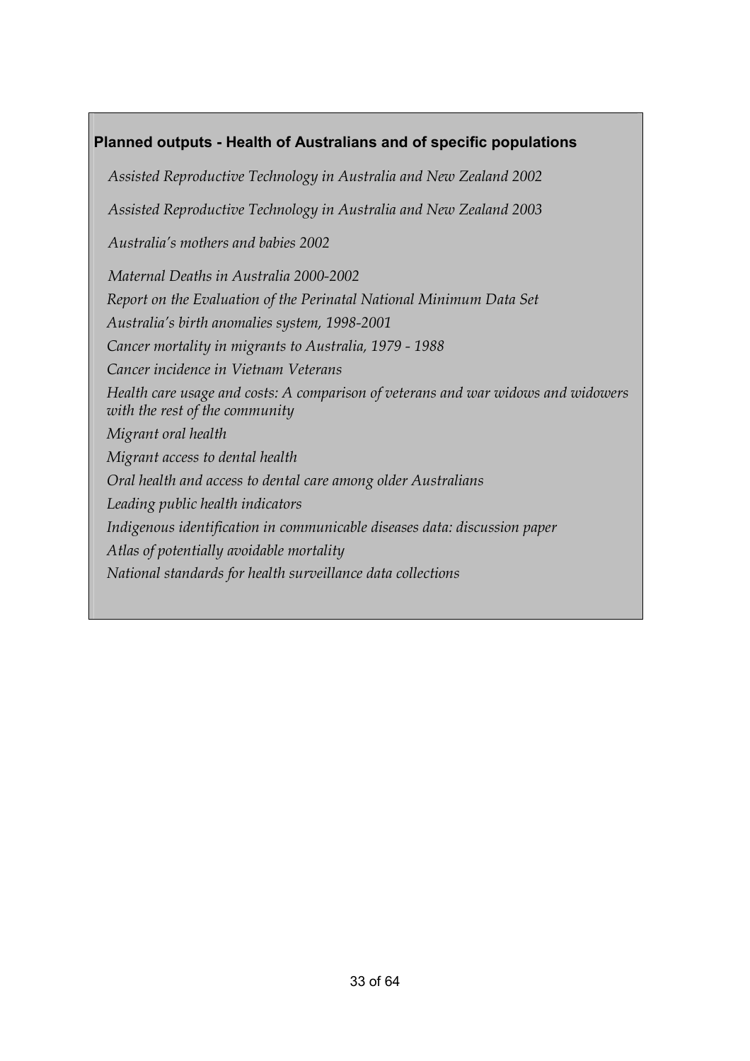**Planned outputs - Health of Australians and of specific populations**

*Assisted Reproductive Technology in Australia and New Zealand 2002*

*Assisted Reproductive Technology in Australia and New Zealand 2003*

*Australia's mothers and babies 2002*

*Maternal Deaths in Australia 2000-2002*

*Report on the Evaluation of the Perinatal National Minimum Data Set*

*Australia's birth anomalies system, 1998-2001*

*Cancer mortality in migrants to Australia, 1979 - 1988*

*Cancer incidence in Vietnam Veterans*

*Health care usage and costs: A comparison of veterans and war widows and widowers with the rest of the community*

*Migrant oral health*

*Migrant access to dental health*

*Oral health and access to dental care among older Australians*

*Leading public health indicators*

*Indigenous identification in communicable diseases data: discussion paper*

*Atlas of potentially avoidable mortality*

*National standards for health surveillance data collections*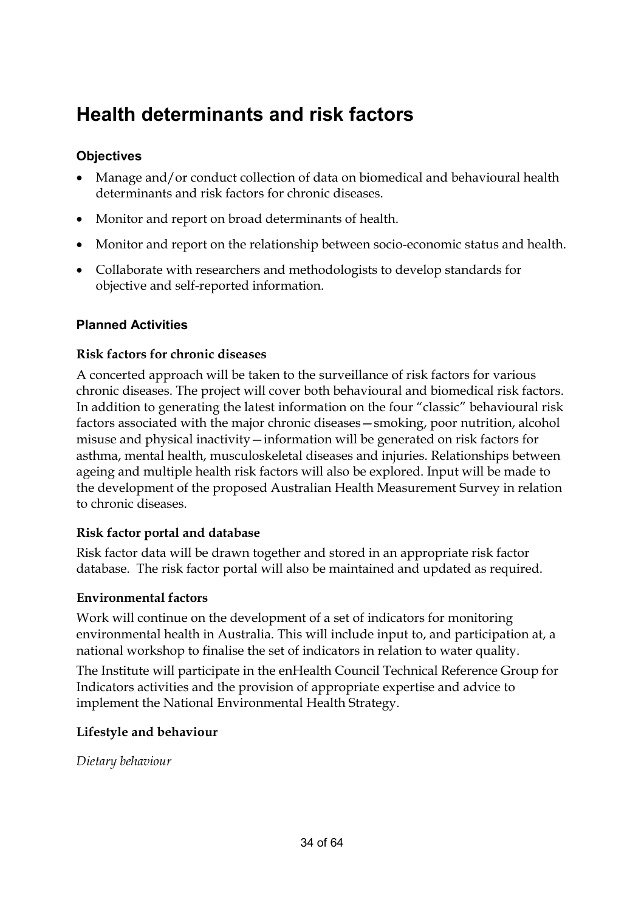# Health determinants and risk factors

### Objectives

- Manage and/or conduct collection of data on biomedical and behavioural health determinants and risk factors for chronic diseases.
- Monitor and report on broad determinants of health.
- Monitor and report on the relationship between socio-economic status and health.
- Collaborate with researchers and methodologists to develop standards for objective and self-reported information.

### Planned Activities

#### Risk factors for chronic diseases

A concerted approach will be taken to the surveillance of risk factors for various chronic diseases. The project will cover both behavioural and biomedical risk factors. In addition to generating the latest information on the four "classic" behavioural risk factors associated with the major chronic diseases—smoking, poor nutrition, alcohol misuse and physical inactivity—information will be generated on risk factors for asthma, mental health, musculoskeletal diseases and injuries. Relationships between ageing and multiple health risk factors will also be explored. Input will be made to the development of the proposed Australian Health Measurement Survey in relation to chronic diseases.

#### Risk factor portal and database

Risk factor data will be drawn together and stored in an appropriate risk factor database. The risk factor portal will also be maintained and updated as required.

#### Environmental factors

Work will continue on the development of a set of indicators for monitoring environmental health in Australia. This will include input to, and participation at, a national workshop to finalise the set of indicators in relation to water quality.

The Institute will participate in the enHealth Council Technical Reference Group for Indicators activities and the provision of appropriate expertise and advice to implement the National Environmental Health Strategy.

#### Lifestyle and behaviour

*Dietary behaviour*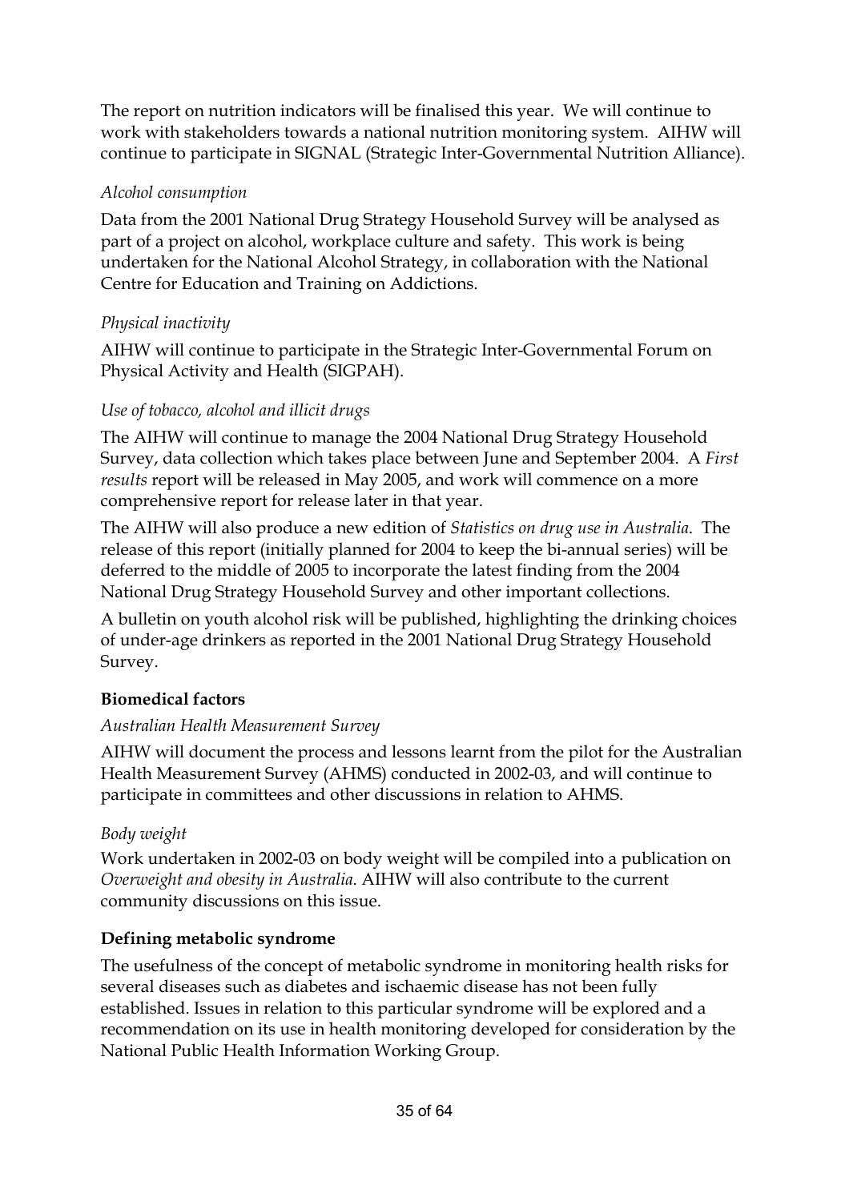The report on nutrition indicators will be finalised this year. We will continue to work with stakeholders towards a national nutrition monitoring system. AIHW will continue to participate in SIGNAL (Strategic Inter-Governmental Nutrition Alliance).

*Alcohol consumption*

Data from the 2001 National Drug Strategy Household Survey will be analysed as part of a project on alcohol, workplace culture and safety. This work is being undertaken for the National Alcohol Strategy, in collaboration with the National Centre for Education and Training on Addictions.

*Physical inactivity*

AIHW will continue to participate in the Strategic Inter-Governmental Forum on Physical Activity and Health (SIGPAH).

*Use of tobacco, alcohol and illicit drugs*

The AIHW will continue to manage the 2004 National Drug Strategy Household Survey, data collection which takes place between June and September 2004. A *First results* report will be released in May 2005, and work will commence on a more comprehensive report for release later in that year.

The AIHW will also produce a new edition of *Statistics on drug use in Australia*. The release of this report (initially planned for 2004 to keep the bi-annual series) will be deferred to the middle of 2005 to incorporate the latest finding from the 2004 National Drug Strategy Household Survey and other important collections.

A bulletin on youth alcohol risk will be published, highlighting the drinking choices of under-age drinkers as reported in the 2001 National Drug Strategy Household Survey.

**Biomedical factors**

*Australian Health Measurement Survey*

AIHW will document the process and lessons learnt from the pilot for the Australian Health Measurement Survey (AHMS) conducted in 2002-03, and will continue to participate in committees and other discussions in relation to AHMS.

*Body weight*

Work undertaken in 2002-03 on body weight will be compiled into a publication on *Overweight and obesity in Australia*. AIHW will also contribute to the current community discussions on this issue.

**Defining metabolic syndrome**

The usefulness of the concept of metabolic syndrome in monitoring health risks for several diseases such as diabetes and ischaemic disease has not been fully established. Issues in relation to this particular syndrome will be explored and a recommendation on its use in health monitoring developed for consideration by the National Public Health Information Working Group.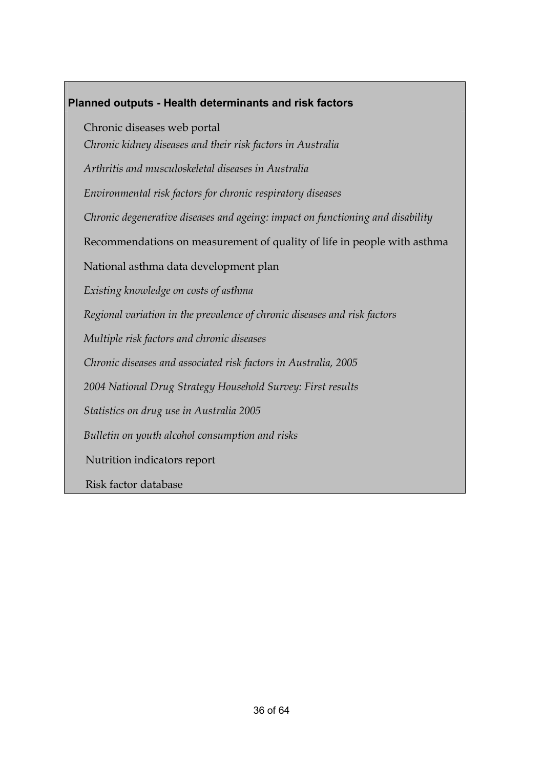**Planned outputs - Health determinants and risk factors**

Chronic diseases web portal

*Chronic kidney diseases and their risk factors in Australia*

*Arthritis and musculoskeletal diseases in Australia*

*Environmental risk factors for chronic respiratory diseases*

*Chronic degenerative diseases and ageing: impact on functioning and disability*

Recommendations on measurement of quality of life in people with asthma

National asthma data development plan

*Existing knowledge on costs of asthma*

*Regional variation in the prevalence of chronic diseases and risk factors*

*Multiple risk factors and chronic diseases*

*Chronic diseases and associated risk factors in Australia, 2005*

*2004 National Drug Strategy Household Survey: First results*

*Statistics on drug use in Australia 2005*

*Bulletin on youth alcohol consumption and risks*

Nutrition indicators report

Risk factor database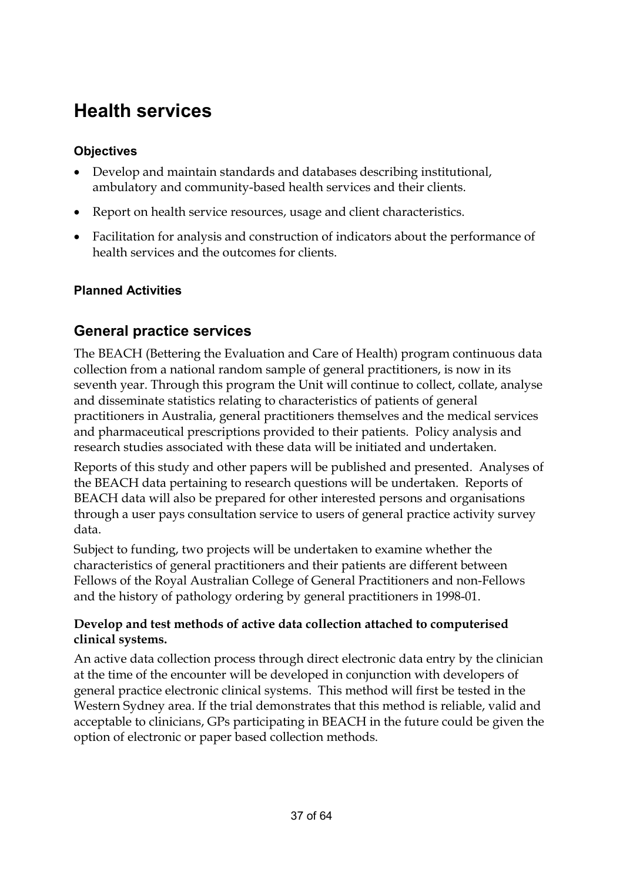# Health services

### Objectives

- Develop and maintain standards and databases describing institutional, ambulatory and community-based health services and their clients.
- Report on health service resources, usage and client characteristics.
- Facilitation for analysis and construction of indicators about the performance of health services and the outcomes for clients.

### Planned Activities

## General practice services

The BEACH (Bettering the Evaluation and Care of Health) program continuous data collection from a national random sample of general practitioners, is now in its seventh year. Through this program the Unit will continue to collect, collate, analyse and disseminate statistics relating to characteristics of patients of general practitioners in Australia, general practitioners themselves and the medical services and pharmaceutical prescriptions provided to their patients. Policy analysis and research studies associated with these data will be initiated and undertaken.

Reports of this study and other papers will be published and presented. Analyses of the BEACH data pertaining to research questions will be undertaken. Reports of BEACH data will also be prepared for other interested persons and organisations through a user pays consultation service to users of general practice activity survey data.

Subject to funding, two projects will be undertaken to examine whether the characteristics of general practitioners and their patients are different between Fellows of the Royal Australian College of General Practitioners and non-Fellows and the history of pathology ordering by general practitioners in 1998-01.

**Develop and test methods of active data collection attached to computerised clinical systems.**

An active data collection process through direct electronic data entry by the clinician at the time of the encounter will be developed in conjunction with developers of general practice electronic clinical systems. This method will first be tested in the Western Sydney area. If the trial demonstrates that this method is reliable, valid and acceptable to clinicians, GPs participating in BEACH in the future could be given the option of electronic or paper based collection methods.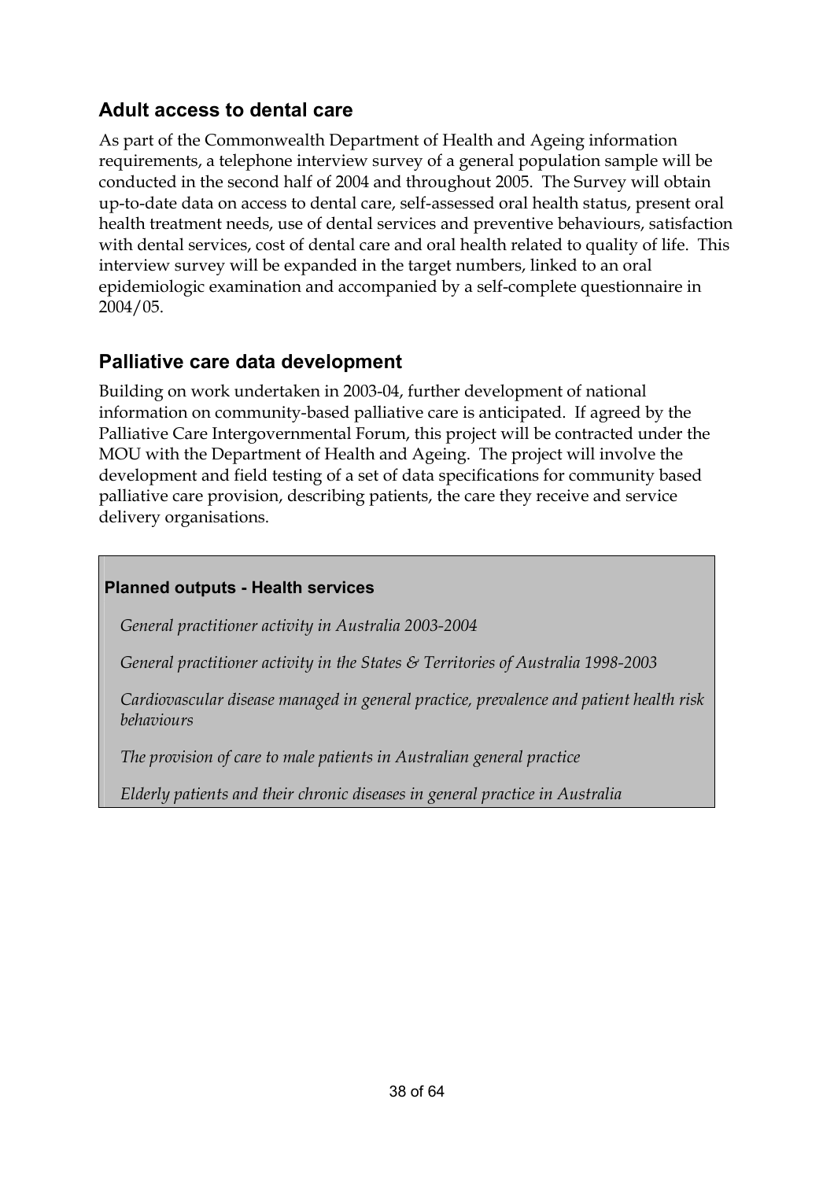## Adult access to dental care

As part of the Commonwealth Department of Health and Ageing information requirements, a telephone interview survey of a general population sample will be conducted in the second half of 2004 and throughout 2005. The Survey will obtain up-to-date data on access to dental care, self-assessed oral health status, present oral health treatment needs, use of dental services and preventive behaviours, satisfaction with dental services, cost of dental care and oral health related to quality of life. This interview survey will be expanded in the target numbers, linked to an oral epidemiologic examination and accompanied by a self-complete questionnaire in 2004/05.

## Palliative care data development

Building on work undertaken in 2003-04, further development of national information on community-based palliative care is anticipated. If agreed by the Palliative Care Intergovernmental Forum, this project will be contracted under the MOU with the Department of Health and Ageing. The project will involve the development and field testing of a set of data specifications for community based palliative care provision, describing patients, the care they receive and service delivery organisations.

**Planned outputs - Health services**

*General practitioner activity in Australia 2003-2004*

*General practitioner activity in the States & Territories of Australia 1998-2003*

*Cardiovascular disease managed in general practice, prevalence and patient health risk behaviours*

*The provision of care to male patients in Australian general practice*

*Elderly patients and their chronic diseases in general practice in Australia*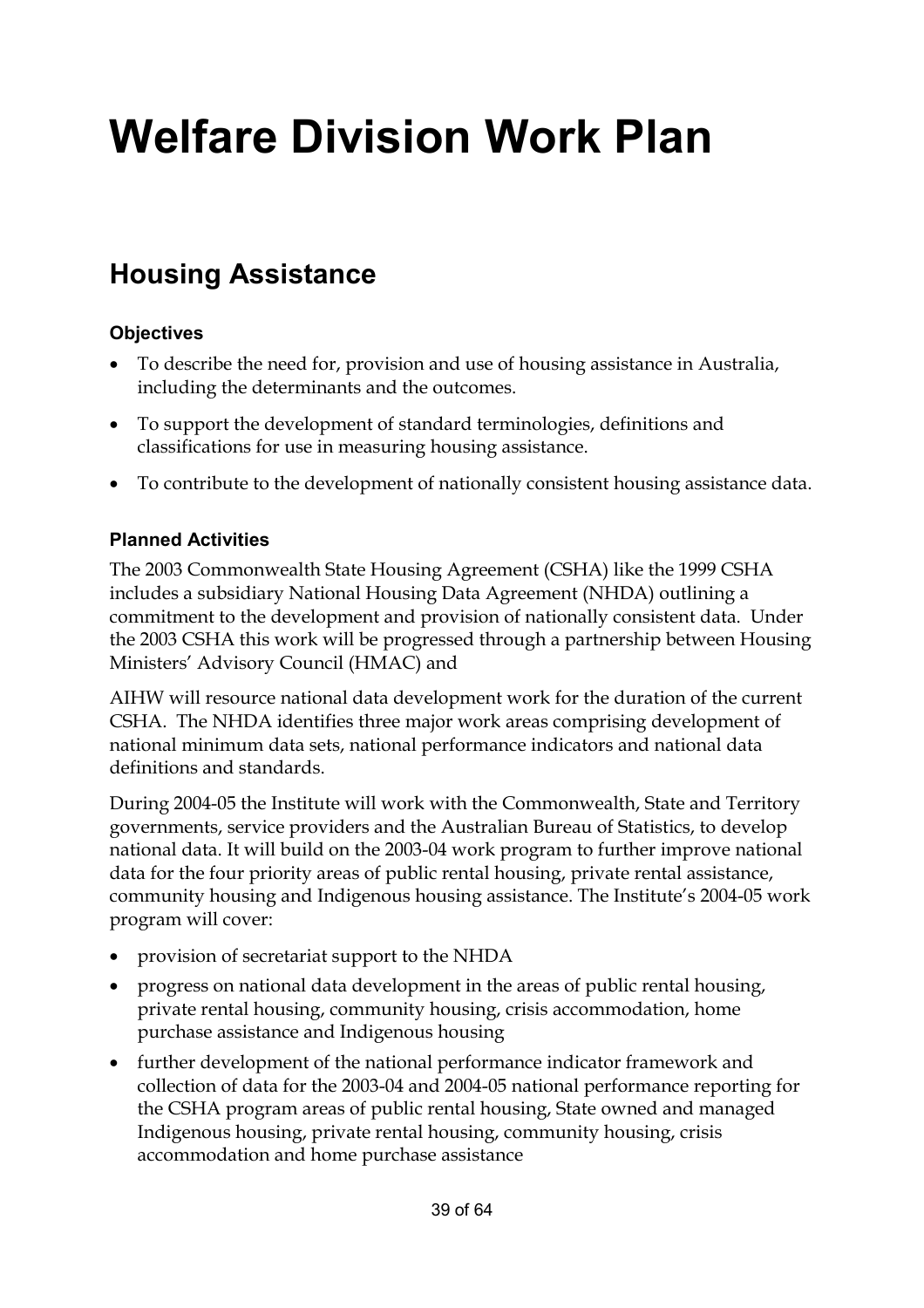# Welfare Division Work Plan

## Housing Assistance

### Objectives

- To describe the need for, provision and use of housing assistance in Australia, including the determinants and the outcomes.
- To support the development of standard terminologies, definitions and classifications for use in measuring housing assistance.
- To contribute to the development of nationally consistent housing assistance data.

### Planned Activities

The 2003 Commonwealth State Housing Agreement (CSHA) like the 1999 CSHA includes a subsidiary National Housing Data Agreement (NHDA) outlining a commitment to the development and provision of nationally consistent data. Under the 2003 CSHA this work will be progressed through a partnership between Housing Ministers' Advisory Council (HMAC) and

AIHW will resource national data development work for the duration of the current CSHA. The NHDA identifies three major work areas comprising development of national minimum data sets, national performance indicators and national data definitions and standards.

During 2004-05 the Institute will work with the Commonwealth, State and Territory governments, service providers and the Australian Bureau of Statistics, to develop national data. It will build on the 2003-04 work program to further improve national data for the four priority areas of public rental housing, private rental assistance, community housing and Indigenous housing assistance. The Institute's 2004-05 work program will cover:

- provision of secretariat support to the NHDA
- progress on national data development in the areas of public rental housing, private rental housing, community housing, crisis accommodation, home purchase assistance and Indigenous housing
- further development of the national performance indicator framework and collection of data for the 2003-04 and 2004-05 national performance reporting for the CSHA program areas of public rental housing, State owned and managed Indigenous housing, private rental housing, community housing, crisis accommodation and home purchase assistance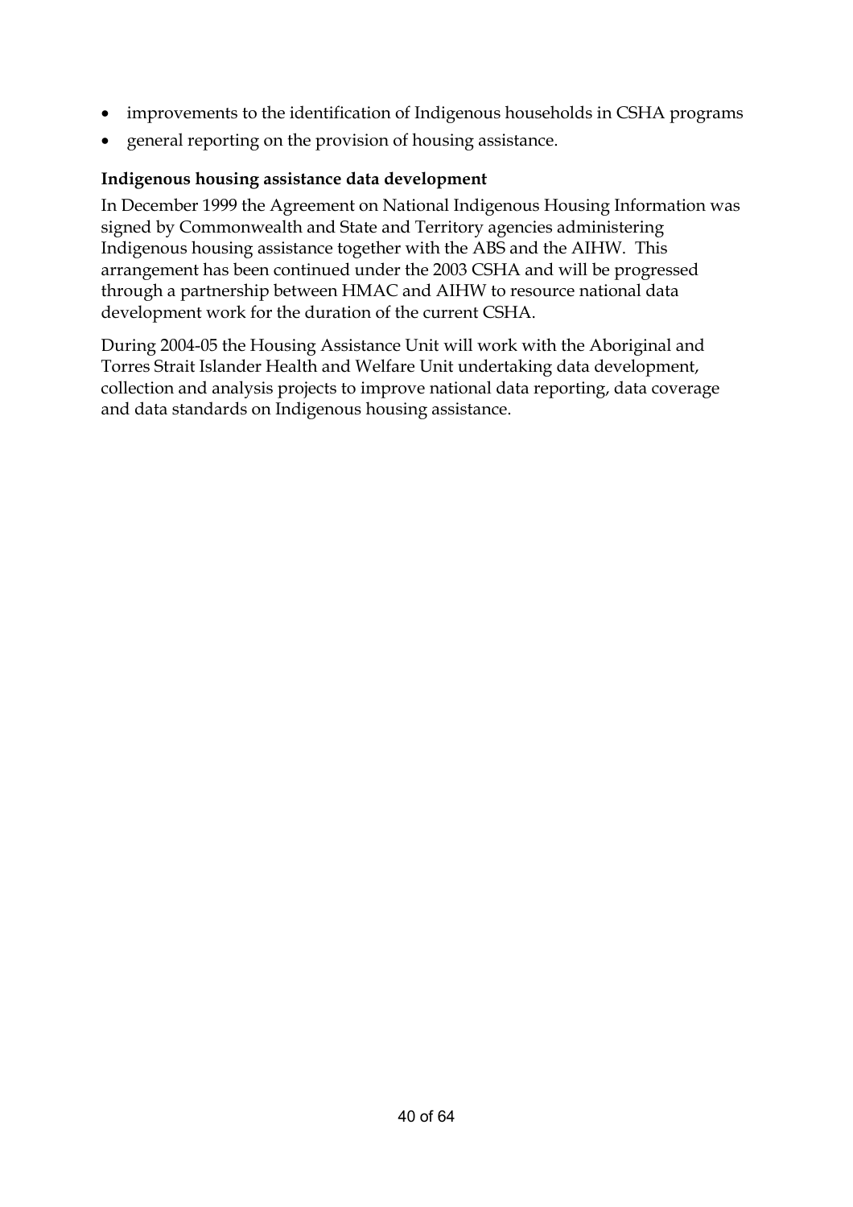- improvements to the identification of Indigenous households in CSHA programs
- general reporting on the provision of housing assistance.

**Indigenous housing assistance data development**

In December 1999 the Agreement on National Indigenous Housing Information was signed by Commonwealth and State and Territory agencies administering Indigenous housing assistance together with the ABS and the AIHW. This arrangement has been continued under the 2003 CSHA and will be progressed through a partnership between HMAC and AIHW to resource national data development work for the duration of the current CSHA.

During 2004-05 the Housing Assistance Unit will work with the Aboriginal and Torres Strait Islander Health and Welfare Unit undertaking data development, collection and analysis projects to improve national data reporting, data coverage and data standards on Indigenous housing assistance.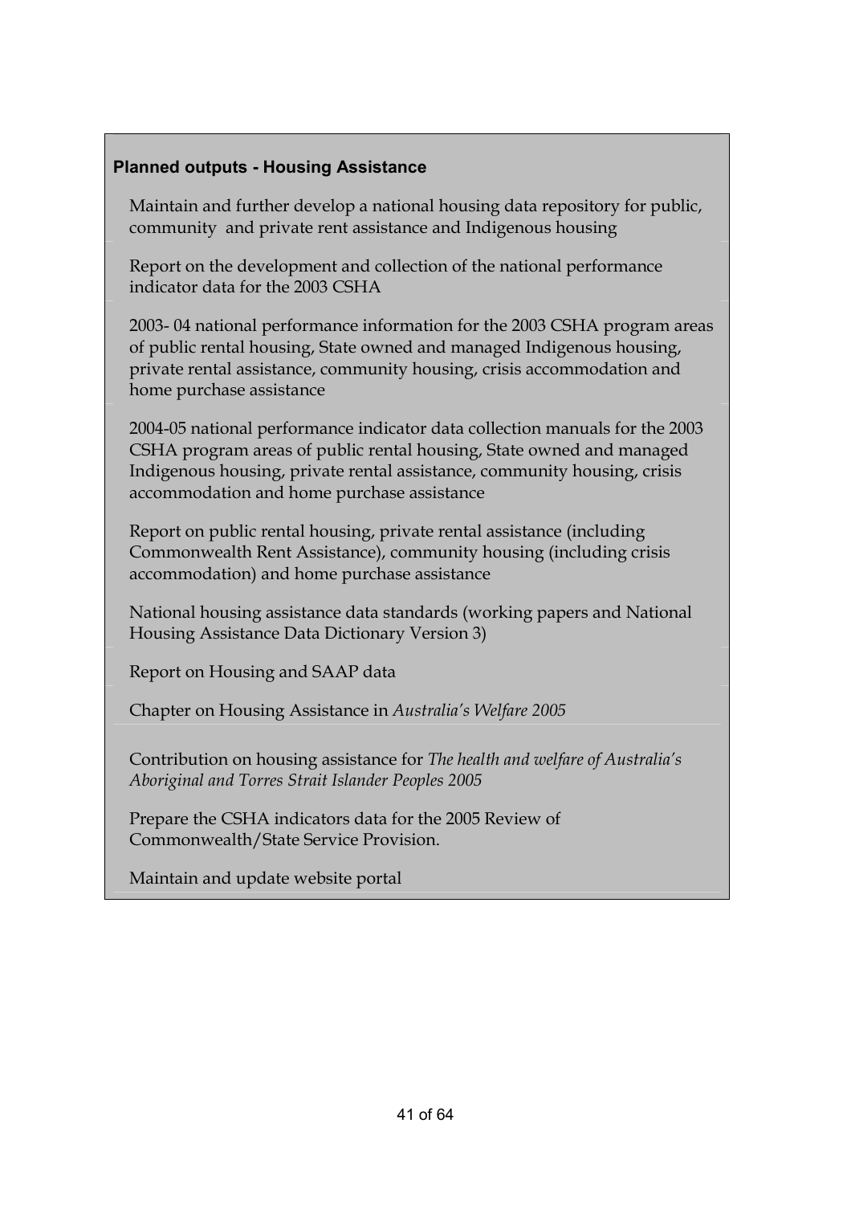**Planned outputs - Housing Assistance**

Maintain and further develop a national housing data repository for public, community and private rent assistance and Indigenous housing

Report on the development and collection of the national performance indicator data for the 2003 CSHA

2003- 04 national performance information for the 2003 CSHA program areas of public rental housing, State owned and managed Indigenous housing, private rental assistance, community housing, crisis accommodation and home purchase assistance

2004-05 national performance indicator data collection manuals for the 2003 CSHA program areas of public rental housing, State owned and managed Indigenous housing, private rental assistance, community housing, crisis accommodation and home purchase assistance

Report on public rental housing, private rental assistance (including Commonwealth Rent Assistance), community housing (including crisis accommodation) and home purchase assistance

National housing assistance data standards (working papers and National Housing Assistance Data Dictionary Version 3)

Report on Housing and SAAP data

Chapter on Housing Assistance in *Australia's Welfare 2005*

Contribution on housing assistance for *The health and welfare of Australia's Aboriginal and Torres Strait Islander Peoples 2005*

Prepare the CSHA indicators data for the 2005 Review of Commonwealth/State Service Provision.

Maintain and update website portal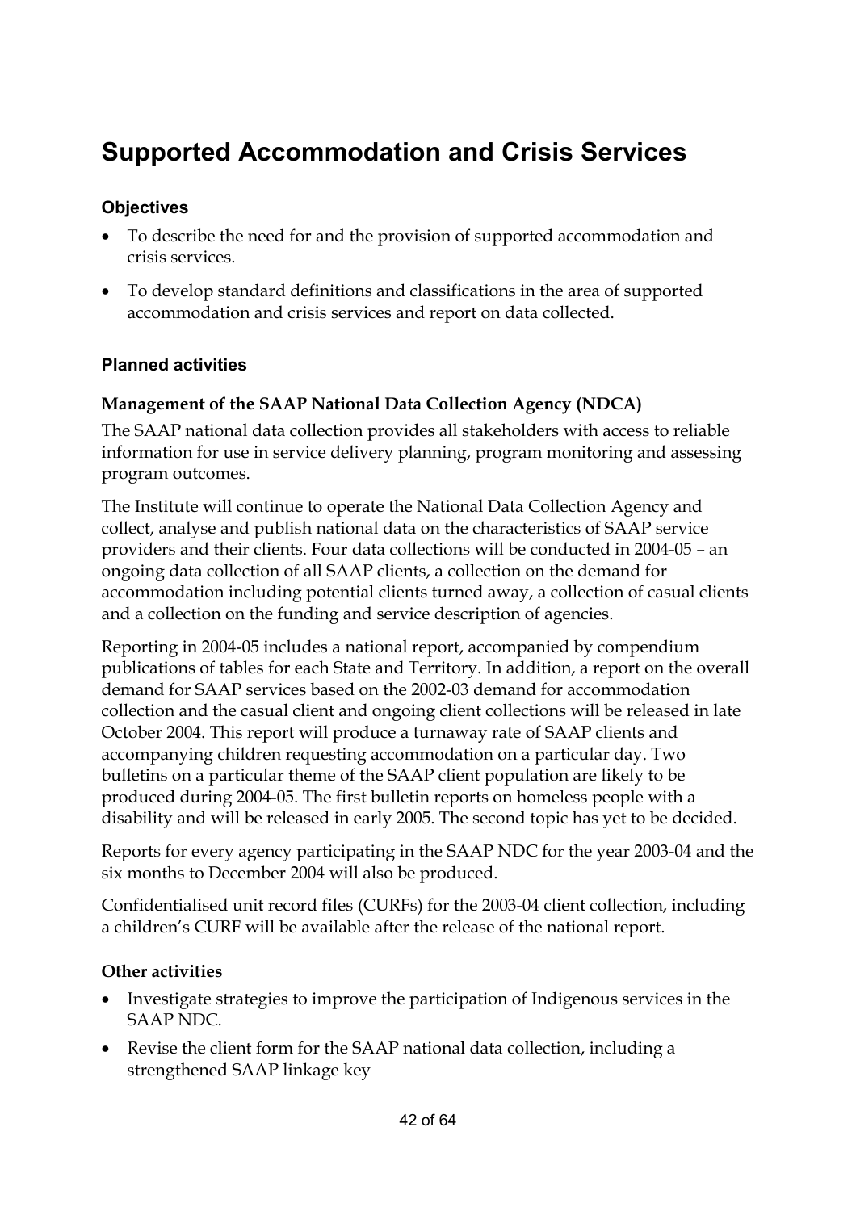# Supported Accommodation and Crisis Services

### Objectives

- To describe the need for and the provision of supported accommodation and crisis services.
- To develop standard definitions and classifications in the area of supported accommodation and crisis services and report on data collected.

### Planned activities

**Management of the SAAP National Data Collection Agency (NDCA)**

The SAAP national data collection provides all stakeholders with access to reliable information for use in service delivery planning, program monitoring and assessing program outcomes.

The Institute will continue to operate the National Data Collection Agency and collect, analyse and publish national data on the characteristics of SAAP service providers and their clients. Four data collections will be conducted in 2004-05 – an ongoing data collection of all SAAP clients, a collection on the demand for accommodation including potential clients turned away, a collection of casual clients and a collection on the funding and service description of agencies.

Reporting in 2004-05 includes a national report, accompanied by compendium publications of tables for each State and Territory. In addition, a report on the overall demand for SAAP services based on the 2002-03 demand for accommodation collection and the casual client and ongoing client collections will be released in late October 2004. This report will produce a turnaway rate of SAAP clients and accompanying children requesting accommodation on a particular day. Two bulletins on a particular theme of the SAAP client population are likely to be produced during 2004-05. The first bulletin reports on homeless people with a disability and will be released in early 2005. The second topic has yet to be decided.

Reports for every agency participating in the SAAP NDC for the year 2003-04 and the six months to December 2004 will also be produced.

Confidentialised unit record files (CURFs) for the 2003-04 client collection, including a children's CURF will be available after the release of the national report.

**Other activities**

- Investigate strategies to improve the participation of Indigenous services in the SAAP NDC.
- Revise the client form for the SAAP national data collection, including a strengthened SAAP linkage key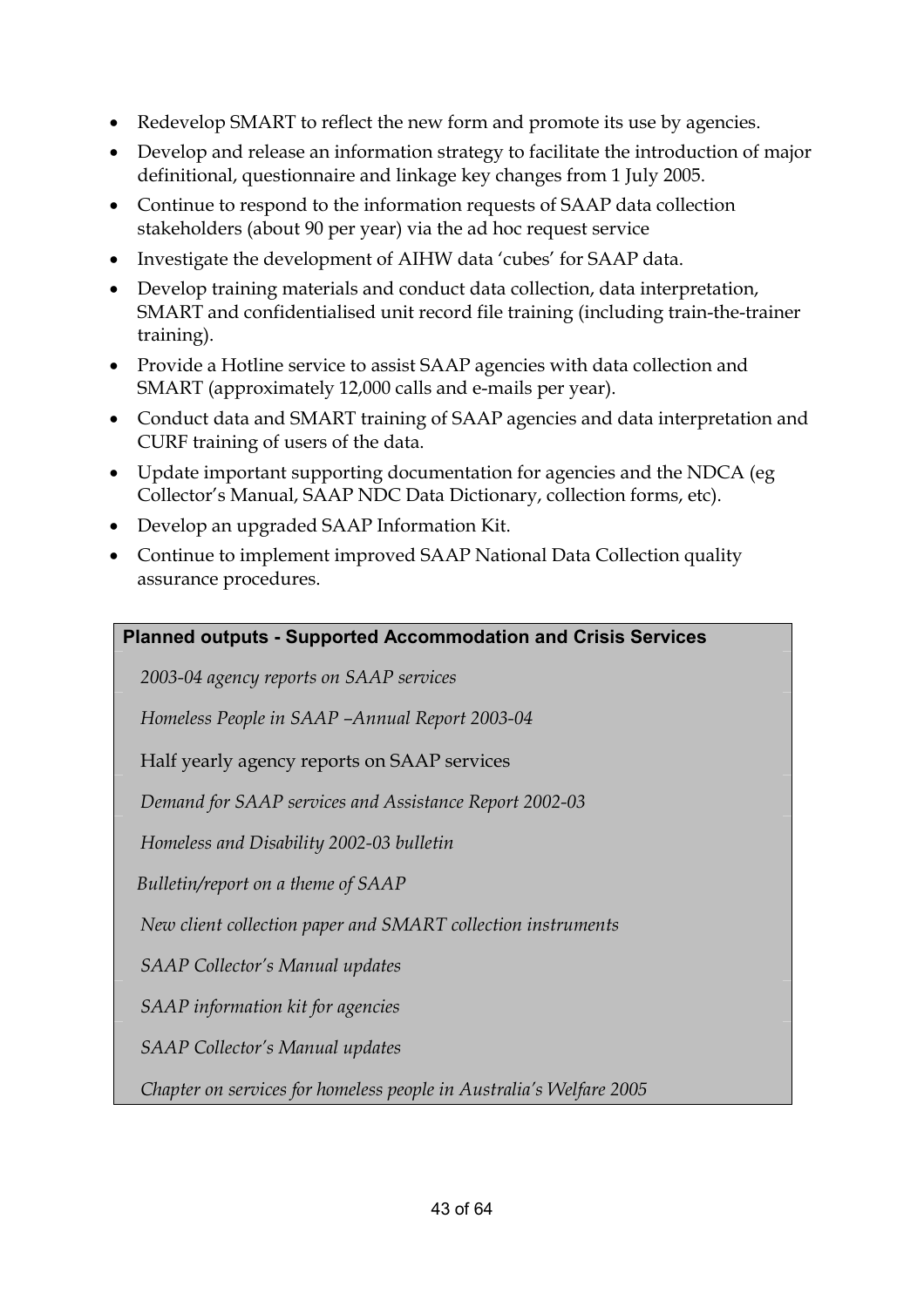- Redevelop SMART to reflect the new form and promote its use by agencies.
- Develop and release an information strategy to facilitate the introduction of major definitional, questionnaire and linkage key changes from 1 July 2005.
- Continue to respond to the information requests of SAAP data collection stakeholders (about 90 per year) via the ad hoc request service
- Investigate the development of AIHW data 'cubes' for SAAP data.
- Develop training materials and conduct data collection, data interpretation, SMART and confidentialised unit record file training (including train-the-trainer training).
- Provide a Hotline service to assist SAAP agencies with data collection and SMART (approximately 12,000 calls and e-mails per year).
- Conduct data and SMART training of SAAP agencies and data interpretation and CURF training of users of the data.
- Update important supporting documentation for agencies and the NDCA (eg Collector's Manual, SAAP NDC Data Dictionary, collection forms, etc).
- Develop an upgraded SAAP Information Kit.
- Continue to implement improved SAAP National Data Collection quality assurance procedures.

| **Planned outputs - Supported Accommodation and Crisis Services** |
| --- |
| *2003-04 agency reports on SAAP services* |
| *Homeless People in SAAP –Annual Report 2003-04* |
| Half yearly agency reports on SAAP services |
| *Demand for SAAP services and Assistance Report 2002-03* |
| *Homeless and Disability 2002-03 bulletin* |
| *Bulletin/report on a theme of SAAP* |
| *New client collection paper and SMART collection instruments* |
| *SAAP Collector's Manual updates* |
| *SAAP information kit for agencies* |
| *SAAP Collector's Manual updates* |
| *Chapter on services for homeless people in Australia's Welfare 2005* |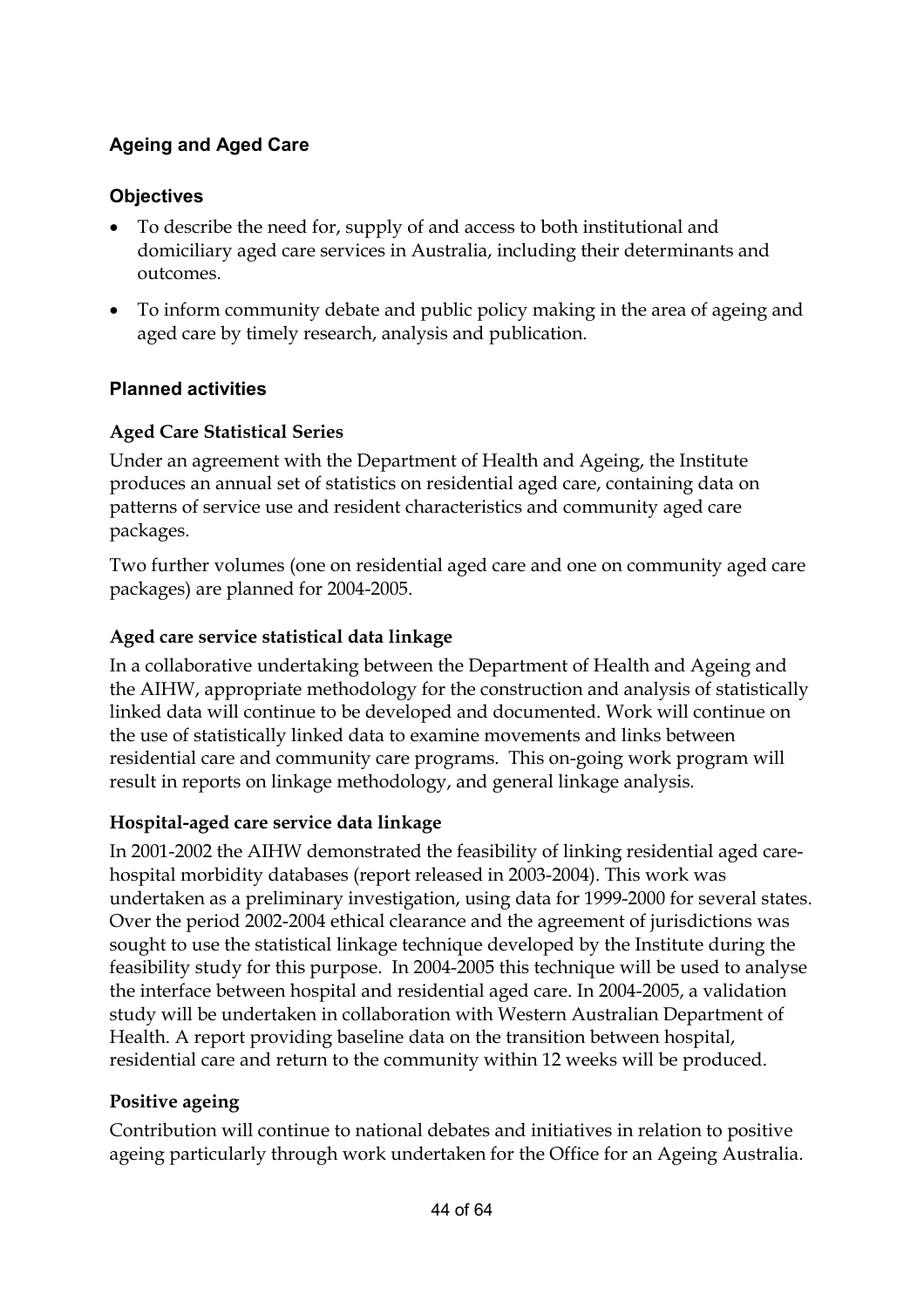## Ageing and Aged Care

### Objectives

- To describe the need for, supply of and access to both institutional and domiciliary aged care services in Australia, including their determinants and outcomes.
- To inform community debate and public policy making in the area of ageing and aged care by timely research, analysis and publication.

### Planned activities

#### Aged Care Statistical Series

Under an agreement with the Department of Health and Ageing, the Institute produces an annual set of statistics on residential aged care, containing data on patterns of service use and resident characteristics and community aged care packages.

Two further volumes (one on residential aged care and one on community aged care packages) are planned for 2004-2005.

#### Aged care service statistical data linkage

In a collaborative undertaking between the Department of Health and Ageing and the AIHW, appropriate methodology for the construction and analysis of statistically linked data will continue to be developed and documented. Work will continue on the use of statistically linked data to examine movements and links between residential care and community care programs. This on-going work program will result in reports on linkage methodology, and general linkage analysis.

#### Hospital-aged care service data linkage

In 2001-2002 the AIHW demonstrated the feasibility of linking residential aged care-hospital morbidity databases (report released in 2003-2004). This work was undertaken as a preliminary investigation, using data for 1999-2000 for several states. Over the period 2002-2004 ethical clearance and the agreement of jurisdictions was sought to use the statistical linkage technique developed by the Institute during the feasibility study for this purpose. In 2004-2005 this technique will be used to analyse the interface between hospital and residential aged care. In 2004-2005, a validation study will be undertaken in collaboration with Western Australian Department of Health. A report providing baseline data on the transition between hospital, residential care and return to the community within 12 weeks will be produced.

#### Positive ageing

Contribution will continue to national debates and initiatives in relation to positive ageing particularly through work undertaken for the Office for an Ageing Australia.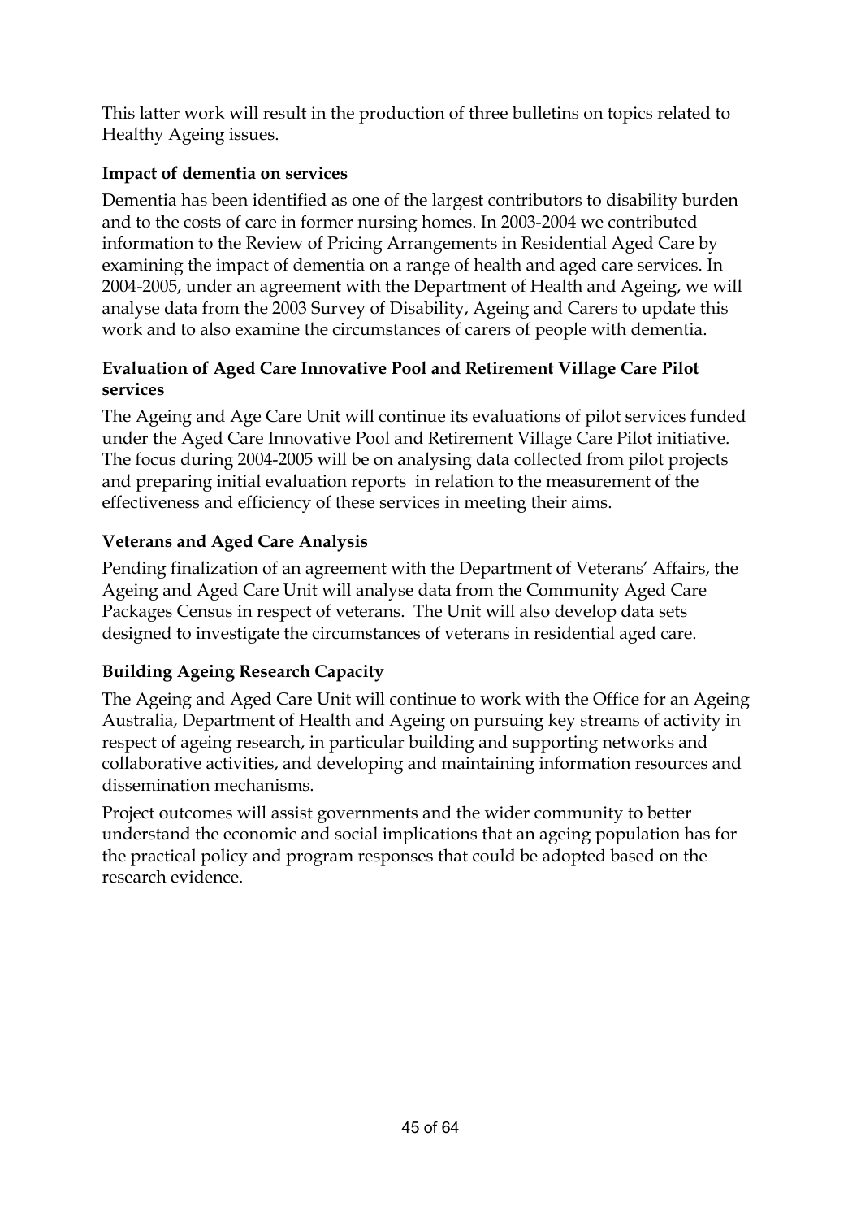This latter work will result in the production of three bulletins on topics related to Healthy Ageing issues.

**Impact of dementia on services**

Dementia has been identified as one of the largest contributors to disability burden and to the costs of care in former nursing homes. In 2003-2004 we contributed information to the Review of Pricing Arrangements in Residential Aged Care by examining the impact of dementia on a range of health and aged care services. In 2004-2005, under an agreement with the Department of Health and Ageing, we will analyse data from the 2003 Survey of Disability, Ageing and Carers to update this work and to also examine the circumstances of carers of people with dementia.

**Evaluation of Aged Care Innovative Pool and Retirement Village Care Pilot services**

The Ageing and Age Care Unit will continue its evaluations of pilot services funded under the Aged Care Innovative Pool and Retirement Village Care Pilot initiative. The focus during 2004-2005 will be on analysing data collected from pilot projects and preparing initial evaluation reports in relation to the measurement of the effectiveness and efficiency of these services in meeting their aims.

**Veterans and Aged Care Analysis**

Pending finalization of an agreement with the Department of Veterans' Affairs, the Ageing and Aged Care Unit will analyse data from the Community Aged Care Packages Census in respect of veterans. The Unit will also develop data sets designed to investigate the circumstances of veterans in residential aged care.

**Building Ageing Research Capacity**

The Ageing and Aged Care Unit will continue to work with the Office for an Ageing Australia, Department of Health and Ageing on pursuing key streams of activity in respect of ageing research, in particular building and supporting networks and collaborative activities, and developing and maintaining information resources and dissemination mechanisms.

Project outcomes will assist governments and the wider community to better understand the economic and social implications that an ageing population has for the practical policy and program responses that could be adopted based on the research evidence.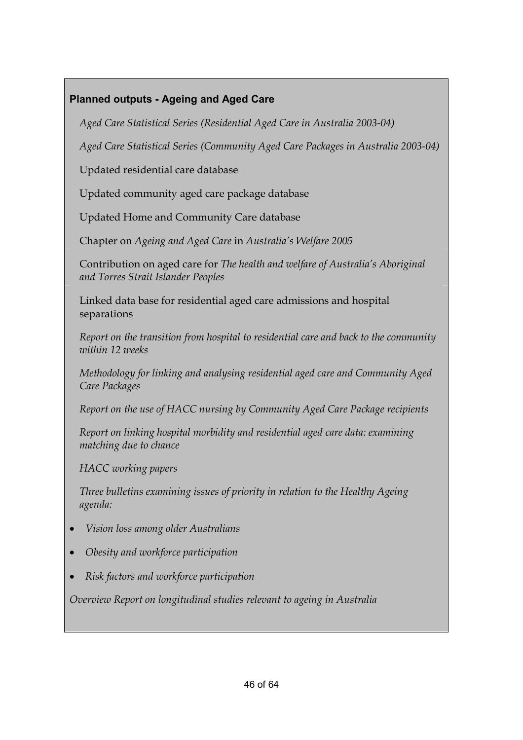**Planned outputs - Ageing and Aged Care**

*Aged Care Statistical Series (Residential Aged Care in Australia 2003-04)*

*Aged Care Statistical Series (Community Aged Care Packages in Australia 2003-04)*

Updated residential care database

Updated community aged care package database

Updated Home and Community Care database

Chapter on *Ageing and Aged Care* in *Australia's Welfare 2005*

Contribution on aged care for *The health and welfare of Australia's Aboriginal and Torres Strait Islander Peoples*

Linked data base for residential aged care admissions and hospital separations

*Report on the transition from hospital to residential care and back to the community within 12 weeks*

*Methodology for linking and analysing residential aged care and Community Aged Care Packages*

*Report on the use of HACC nursing by Community Aged Care Package recipients*

*Report on linking hospital morbidity and residential aged care data: examining matching due to chance*

*HACC working papers*

*Three bulletins examining issues of priority in relation to the Healthy Ageing agenda:*

- *Vision loss among older Australians*
- *Obesity and workforce participation*
- *Risk factors and workforce participation*

*Overview Report on longitudinal studies relevant to ageing in Australia*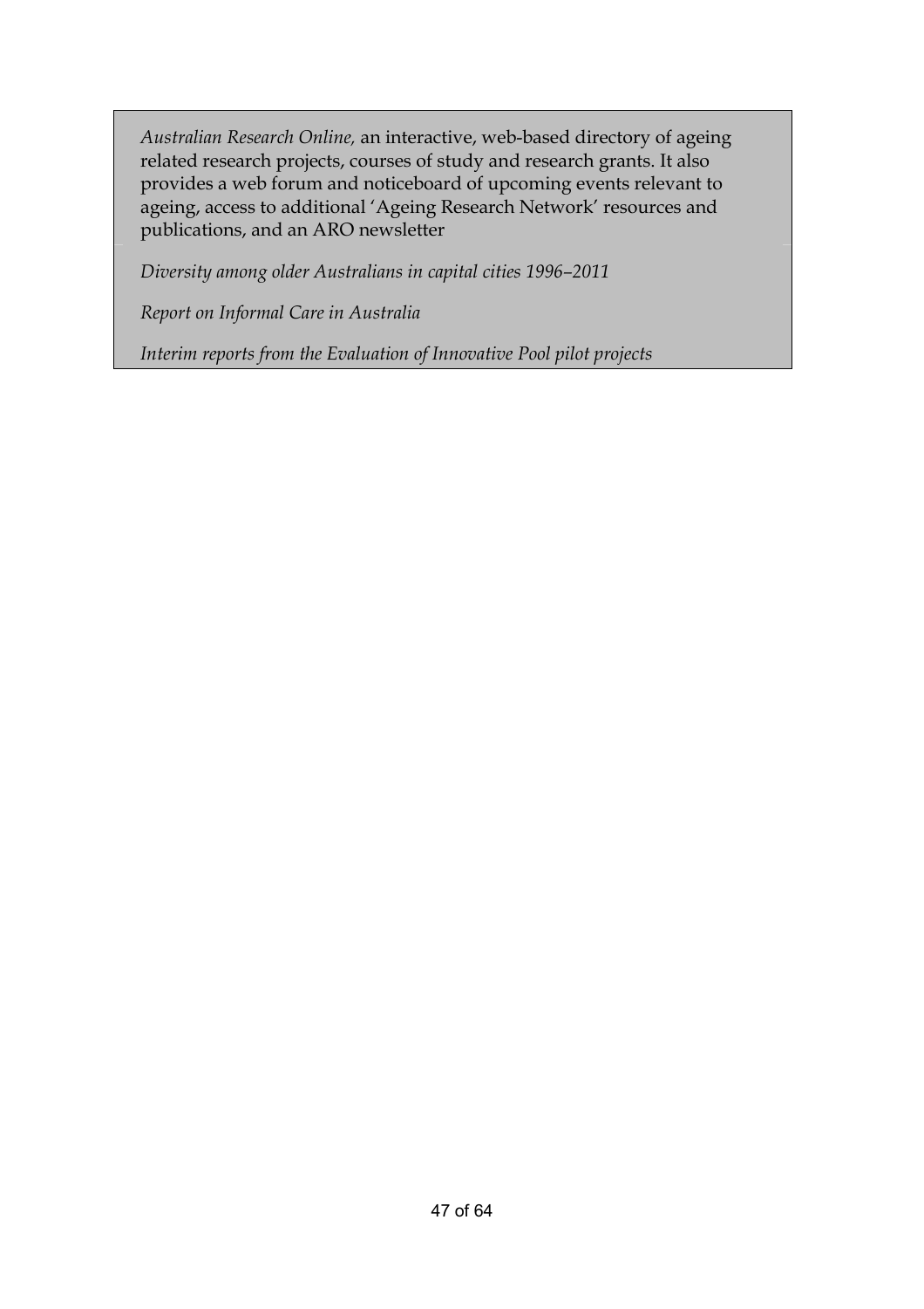*Australian Research Online,* an interactive, web-based directory of ageing related research projects, courses of study and research grants. It also provides a web forum and noticeboard of upcoming events relevant to ageing, access to additional 'Ageing Research Network' resources and publications, and an ARO newsletter

*Diversity among older Australians in capital cities 1996–2011*

*Report on Informal Care in Australia*

*Interim reports from the Evaluation of Innovative Pool pilot projects*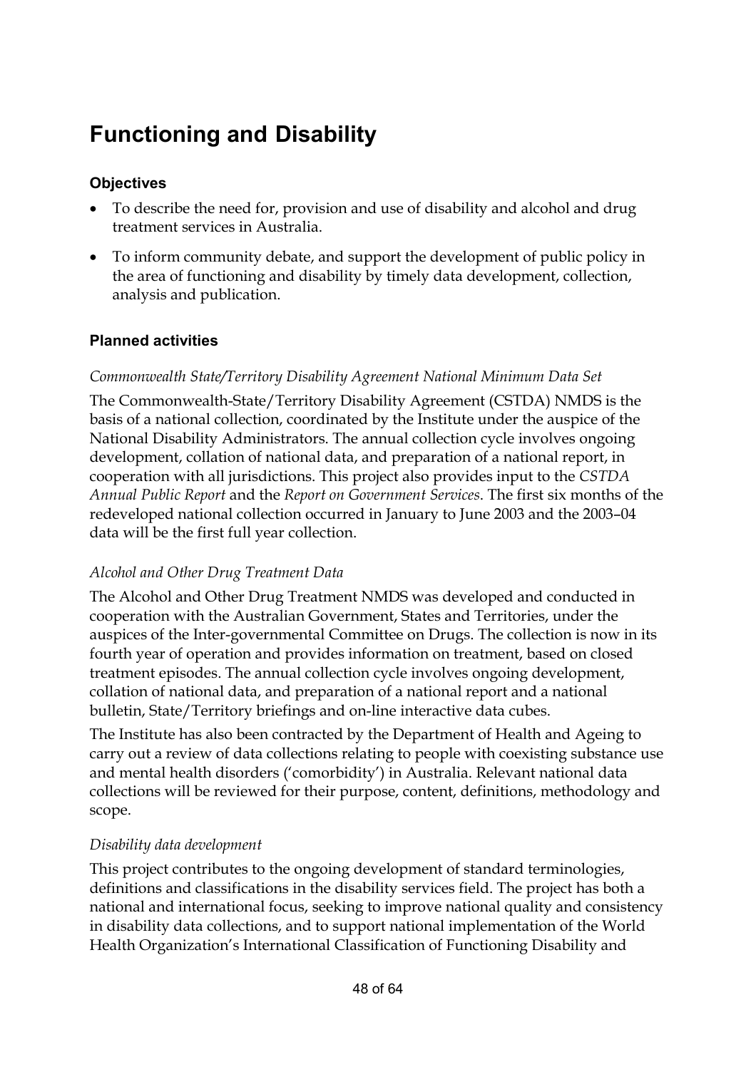# Functioning and Disability

### Objectives

- To describe the need for, provision and use of disability and alcohol and drug treatment services in Australia.
- To inform community debate, and support the development of public policy in the area of functioning and disability by timely data development, collection, analysis and publication.

### Planned activities

*Commonwealth State/Territory Disability Agreement National Minimum Data Set*

The Commonwealth-State/Territory Disability Agreement (CSTDA) NMDS is the basis of a national collection, coordinated by the Institute under the auspice of the National Disability Administrators. The annual collection cycle involves ongoing development, collation of national data, and preparation of a national report, in cooperation with all jurisdictions. This project also provides input to the *CSTDA Annual Public Report* and the *Report on Government Services*. The first six months of the redeveloped national collection occurred in January to June 2003 and the 2003–04 data will be the first full year collection.

*Alcohol and Other Drug Treatment Data*

The Alcohol and Other Drug Treatment NMDS was developed and conducted in cooperation with the Australian Government, States and Territories, under the auspices of the Inter-governmental Committee on Drugs. The collection is now in its fourth year of operation and provides information on treatment, based on closed treatment episodes. The annual collection cycle involves ongoing development, collation of national data, and preparation of a national report and a national bulletin, State/Territory briefings and on-line interactive data cubes.

The Institute has also been contracted by the Department of Health and Ageing to carry out a review of data collections relating to people with coexisting substance use and mental health disorders ('comorbidity') in Australia. Relevant national data collections will be reviewed for their purpose, content, definitions, methodology and scope.

*Disability data development*

This project contributes to the ongoing development of standard terminologies, definitions and classifications in the disability services field. The project has both a national and international focus, seeking to improve national quality and consistency in disability data collections, and to support national implementation of the World Health Organization's International Classification of Functioning Disability and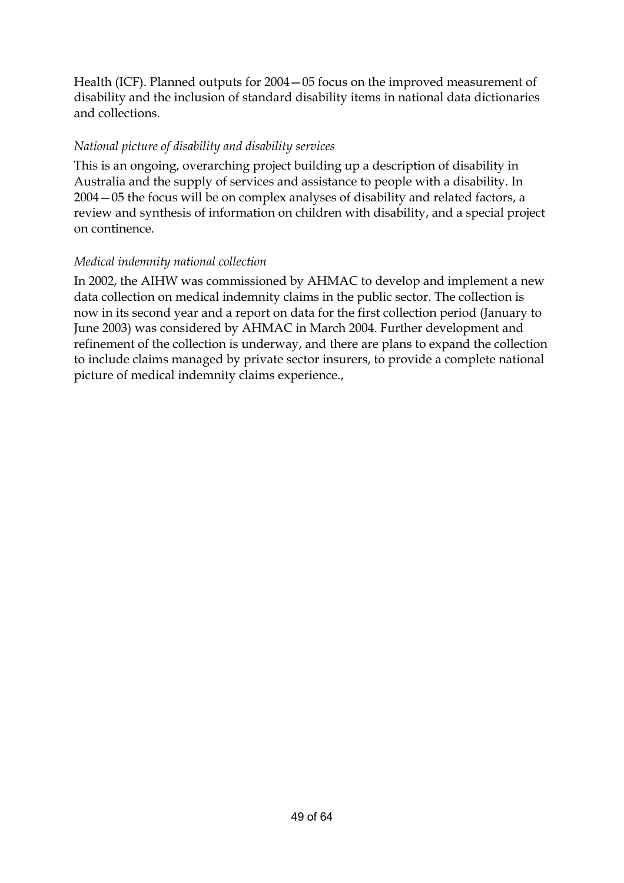Health (ICF). Planned outputs for 2004—05 focus on the improved measurement of disability and the inclusion of standard disability items in national data dictionaries and collections.

*National picture of disability and disability services*

This is an ongoing, overarching project building up a description of disability in Australia and the supply of services and assistance to people with a disability. In 2004—05 the focus will be on complex analyses of disability and related factors, a review and synthesis of information on children with disability, and a special project on continence.

*Medical indemnity national collection*

In 2002, the AIHW was commissioned by AHMAC to develop and implement a new data collection on medical indemnity claims in the public sector. The collection is now in its second year and a report on data for the first collection period (January to June 2003) was considered by AHMAC in March 2004. Further development and refinement of the collection is underway, and there are plans to expand the collection to include claims managed by private sector insurers, to provide a complete national picture of medical indemnity claims experience.,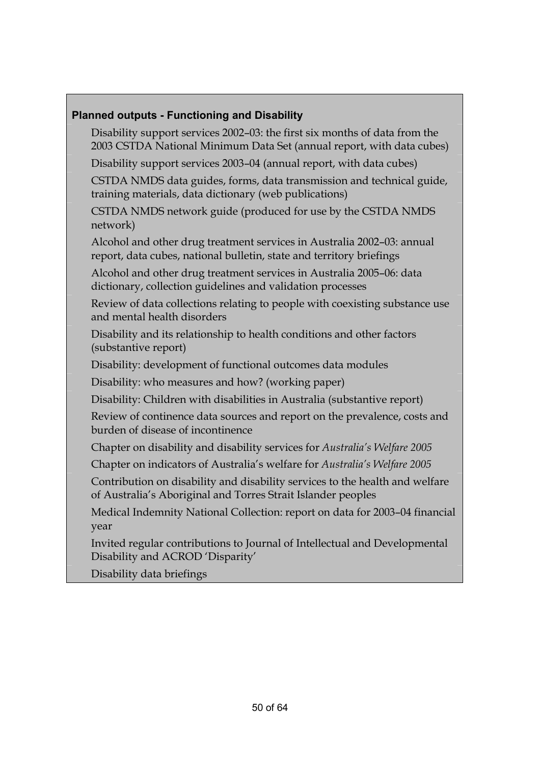**Planned outputs - Functioning and Disability**

- Disability support services 2002–03: the first six months of data from the 2003 CSTDA National Minimum Data Set (annual report, with data cubes)
- Disability support services 2003–04 (annual report, with data cubes)
- CSTDA NMDS data guides, forms, data transmission and technical guide, training materials, data dictionary (web publications)
- CSTDA NMDS network guide (produced for use by the CSTDA NMDS network)
- Alcohol and other drug treatment services in Australia 2002–03: annual report, data cubes, national bulletin, state and territory briefings
- Alcohol and other drug treatment services in Australia 2005–06: data dictionary, collection guidelines and validation processes
- Review of data collections relating to people with coexisting substance use and mental health disorders
- Disability and its relationship to health conditions and other factors (substantive report)
- Disability: development of functional outcomes data modules
- Disability: who measures and how? (working paper)
- Disability: Children with disabilities in Australia (substantive report)
- Review of continence data sources and report on the prevalence, costs and burden of disease of incontinence
- Chapter on disability and disability services for *Australia's Welfare 2005*
- Chapter on indicators of Australia's welfare for *Australia's Welfare 2005*
- Contribution on disability and disability services to the health and welfare of Australia's Aboriginal and Torres Strait Islander peoples
- Medical Indemnity National Collection: report on data for 2003–04 financial year
- Invited regular contributions to Journal of Intellectual and Developmental Disability and ACROD 'Disparity'
- Disability data briefings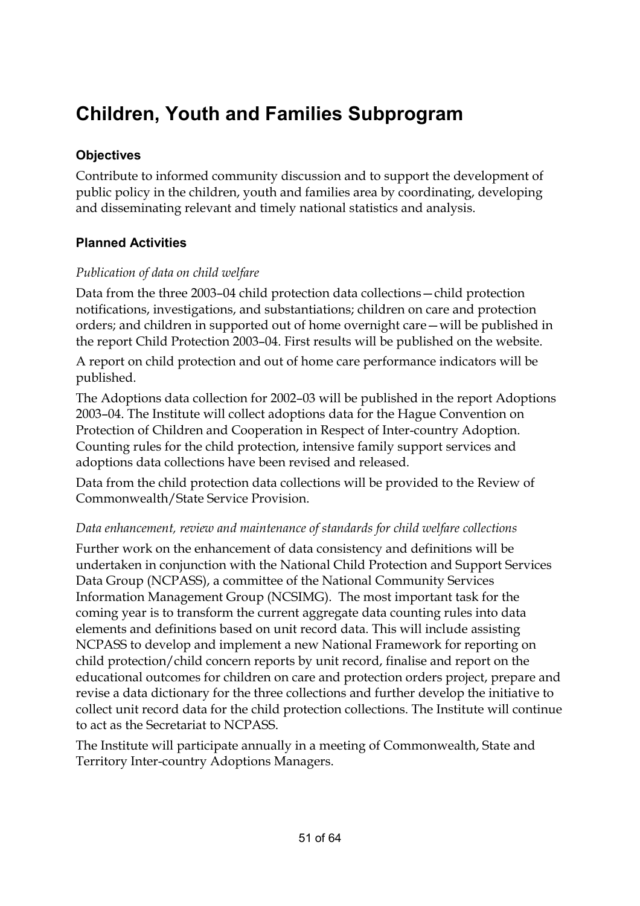# Children, Youth and Families Subprogram

### Objectives

Contribute to informed community discussion and to support the development of public policy in the children, youth and families area by coordinating, developing and disseminating relevant and timely national statistics and analysis.

### Planned Activities

*Publication of data on child welfare*

Data from the three 2003–04 child protection data collections—child protection notifications, investigations, and substantiations; children on care and protection orders; and children in supported out of home overnight care—will be published in the report Child Protection 2003–04. First results will be published on the website.

A report on child protection and out of home care performance indicators will be published.

The Adoptions data collection for 2002–03 will be published in the report Adoptions 2003–04. The Institute will collect adoptions data for the Hague Convention on Protection of Children and Cooperation in Respect of Inter-country Adoption. Counting rules for the child protection, intensive family support services and adoptions data collections have been revised and released.

Data from the child protection data collections will be provided to the Review of Commonwealth/State Service Provision.

*Data enhancement, review and maintenance of standards for child welfare collections*

Further work on the enhancement of data consistency and definitions will be undertaken in conjunction with the National Child Protection and Support Services Data Group (NCPASS), a committee of the National Community Services Information Management Group (NCSIMG). The most important task for the coming year is to transform the current aggregate data counting rules into data elements and definitions based on unit record data. This will include assisting NCPASS to develop and implement a new National Framework for reporting on child protection/child concern reports by unit record, finalise and report on the educational outcomes for children on care and protection orders project, prepare and revise a data dictionary for the three collections and further develop the initiative to collect unit record data for the child protection collections. The Institute will continue to act as the Secretariat to NCPASS.

The Institute will participate annually in a meeting of Commonwealth, State and Territory Inter-country Adoptions Managers.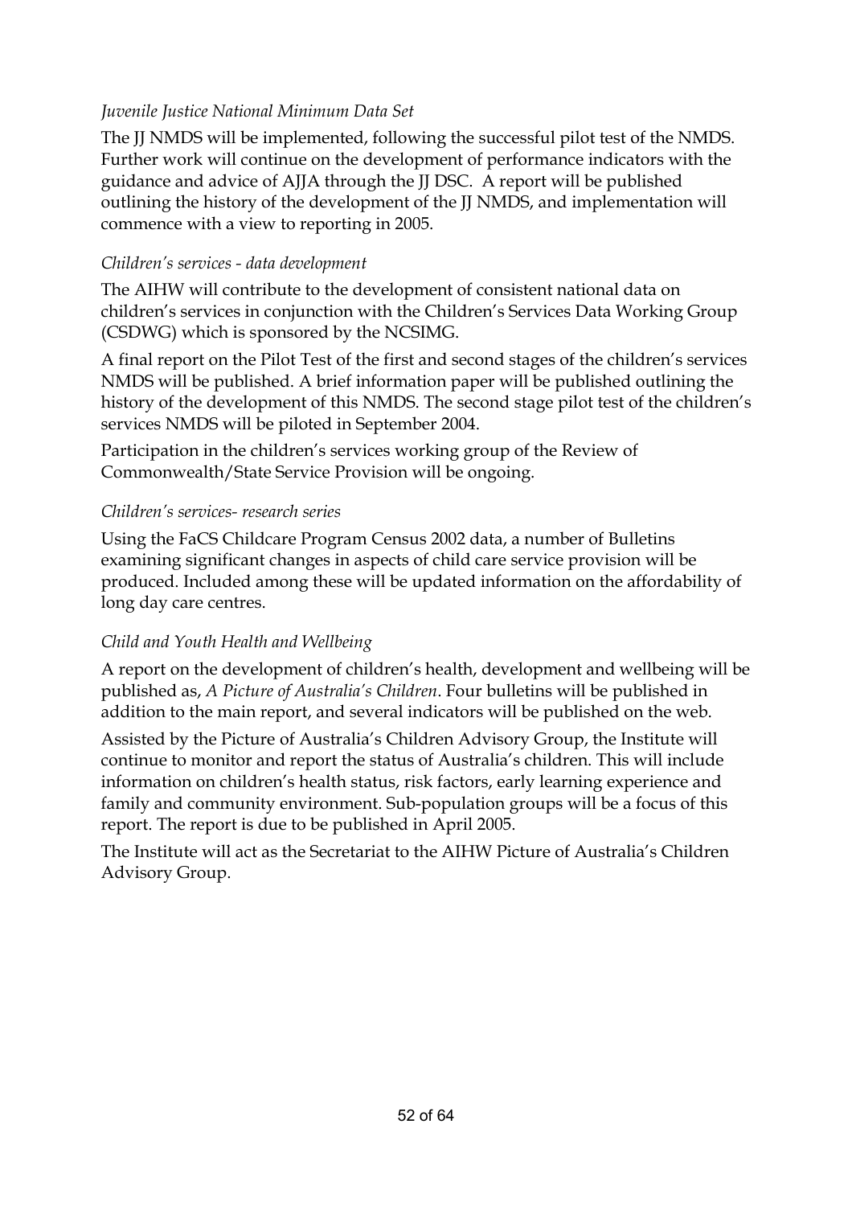*Juvenile Justice National Minimum Data Set*

The JJ NMDS will be implemented, following the successful pilot test of the NMDS. Further work will continue on the development of performance indicators with the guidance and advice of AJJA through the JJ DSC. A report will be published outlining the history of the development of the JJ NMDS, and implementation will commence with a view to reporting in 2005.

*Children's services - data development*

The AIHW will contribute to the development of consistent national data on children's services in conjunction with the Children's Services Data Working Group (CSDWG) which is sponsored by the NCSIMG.

A final report on the Pilot Test of the first and second stages of the children's services NMDS will be published. A brief information paper will be published outlining the history of the development of this NMDS. The second stage pilot test of the children's services NMDS will be piloted in September 2004.

Participation in the children's services working group of the Review of Commonwealth/State Service Provision will be ongoing.

*Children's services- research series*

Using the FaCS Childcare Program Census 2002 data, a number of Bulletins examining significant changes in aspects of child care service provision will be produced. Included among these will be updated information on the affordability of long day care centres.

*Child and Youth Health and Wellbeing*

A report on the development of children's health, development and wellbeing will be published as, *A Picture of Australia's Children*. Four bulletins will be published in addition to the main report, and several indicators will be published on the web.

Assisted by the Picture of Australia's Children Advisory Group, the Institute will continue to monitor and report the status of Australia's children. This will include information on children's health status, risk factors, early learning experience and family and community environment. Sub-population groups will be a focus of this report. The report is due to be published in April 2005.

The Institute will act as the Secretariat to the AIHW Picture of Australia's Children Advisory Group.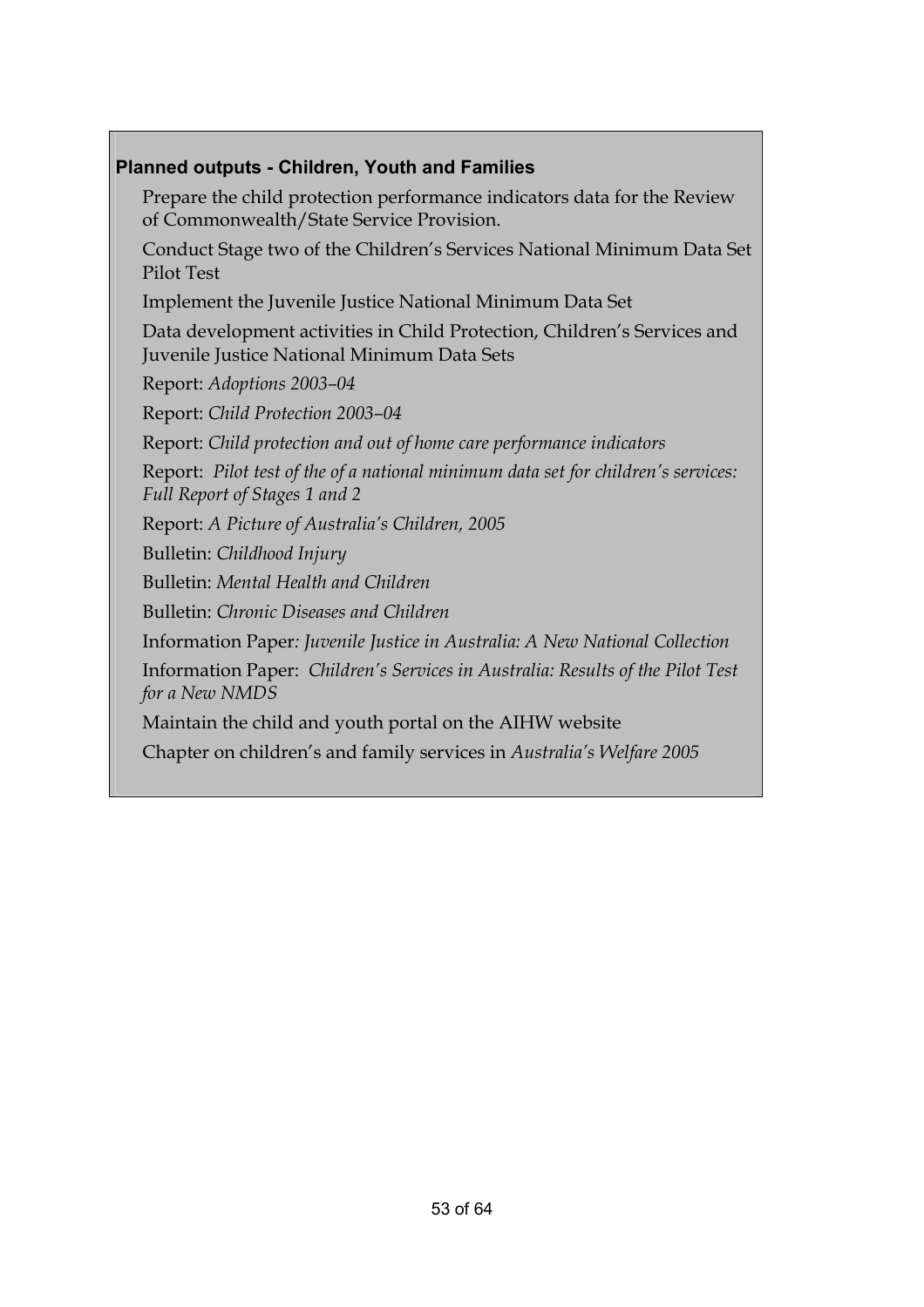**Planned outputs - Children, Youth and Families**

Prepare the child protection performance indicators data for the Review of Commonwealth/State Service Provision.

Conduct Stage two of the Children's Services National Minimum Data Set Pilot Test

Implement the Juvenile Justice National Minimum Data Set

Data development activities in Child Protection, Children's Services and Juvenile Justice National Minimum Data Sets

Report: *Adoptions 2003–04*

Report: *Child Protection 2003–04*

Report: *Child protection and out of home care performance indicators*

Report: *Pilot test of the of a national minimum data set for children's services: Full Report of Stages 1 and 2*

Report: *A Picture of Australia's Children, 2005*

Bulletin: *Childhood Injury*

Bulletin: *Mental Health and Children*

Bulletin: *Chronic Diseases and Children*

Information Paper: *Juvenile Justice in Australia: A New National Collection*

Information Paper: *Children's Services in Australia: Results of the Pilot Test for a New NMDS*

Maintain the child and youth portal on the AIHW website

Chapter on children's and family services in *Australia's Welfare 2005*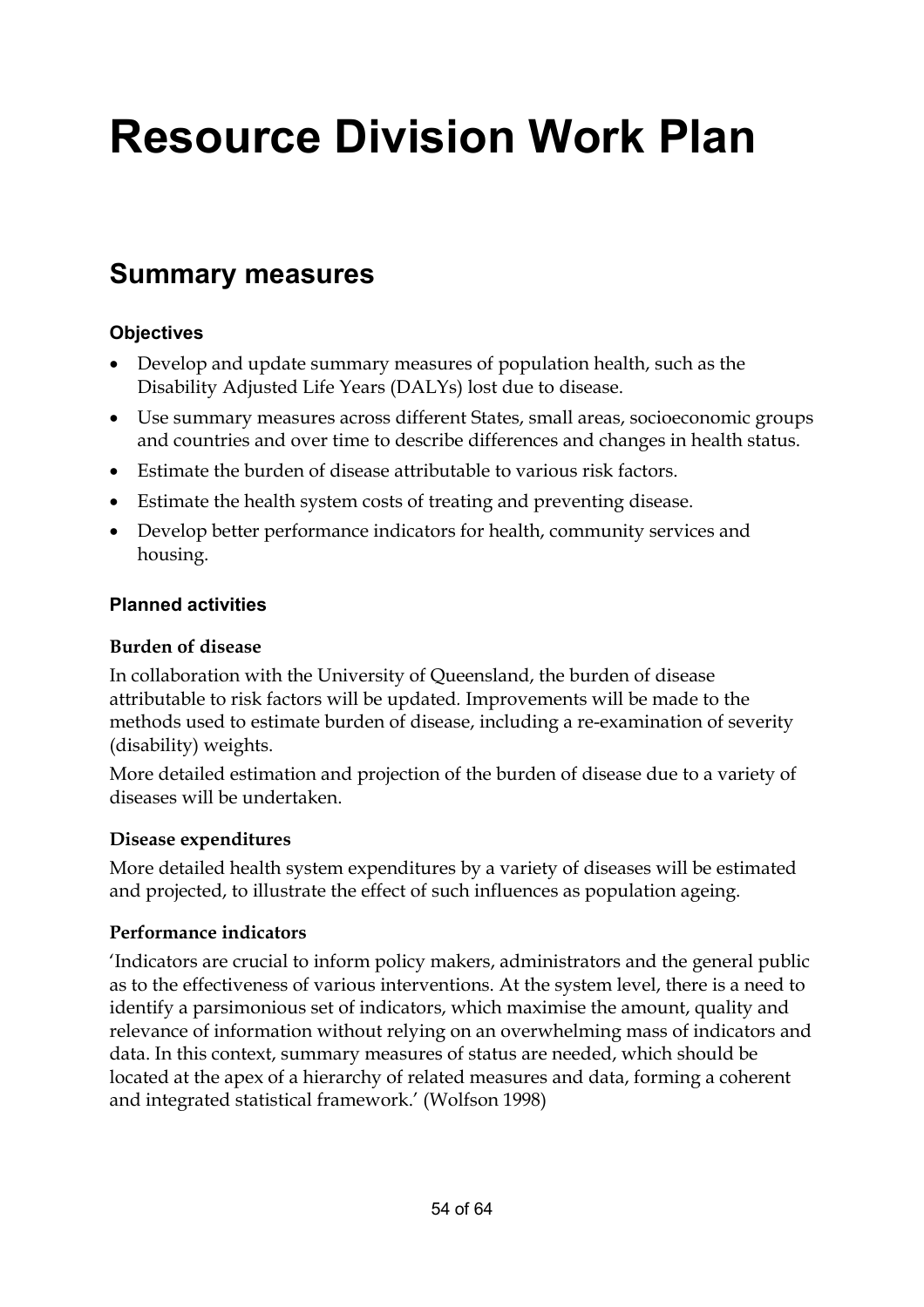# Resource Division Work Plan

## Summary measures

### Objectives

- Develop and update summary measures of population health, such as the Disability Adjusted Life Years (DALYs) lost due to disease.
- Use summary measures across different States, small areas, socioeconomic groups and countries and over time to describe differences and changes in health status.
- Estimate the burden of disease attributable to various risk factors.
- Estimate the health system costs of treating and preventing disease.
- Develop better performance indicators for health, community services and housing.

### Planned activities

**Burden of disease**

In collaboration with the University of Queensland, the burden of disease attributable to risk factors will be updated. Improvements will be made to the methods used to estimate burden of disease, including a re-examination of severity (disability) weights.

More detailed estimation and projection of the burden of disease due to a variety of diseases will be undertaken.

**Disease expenditures**

More detailed health system expenditures by a variety of diseases will be estimated and projected, to illustrate the effect of such influences as population ageing.

**Performance indicators**

'Indicators are crucial to inform policy makers, administrators and the general public as to the effectiveness of various interventions. At the system level, there is a need to identify a parsimonious set of indicators, which maximise the amount, quality and relevance of information without relying on an overwhelming mass of indicators and data. In this context, summary measures of status are needed, which should be located at the apex of a hierarchy of related measures and data, forming a coherent and integrated statistical framework.' (Wolfson 1998)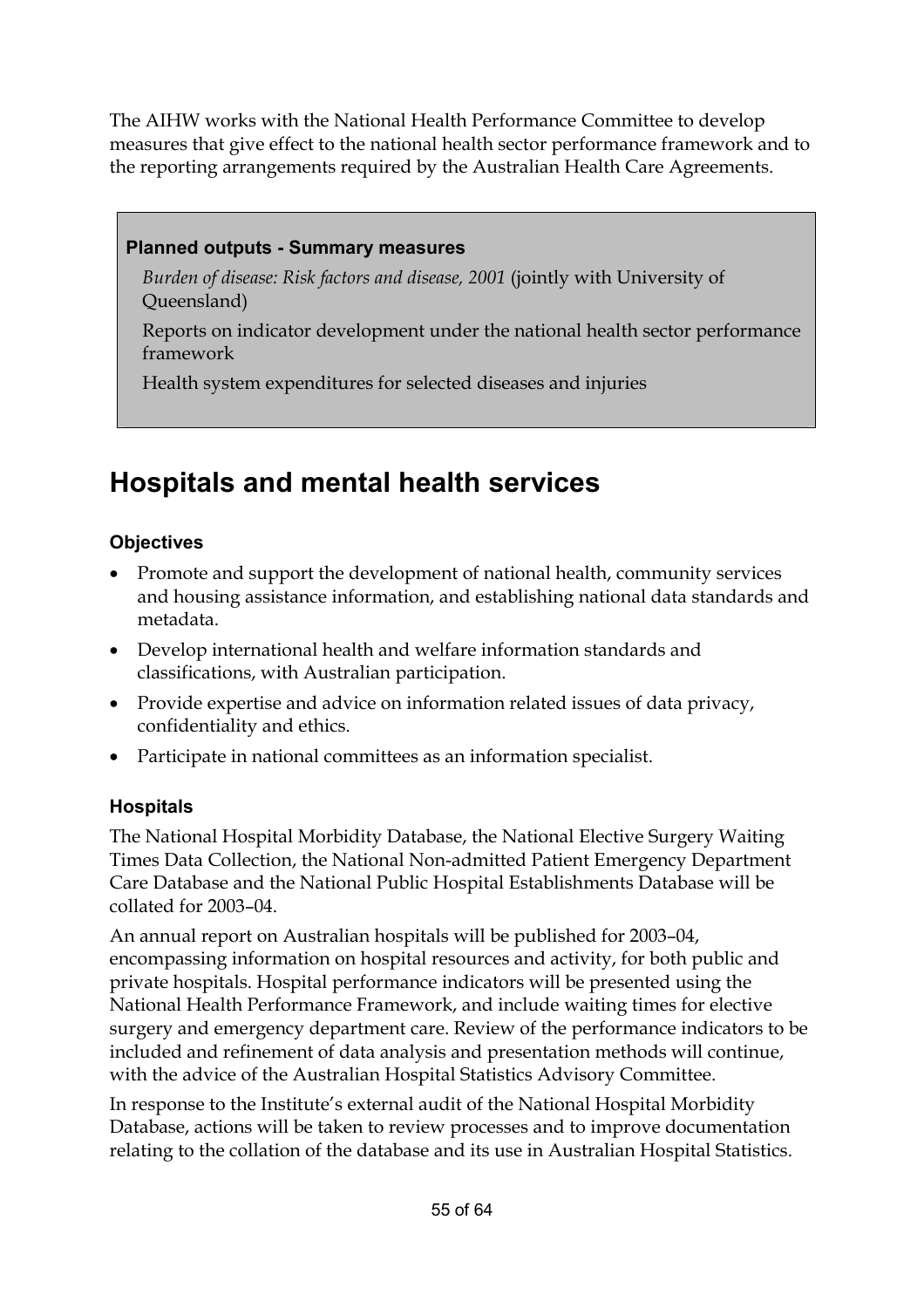The AIHW works with the National Health Performance Committee to develop measures that give effect to the national health sector performance framework and to the reporting arrangements required by the Australian Health Care Agreements.

**Planned outputs - Summary measures**

*Burden of disease: Risk factors and disease, 2001* (jointly with University of Queensland)

Reports on indicator development under the national health sector performance framework

Health system expenditures for selected diseases and injuries

## Hospitals and mental health services

### Objectives

- Promote and support the development of national health, community services and housing assistance information, and establishing national data standards and metadata.
- Develop international health and welfare information standards and classifications, with Australian participation.
- Provide expertise and advice on information related issues of data privacy, confidentiality and ethics.
- Participate in national committees as an information specialist.

### Hospitals

The National Hospital Morbidity Database, the National Elective Surgery Waiting Times Data Collection, the National Non-admitted Patient Emergency Department Care Database and the National Public Hospital Establishments Database will be collated for 2003–04.

An annual report on Australian hospitals will be published for 2003–04, encompassing information on hospital resources and activity, for both public and private hospitals. Hospital performance indicators will be presented using the National Health Performance Framework, and include waiting times for elective surgery and emergency department care. Review of the performance indicators to be included and refinement of data analysis and presentation methods will continue, with the advice of the Australian Hospital Statistics Advisory Committee.

In response to the Institute's external audit of the National Hospital Morbidity Database, actions will be taken to review processes and to improve documentation relating to the collation of the database and its use in Australian Hospital Statistics.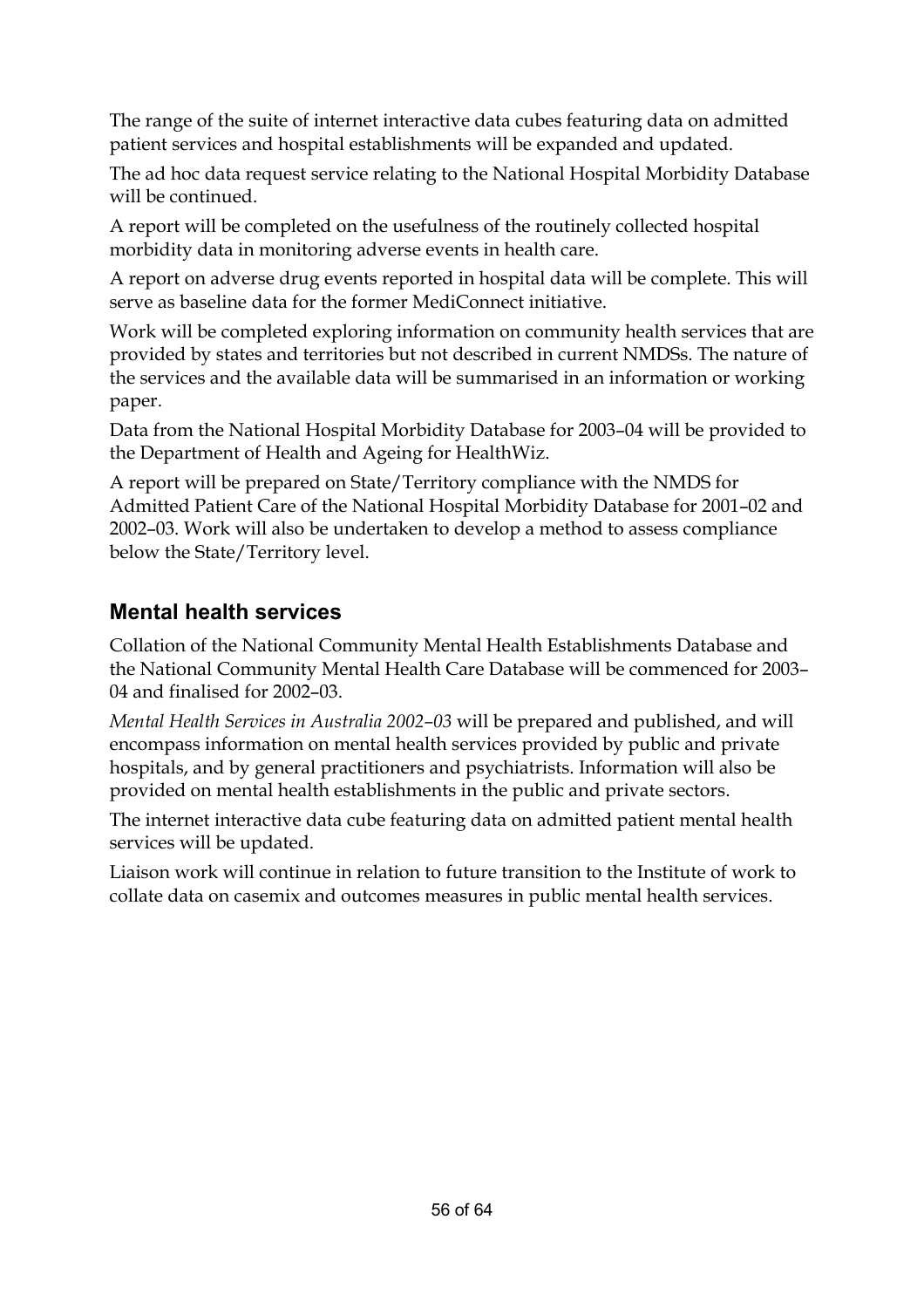The range of the suite of internet interactive data cubes featuring data on admitted patient services and hospital establishments will be expanded and updated.

The ad hoc data request service relating to the National Hospital Morbidity Database will be continued.

A report will be completed on the usefulness of the routinely collected hospital morbidity data in monitoring adverse events in health care.

A report on adverse drug events reported in hospital data will be complete. This will serve as baseline data for the former MediConnect initiative.

Work will be completed exploring information on community health services that are provided by states and territories but not described in current NMDSs. The nature of the services and the available data will be summarised in an information or working paper.

Data from the National Hospital Morbidity Database for 2003–04 will be provided to the Department of Health and Ageing for HealthWiz.

A report will be prepared on State/Territory compliance with the NMDS for Admitted Patient Care of the National Hospital Morbidity Database for 2001–02 and 2002–03. Work will also be undertaken to develop a method to assess compliance below the State/Territory level.

## Mental health services

Collation of the National Community Mental Health Establishments Database and the National Community Mental Health Care Database will be commenced for 2003–04 and finalised for 2002–03.

*Mental Health Services in Australia 2002–03* will be prepared and published, and will encompass information on mental health services provided by public and private hospitals, and by general practitioners and psychiatrists. Information will also be provided on mental health establishments in the public and private sectors.

The internet interactive data cube featuring data on admitted patient mental health services will be updated.

Liaison work will continue in relation to future transition to the Institute of work to collate data on casemix and outcomes measures in public mental health services.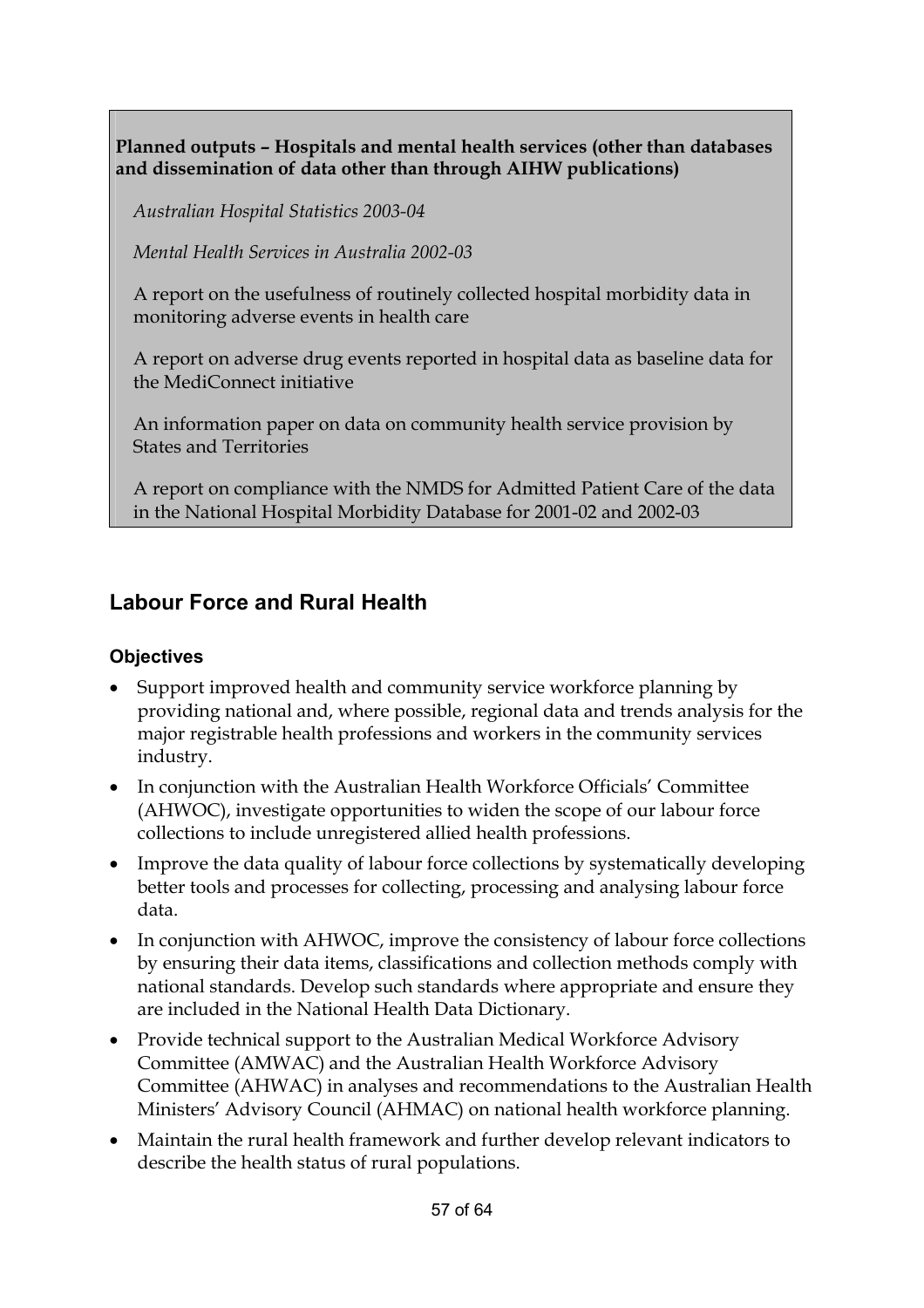**Planned outputs – Hospitals and mental health services (other than databases and dissemination of data other than through AIHW publications)**

*Australian Hospital Statistics 2003-04*

*Mental Health Services in Australia 2002-03*

A report on the usefulness of routinely collected hospital morbidity data in monitoring adverse events in health care

A report on adverse drug events reported in hospital data as baseline data for the MediConnect initiative

An information paper on data on community health service provision by States and Territories

A report on compliance with the NMDS for Admitted Patient Care of the data in the National Hospital Morbidity Database for 2001-02 and 2002-03

## Labour Force and Rural Health

### Objectives

- Support improved health and community service workforce planning by providing national and, where possible, regional data and trends analysis for the major registrable health professions and workers in the community services industry.
- In conjunction with the Australian Health Workforce Officials' Committee (AHWOC), investigate opportunities to widen the scope of our labour force collections to include unregistered allied health professions.
- Improve the data quality of labour force collections by systematically developing better tools and processes for collecting, processing and analysing labour force data.
- In conjunction with AHWOC, improve the consistency of labour force collections by ensuring their data items, classifications and collection methods comply with national standards. Develop such standards where appropriate and ensure they are included in the National Health Data Dictionary.
- Provide technical support to the Australian Medical Workforce Advisory Committee (AMWAC) and the Australian Health Workforce Advisory Committee (AHWAC) in analyses and recommendations to the Australian Health Ministers' Advisory Council (AHMAC) on national health workforce planning.
- Maintain the rural health framework and further develop relevant indicators to describe the health status of rural populations.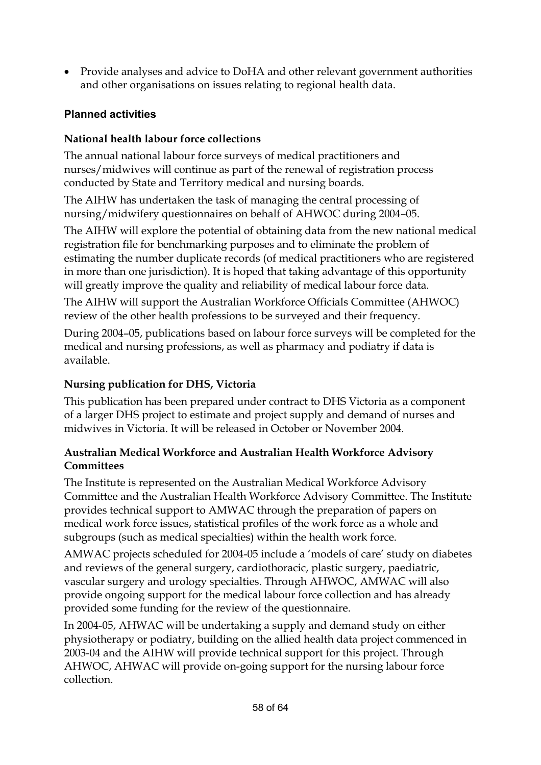- Provide analyses and advice to DoHA and other relevant government authorities and other organisations on issues relating to regional health data.

### Planned activities

**National health labour force collections**

The annual national labour force surveys of medical practitioners and nurses/midwives will continue as part of the renewal of registration process conducted by State and Territory medical and nursing boards.

The AIHW has undertaken the task of managing the central processing of nursing/midwifery questionnaires on behalf of AHWOC during 2004–05.

The AIHW will explore the potential of obtaining data from the new national medical registration file for benchmarking purposes and to eliminate the problem of estimating the number duplicate records (of medical practitioners who are registered in more than one jurisdiction). It is hoped that taking advantage of this opportunity will greatly improve the quality and reliability of medical labour force data.

The AIHW will support the Australian Workforce Officials Committee (AHWOC) review of the other health professions to be surveyed and their frequency.

During 2004–05, publications based on labour force surveys will be completed for the medical and nursing professions, as well as pharmacy and podiatry if data is available.

**Nursing publication for DHS, Victoria**

This publication has been prepared under contract to DHS Victoria as a component of a larger DHS project to estimate and project supply and demand of nurses and midwives in Victoria. It will be released in October or November 2004.

**Australian Medical Workforce and Australian Health Workforce Advisory Committees**

The Institute is represented on the Australian Medical Workforce Advisory Committee and the Australian Health Workforce Advisory Committee. The Institute provides technical support to AMWAC through the preparation of papers on medical work force issues, statistical profiles of the work force as a whole and subgroups (such as medical specialties) within the health work force.

AMWAC projects scheduled for 2004-05 include a 'models of care' study on diabetes and reviews of the general surgery, cardiothoracic, plastic surgery, paediatric, vascular surgery and urology specialties. Through AHWOC, AMWAC will also provide ongoing support for the medical labour force collection and has already provided some funding for the review of the questionnaire.

In 2004-05, AHWAC will be undertaking a supply and demand study on either physiotherapy or podiatry, building on the allied health data project commenced in 2003-04 and the AIHW will provide technical support for this project. Through AHWOC, AHWAC will provide on-going support for the nursing labour force collection.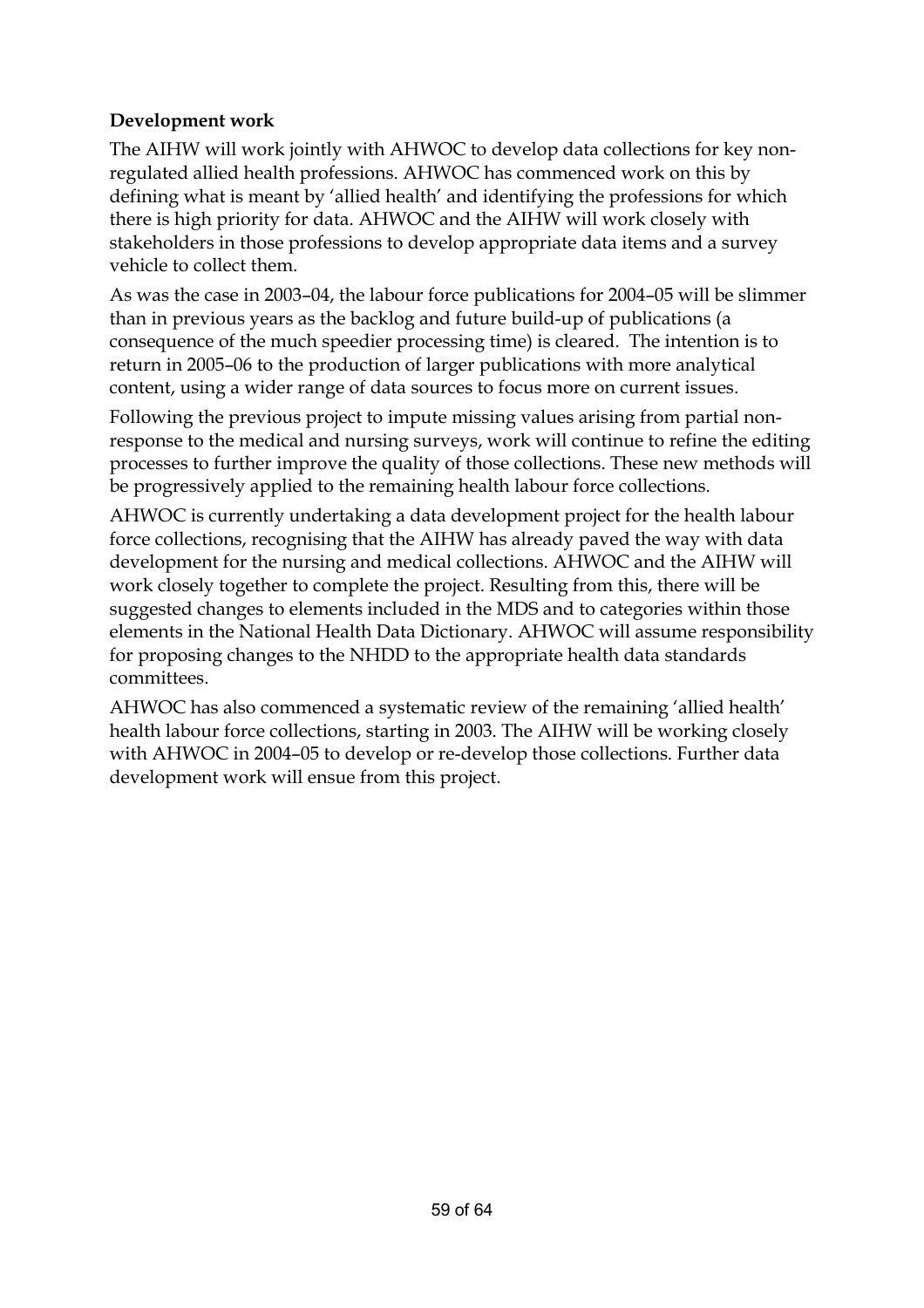**Development work**

The AIHW will work jointly with AHWOC to develop data collections for key non-regulated allied health professions. AHWOC has commenced work on this by defining what is meant by 'allied health' and identifying the professions for which there is high priority for data. AHWOC and the AIHW will work closely with stakeholders in those professions to develop appropriate data items and a survey vehicle to collect them.

As was the case in 2003–04, the labour force publications for 2004–05 will be slimmer than in previous years as the backlog and future build-up of publications (a consequence of the much speedier processing time) is cleared. The intention is to return in 2005–06 to the production of larger publications with more analytical content, using a wider range of data sources to focus more on current issues.

Following the previous project to impute missing values arising from partial non-response to the medical and nursing surveys, work will continue to refine the editing processes to further improve the quality of those collections. These new methods will be progressively applied to the remaining health labour force collections.

AHWOC is currently undertaking a data development project for the health labour force collections, recognising that the AIHW has already paved the way with data development for the nursing and medical collections. AHWOC and the AIHW will work closely together to complete the project. Resulting from this, there will be suggested changes to elements included in the MDS and to categories within those elements in the National Health Data Dictionary. AHWOC will assume responsibility for proposing changes to the NHDD to the appropriate health data standards committees.

AHWOC has also commenced a systematic review of the remaining 'allied health' health labour force collections, starting in 2003. The AIHW will be working closely with AHWOC in 2004–05 to develop or re-develop those collections. Further data development work will ensue from this project.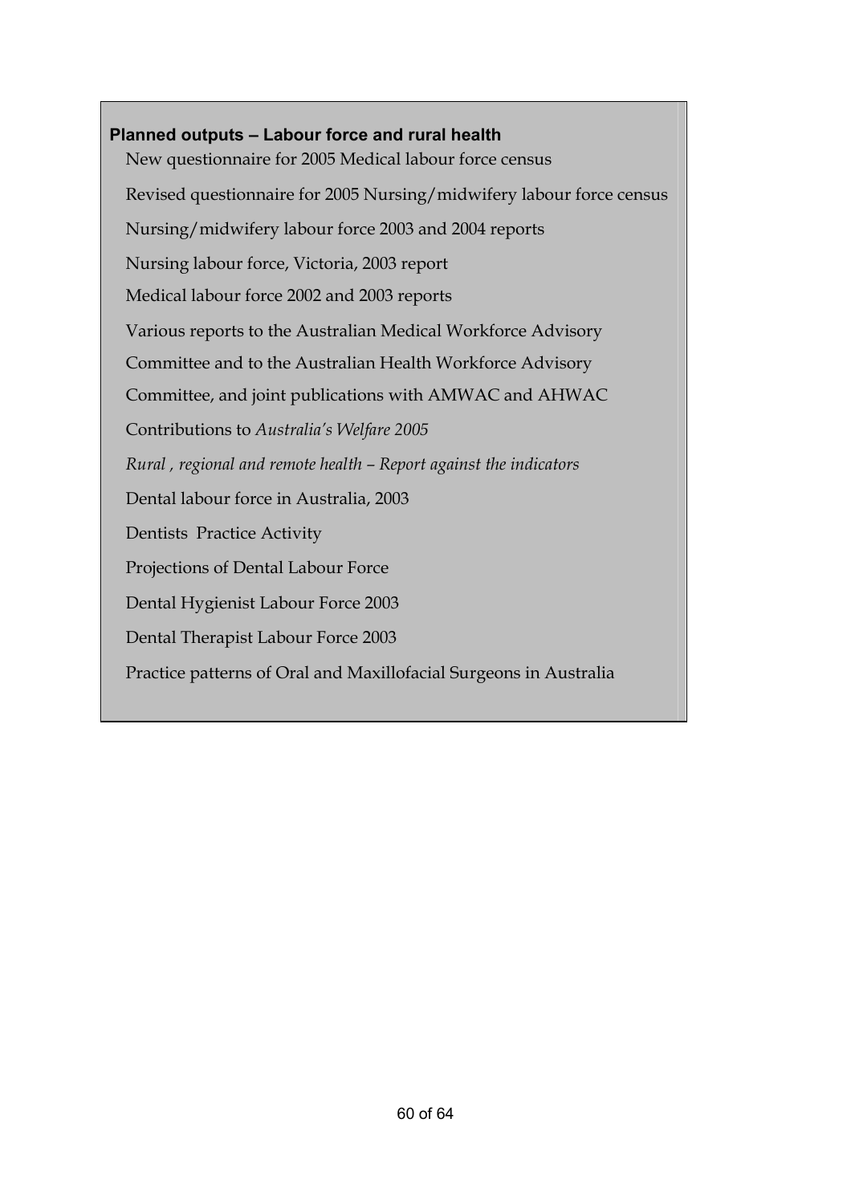**Planned outputs – Labour force and rural health**

New questionnaire for 2005 Medical labour force census

Revised questionnaire for 2005 Nursing/midwifery labour force census

Nursing/midwifery labour force 2003 and 2004 reports

Nursing labour force, Victoria, 2003 report

Medical labour force 2002 and 2003 reports

Various reports to the Australian Medical Workforce Advisory Committee and to the Australian Health Workforce Advisory Committee, and joint publications with AMWAC and AHWAC

Contributions to *Australia's Welfare 2005*

*Rural , regional and remote health – Report against the indicators*

Dental labour force in Australia, 2003

Dentists Practice Activity

Projections of Dental Labour Force

Dental Hygienist Labour Force 2003

Dental Therapist Labour Force 2003

Practice patterns of Oral and Maxillofacial Surgeons in Australia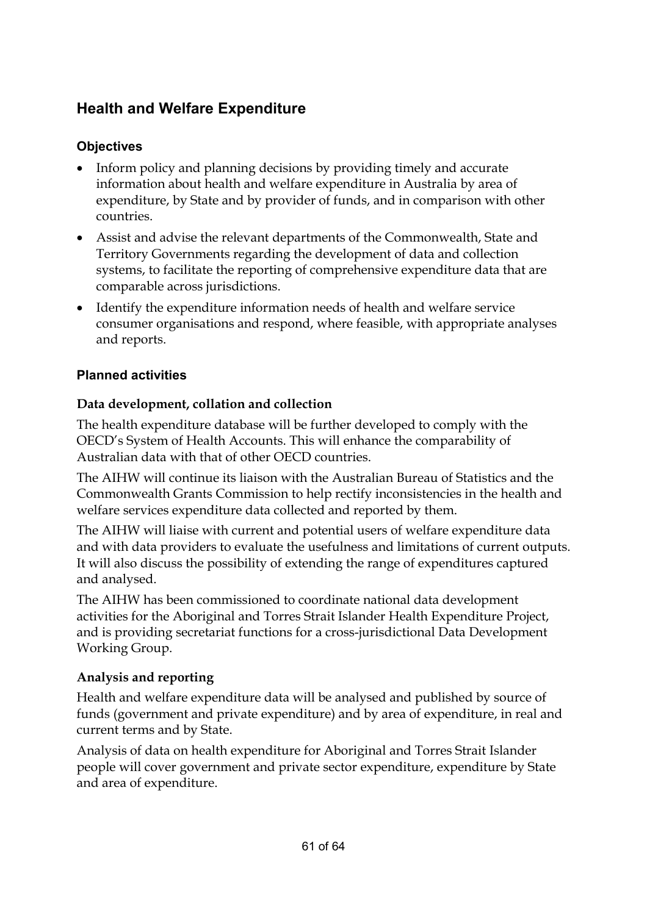## Health and Welfare Expenditure

### Objectives

- Inform policy and planning decisions by providing timely and accurate information about health and welfare expenditure in Australia by area of expenditure, by State and by provider of funds, and in comparison with other countries.
- Assist and advise the relevant departments of the Commonwealth, State and Territory Governments regarding the development of data and collection systems, to facilitate the reporting of comprehensive expenditure data that are comparable across jurisdictions.
- Identify the expenditure information needs of health and welfare service consumer organisations and respond, where feasible, with appropriate analyses and reports.

### Planned activities

#### Data development, collation and collection

The health expenditure database will be further developed to comply with the OECD's System of Health Accounts. This will enhance the comparability of Australian data with that of other OECD countries.

The AIHW will continue its liaison with the Australian Bureau of Statistics and the Commonwealth Grants Commission to help rectify inconsistencies in the health and welfare services expenditure data collected and reported by them.

The AIHW will liaise with current and potential users of welfare expenditure data and with data providers to evaluate the usefulness and limitations of current outputs. It will also discuss the possibility of extending the range of expenditures captured and analysed.

The AIHW has been commissioned to coordinate national data development activities for the Aboriginal and Torres Strait Islander Health Expenditure Project, and is providing secretariat functions for a cross-jurisdictional Data Development Working Group.

#### Analysis and reporting

Health and welfare expenditure data will be analysed and published by source of funds (government and private expenditure) and by area of expenditure, in real and current terms and by State.

Analysis of data on health expenditure for Aboriginal and Torres Strait Islander people will cover government and private sector expenditure, expenditure by State and area of expenditure.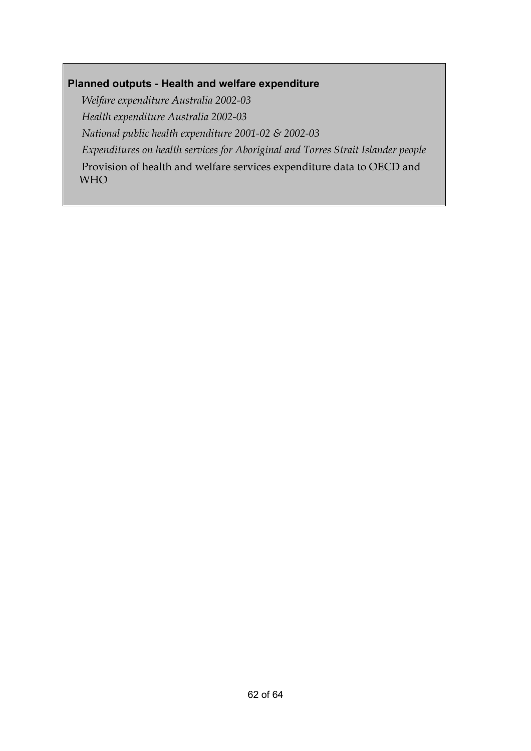**Planned outputs - Health and welfare expenditure**

*Welfare expenditure Australia 2002-03*

*Health expenditure Australia 2002-03*

*National public health expenditure 2001-02 & 2002-03*

*Expenditures on health services for Aboriginal and Torres Strait Islander people*

Provision of health and welfare services expenditure data to OECD and WHO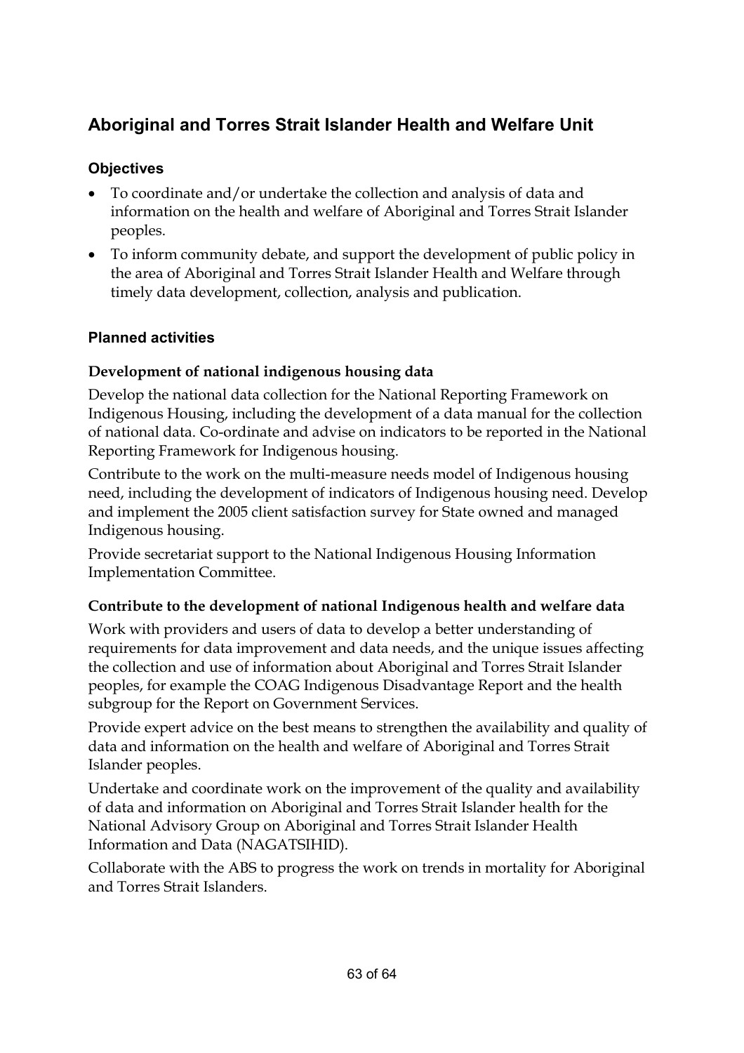## Aboriginal and Torres Strait Islander Health and Welfare Unit

### Objectives

- To coordinate and/or undertake the collection and analysis of data and information on the health and welfare of Aboriginal and Torres Strait Islander peoples.
- To inform community debate, and support the development of public policy in the area of Aboriginal and Torres Strait Islander Health and Welfare through timely data development, collection, analysis and publication.

### Planned activities

**Development of national indigenous housing data**

Develop the national data collection for the National Reporting Framework on Indigenous Housing, including the development of a data manual for the collection of national data. Co-ordinate and advise on indicators to be reported in the National Reporting Framework for Indigenous housing.

Contribute to the work on the multi-measure needs model of Indigenous housing need, including the development of indicators of Indigenous housing need. Develop and implement the 2005 client satisfaction survey for State owned and managed Indigenous housing.

Provide secretariat support to the National Indigenous Housing Information Implementation Committee.

**Contribute to the development of national Indigenous health and welfare data**

Work with providers and users of data to develop a better understanding of requirements for data improvement and data needs, and the unique issues affecting the collection and use of information about Aboriginal and Torres Strait Islander peoples, for example the COAG Indigenous Disadvantage Report and the health subgroup for the Report on Government Services.

Provide expert advice on the best means to strengthen the availability and quality of data and information on the health and welfare of Aboriginal and Torres Strait Islander peoples.

Undertake and coordinate work on the improvement of the quality and availability of data and information on Aboriginal and Torres Strait Islander health for the National Advisory Group on Aboriginal and Torres Strait Islander Health Information and Data (NAGATSIHID).

Collaborate with the ABS to progress the work on trends in mortality for Aboriginal and Torres Strait Islanders.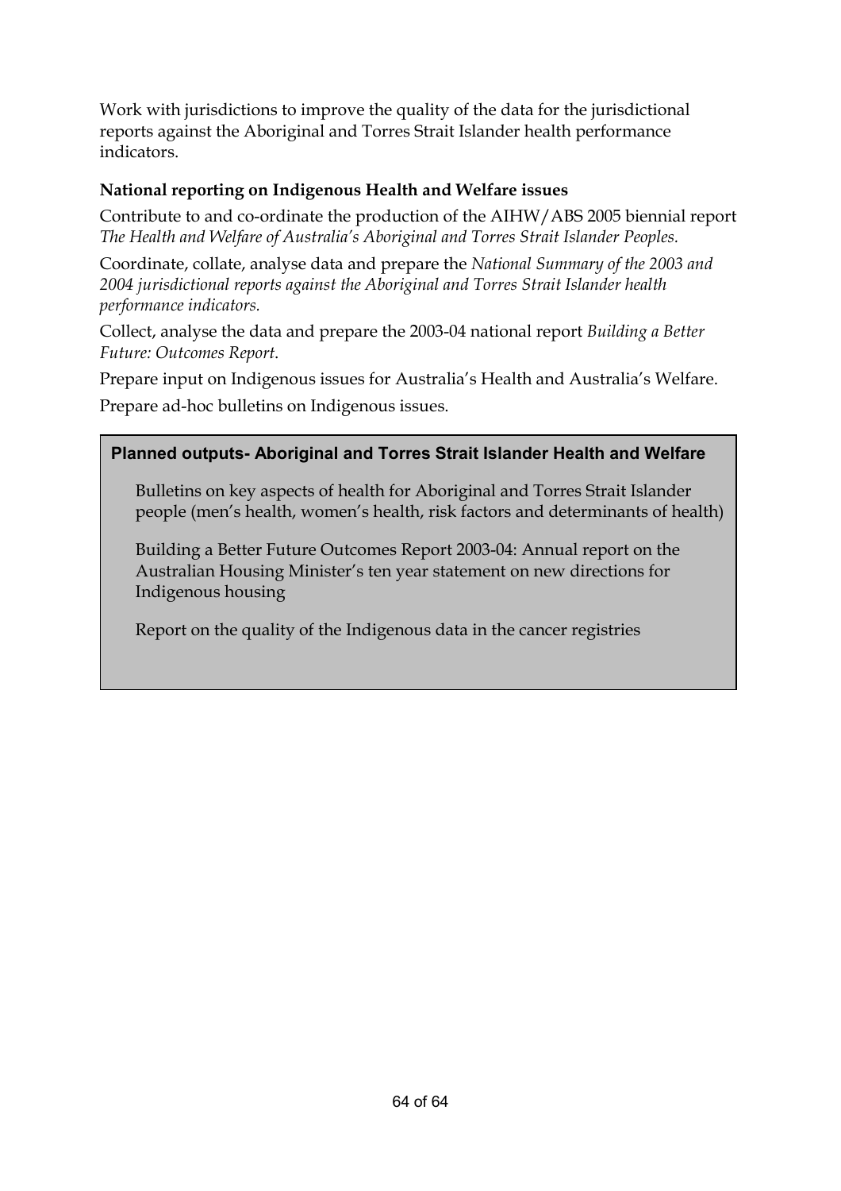Work with jurisdictions to improve the quality of the data for the jurisdictional reports against the Aboriginal and Torres Strait Islander health performance indicators.

**National reporting on Indigenous Health and Welfare issues**

Contribute to and co-ordinate the production of the AIHW/ABS 2005 biennial report *The Health and Welfare of Australia's Aboriginal and Torres Strait Islander Peoples.*

Coordinate, collate, analyse data and prepare the *National Summary of the 2003 and 2004 jurisdictional reports against the Aboriginal and Torres Strait Islander health performance indicators.*

Collect, analyse the data and prepare the 2003-04 national report *Building a Better Future: Outcomes Report*.

Prepare input on Indigenous issues for Australia's Health and Australia's Welfare.

Prepare ad-hoc bulletins on Indigenous issues.

**Planned outputs- Aboriginal and Torres Strait Islander Health and Welfare**

Bulletins on key aspects of health for Aboriginal and Torres Strait Islander people (men's health, women's health, risk factors and determinants of health)

Building a Better Future Outcomes Report 2003-04: Annual report on the Australian Housing Minister's ten year statement on new directions for Indigenous housing

Report on the quality of the Indigenous data in the cancer registries